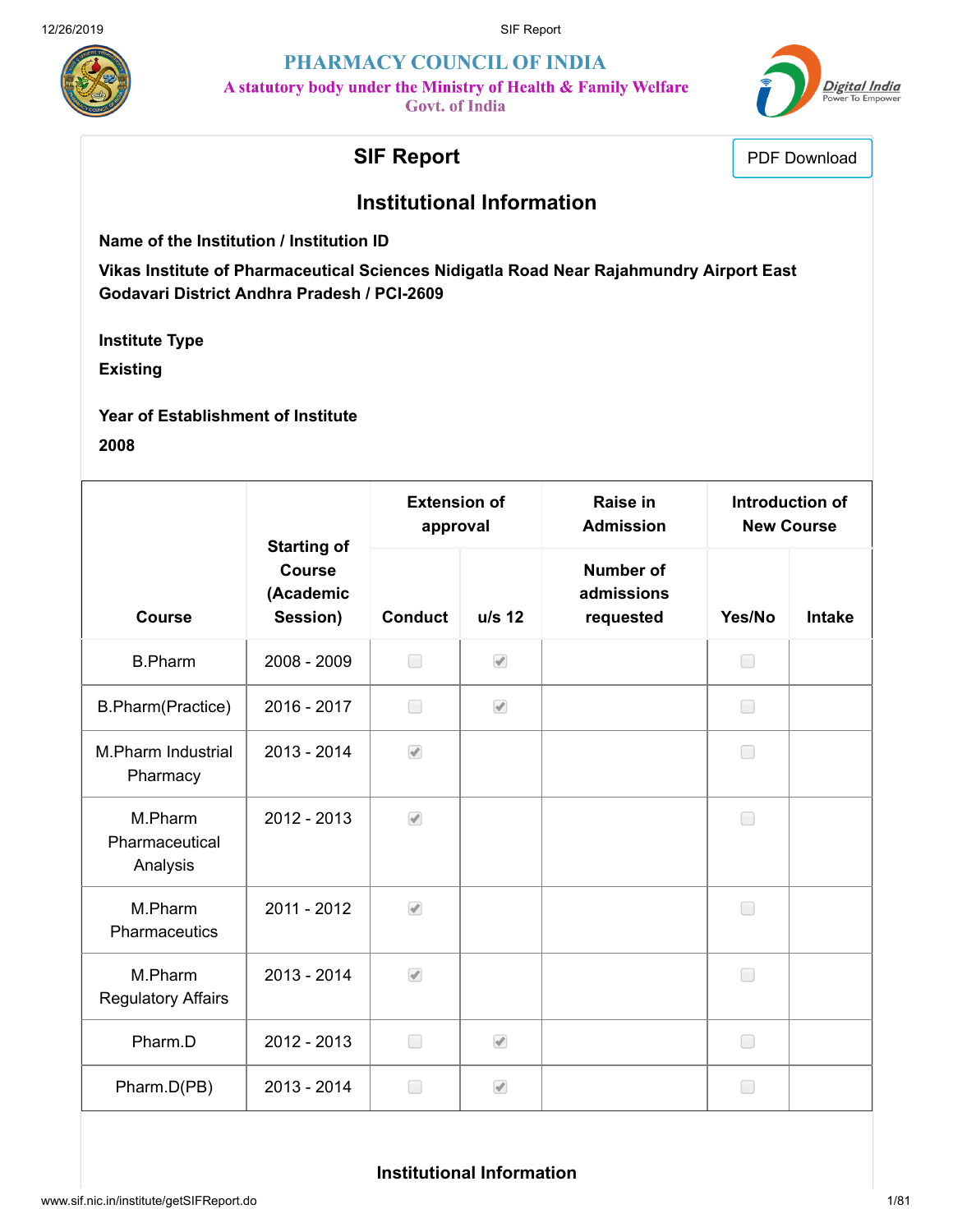# PHARMACY COUNCIL OF INDIA

A statutory body under the Ministry of Health & Family Welfare
Govt. of India

## SIF Report

PDF Download

## Institutional Information

**Name of the Institution / Institution ID**

**Vikas Institute of Pharmaceutical Sciences Nidigatla Road Near Rajahmundry Airport East Godavari District Andhra Pradesh / PCI-2609**

**Institute Type**

**Existing**

**Year of Establishment of Institute**

**2008**

| Course | Starting of Course (Academic Session) | Extension of approval | | Raise in Admission | Introduction of New Course | |
|---|---|---|---|---|---|---|
| | | Conduct | u/s 12 | Number of admissions requested | Yes/No | Intake |
| B.Pharm | 2008 - 2009 | ☐ | ☑ | | ☐ | |
| B.Pharm(Practice) | 2016 - 2017 | ☐ | ☑ | | ☐ | |
| M.Pharm Industrial Pharmacy | 2013 - 2014 | ☑ | | | ☐ | |
| M.Pharm Pharmaceutical Analysis | 2012 - 2013 | ☑ | | | ☐ | |
| M.Pharm Pharmaceutics | 2011 - 2012 | ☑ | | | ☐ | |
| M.Pharm Regulatory Affairs | 2013 - 2014 | ☑ | | | ☐ | |
| Pharm.D | 2012 - 2013 | ☐ | ☑ | | ☐ | |
| Pharm.D(PB) | 2013 - 2014 | ☐ | ☑ | | ☐ | |

## Institutional Information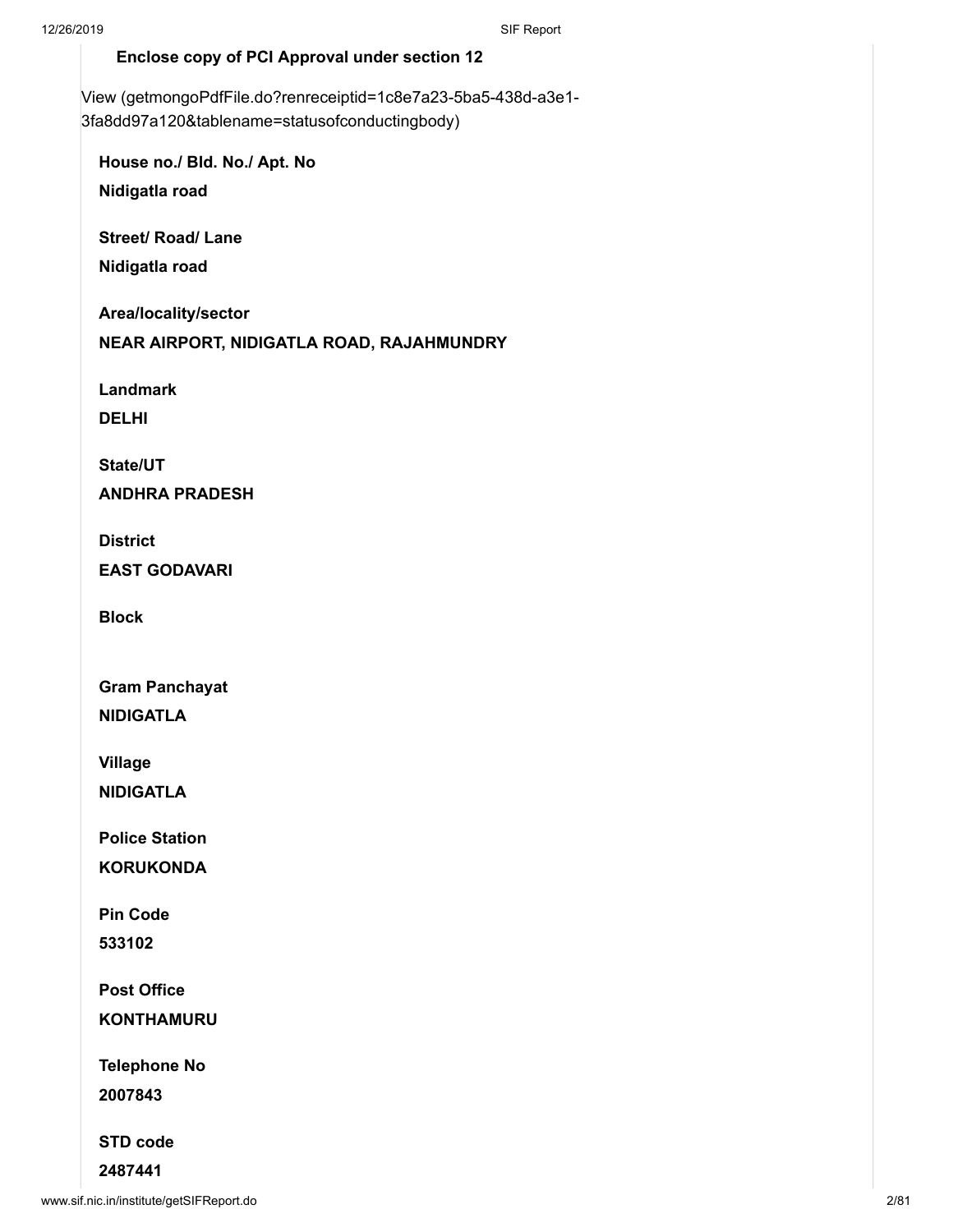**Enclose copy of PCI Approval under section 12**

View (getmongoPdfFile.do?renreceiptid=1c8e7a23-5ba5-438d-a3e1-3fa8dd97a120&tablename=statusofconductingbody)

**House no./ Bld. No./ Apt. No**

**Nidigatla road**

**Street/ Road/ Lane**

**Nidigatla road**

**Area/locality/sector**

**NEAR AIRPORT, NIDIGATLA ROAD, RAJAHMUNDRY**

**Landmark**

**DELHI**

**State/UT**

**ANDHRA PRADESH**

**District**

**EAST GODAVARI**

**Block**

**Gram Panchayat**

**NIDIGATLA**

**Village**

**NIDIGATLA**

**Police Station**

**KORUKONDA**

**Pin Code**

**533102**

**Post Office**

**KONTHAMURU**

**Telephone No**

**2007843**

**STD code**

**2487441**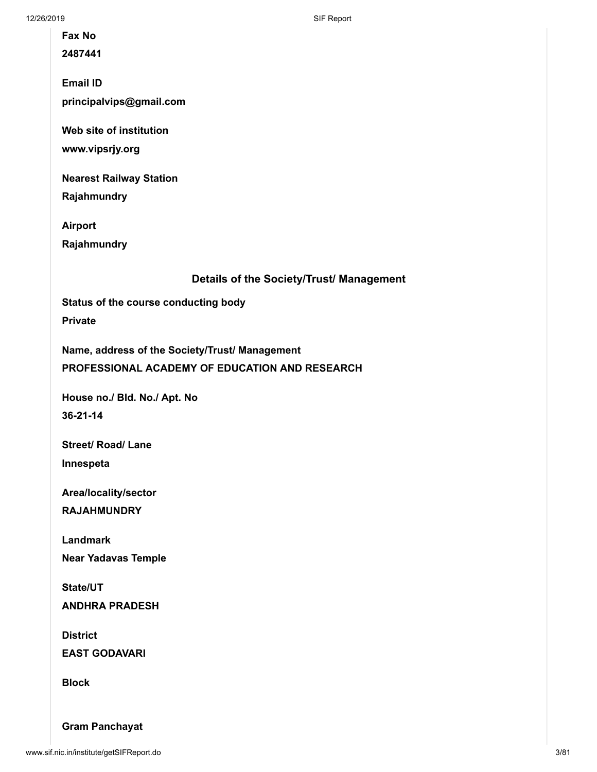**Fax No**

**2487441**

**Email ID**

**principalvips@gmail.com**

**Web site of institution**

**www.vipsrjy.org**

**Nearest Railway Station**

**Rajahmundry**

**Airport**

**Rajahmundry**

## Details of the Society/Trust/ Management

**Status of the course conducting body**

**Private**

**Name, address of the Society/Trust/ Management**

**PROFESSIONAL ACADEMY OF EDUCATION AND RESEARCH**

**House no./ Bld. No./ Apt. No**

**36-21-14**

**Street/ Road/ Lane**

**Innespeta**

**Area/locality/sector**

**RAJAHMUNDRY**

**Landmark**

**Near Yadavas Temple**

**State/UT**

**ANDHRA PRADESH**

**District**

**EAST GODAVARI**

**Block**

**Gram Panchayat**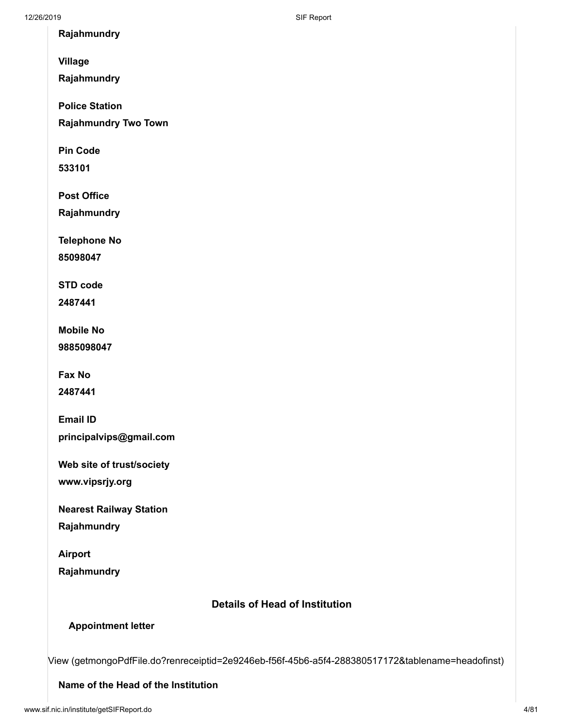**Rajahmundry**

**Village**

**Rajahmundry**

**Police Station**

**Rajahmundry Two Town**

**Pin Code**

**533101**

**Post Office**

**Rajahmundry**

**Telephone No**

**85098047**

**STD code**

**2487441**

**Mobile No**

**9885098047**

**Fax No**

**2487441**

**Email ID**

**principalvips@gmail.com**

**Web site of trust/society**

**www.vipsrjy.org**

**Nearest Railway Station**

**Rajahmundry**

**Airport**

**Rajahmundry**

## Details of Head of Institution

**Appointment letter**

View (getmongoPdfFile.do?renreceiptid=2e9246eb-f56f-45b6-a5f4-288380517172&tablename=headofinst)

**Name of the Head of the Institution**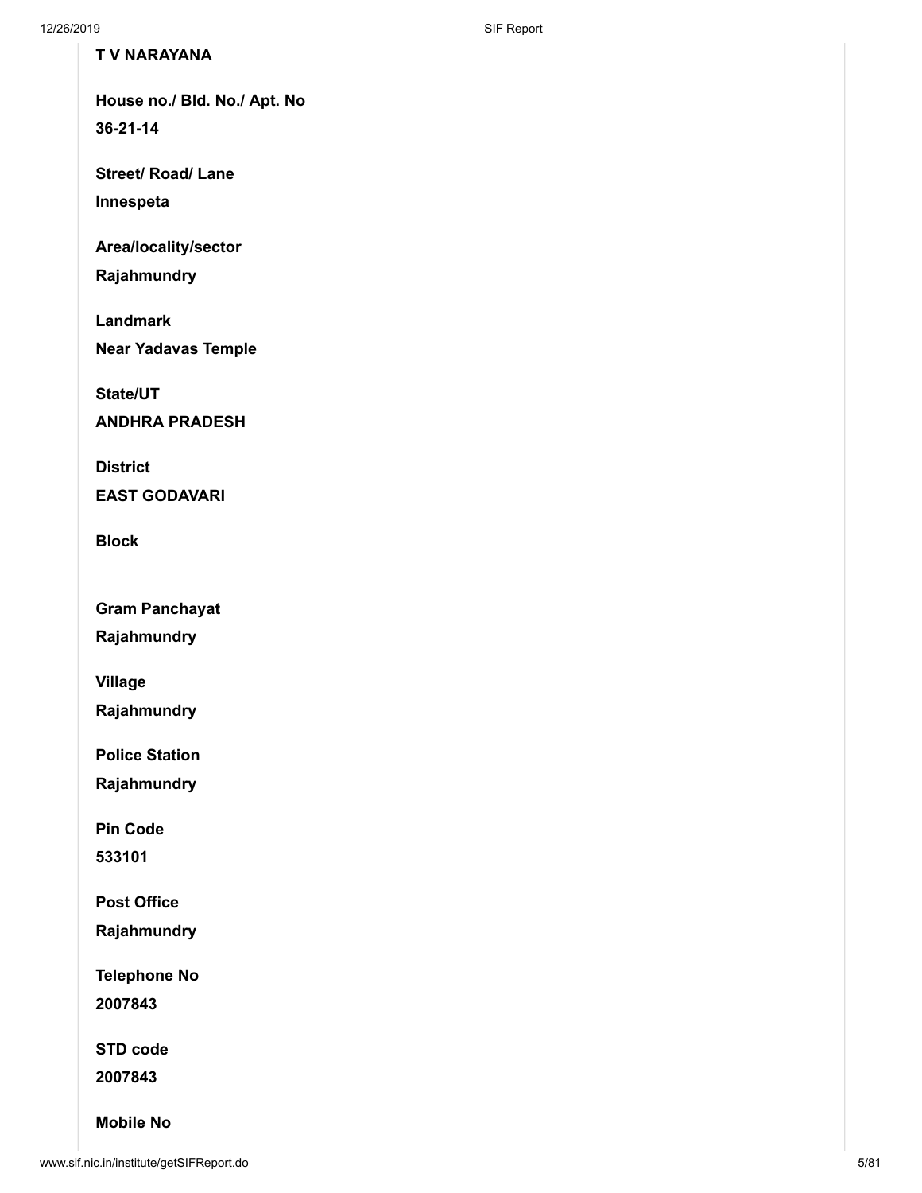**T V NARAYANA**

**House no./ Bld. No./ Apt. No**

**36-21-14**

**Street/ Road/ Lane**

**Innespeta**

**Area/locality/sector**

**Rajahmundry**

**Landmark**

**Near Yadavas Temple**

**State/UT**

**ANDHRA PRADESH**

**District**

**EAST GODAVARI**

**Block**

**Gram Panchayat**

**Rajahmundry**

**Village**

**Rajahmundry**

**Police Station**

**Rajahmundry**

**Pin Code**

**533101**

**Post Office**

**Rajahmundry**

**Telephone No**

**2007843**

**STD code**

**2007843**

**Mobile No**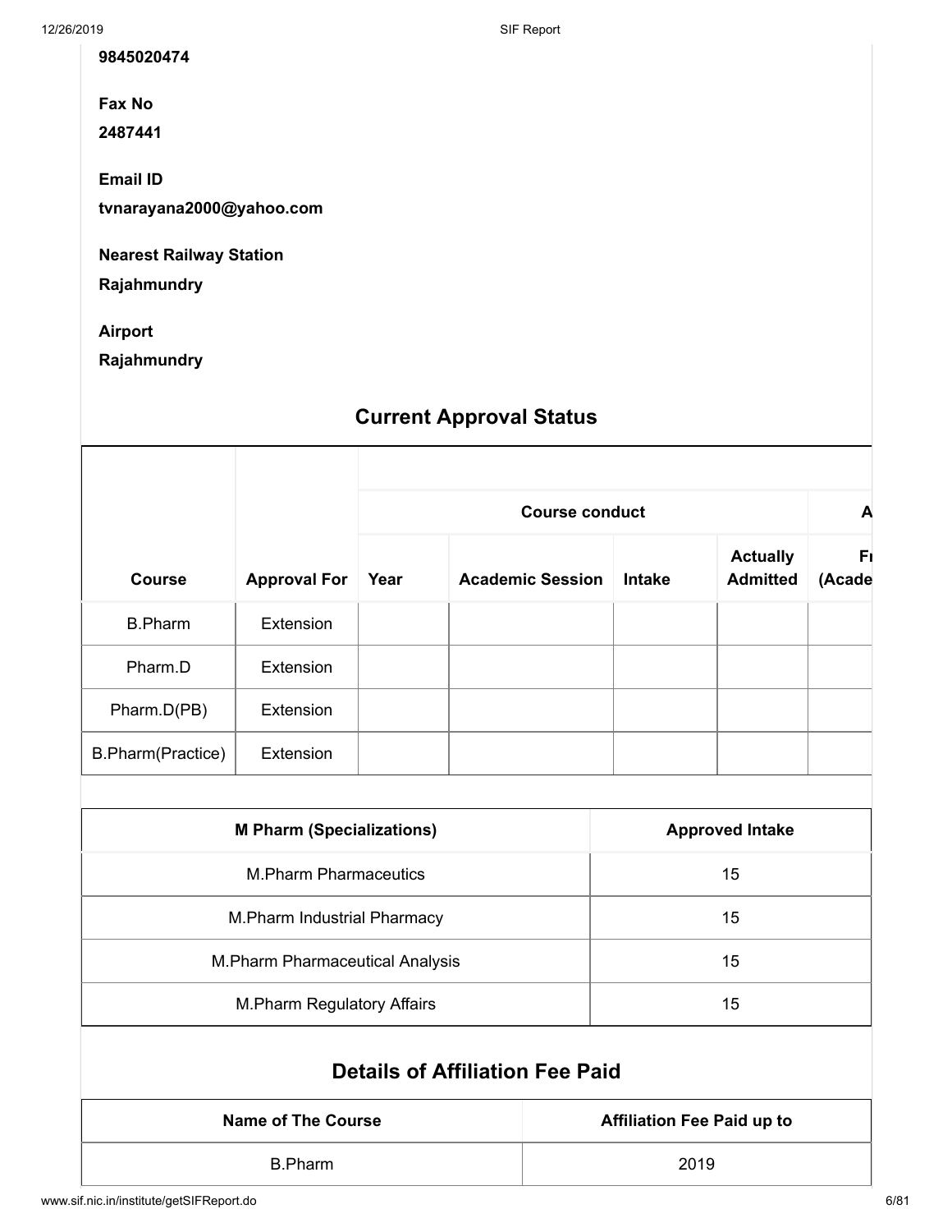**9845020474**

**Fax No**

**2487441**

**Email ID**

**tvnarayana2000@yahoo.com**

**Nearest Railway Station**

**Rajahmundry**

**Airport**

**Rajahmundry**

## Current Approval Status

| Course | Approval For | Course conduct | | | | A |
|---|---|---|---|---|---|---|
| | | Year | Academic Session | Intake | Actually Admitted | Fı (Acade |
| B.Pharm | Extension | | | | | |
| Pharm.D | Extension | | | | | |
| Pharm.D(PB) | Extension | | | | | |
| B.Pharm(Practice) | Extension | | | | | |

| M Pharm (Specializations) | Approved Intake |
|---|---|
| M.Pharm Pharmaceutics | 15 |
| M.Pharm Industrial Pharmacy | 15 |
| M.Pharm Pharmaceutical Analysis | 15 |
| M.Pharm Regulatory Affairs | 15 |

## Details of Affiliation Fee Paid

| Name of The Course | Affiliation Fee Paid up to |
|---|---|
| B.Pharm | 2019 |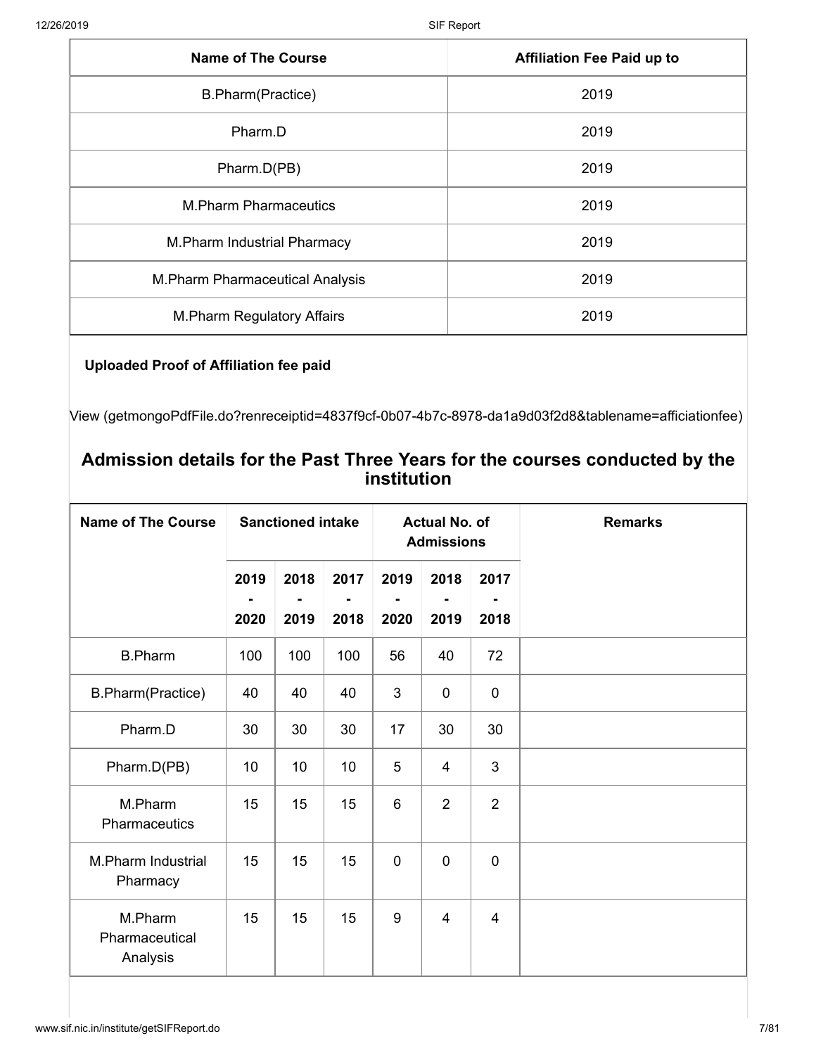| Name of The Course | Affiliation Fee Paid up to |
|---|---|
| B.Pharm(Practice) | 2019 |
| Pharm.D | 2019 |
| Pharm.D(PB) | 2019 |
| M.Pharm Pharmaceutics | 2019 |
| M.Pharm Industrial Pharmacy | 2019 |
| M.Pharm Pharmaceutical Analysis | 2019 |
| M.Pharm Regulatory Affairs | 2019 |

**Uploaded Proof of Affiliation fee paid**

View (getmongoPdfFile.do?renreceiptid=4837f9cf-0b07-4b7c-8978-da1a9d03f2d8&tablename=afficiationfee)

## Admission details for the Past Three Years for the courses conducted by the institution

| Name of The Course | Sanctioned intake | | | Actual No. of Admissions | | | Remarks |
|---|---|---|---|---|---|---|---|
| | 2019 - 2020 | 2018 - 2019 | 2017 - 2018 | 2019 - 2020 | 2018 - 2019 | 2017 - 2018 | |
| B.Pharm | 100 | 100 | 100 | 56 | 40 | 72 | |
| B.Pharm(Practice) | 40 | 40 | 40 | 3 | 0 | 0 | |
| Pharm.D | 30 | 30 | 30 | 17 | 30 | 30 | |
| Pharm.D(PB) | 10 | 10 | 10 | 5 | 4 | 3 | |
| M.Pharm Pharmaceutics | 15 | 15 | 15 | 6 | 2 | 2 | |
| M.Pharm Industrial Pharmacy | 15 | 15 | 15 | 0 | 0 | 0 | |
| M.Pharm Pharmaceutical Analysis | 15 | 15 | 15 | 9 | 4 | 4 | |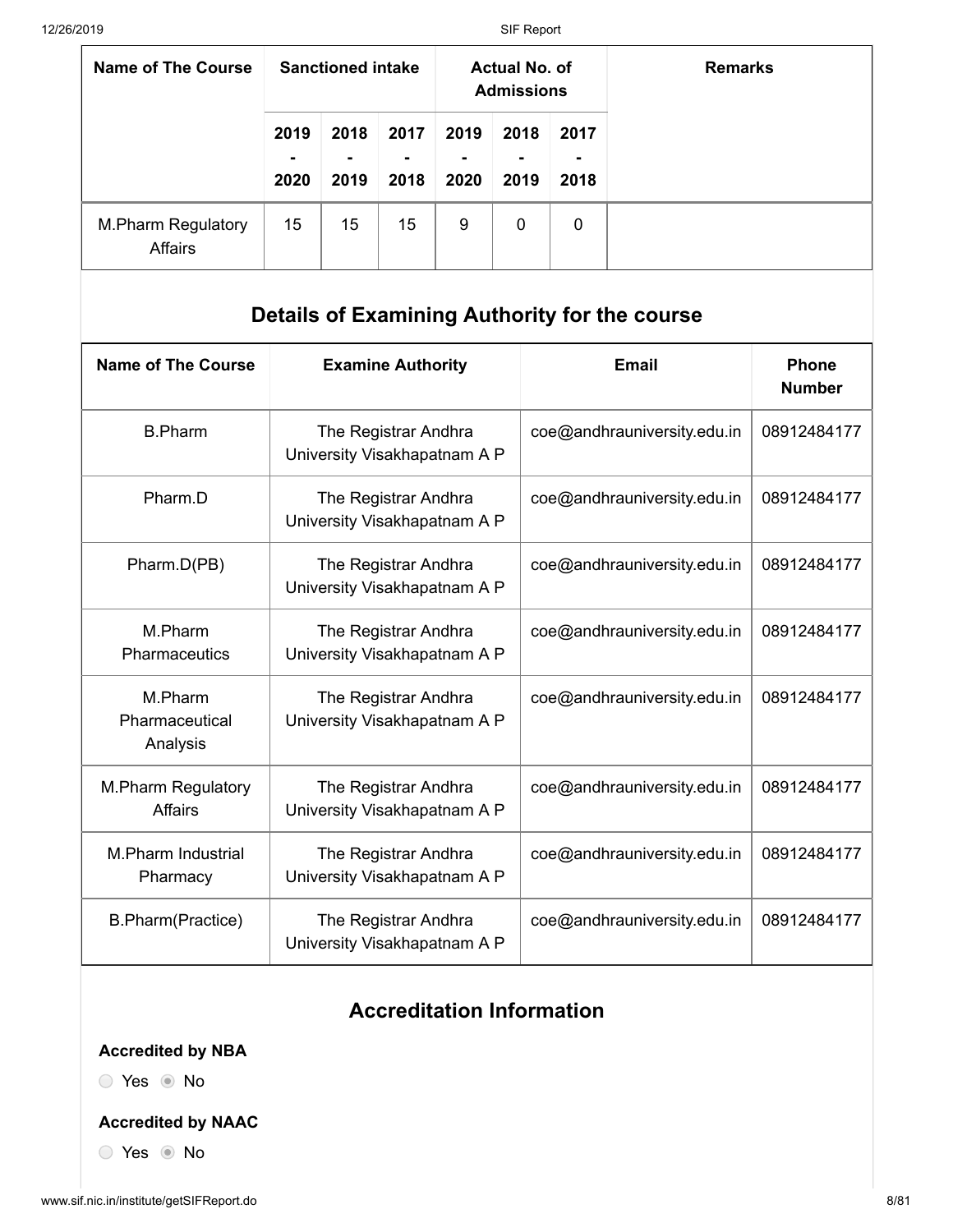| Name of The Course | Sanctioned intake | | | Actual No. of Admissions | | | Remarks |
|---|---|---|---|---|---|---|---|
| | 2019 - 2020 | 2018 - 2019 | 2017 - 2018 | 2019 - 2020 | 2018 - 2019 | 2017 - 2018 | |
| M.Pharm Regulatory Affairs | 15 | 15 | 15 | 9 | 0 | 0 | |

## Details of Examining Authority for the course

| Name of The Course | Examine Authority | Email | Phone Number |
|---|---|---|---|
| B.Pharm | The Registrar Andhra University Visakhapatnam A P | coe@andhrauniversity.edu.in | 08912484177 |
| Pharm.D | The Registrar Andhra University Visakhapatnam A P | coe@andhrauniversity.edu.in | 08912484177 |
| Pharm.D(PB) | The Registrar Andhra University Visakhapatnam A P | coe@andhrauniversity.edu.in | 08912484177 |
| M.Pharm Pharmaceutics | The Registrar Andhra University Visakhapatnam A P | coe@andhrauniversity.edu.in | 08912484177 |
| M.Pharm Pharmaceutical Analysis | The Registrar Andhra University Visakhapatnam A P | coe@andhrauniversity.edu.in | 08912484177 |
| M.Pharm Regulatory Affairs | The Registrar Andhra University Visakhapatnam A P | coe@andhrauniversity.edu.in | 08912484177 |
| M.Pharm Industrial Pharmacy | The Registrar Andhra University Visakhapatnam A P | coe@andhrauniversity.edu.in | 08912484177 |
| B.Pharm(Practice) | The Registrar Andhra University Visakhapatnam A P | coe@andhrauniversity.edu.in | 08912484177 |

## Accreditation Information

**Accredited by NBA**

○ Yes ◉ No

**Accredited by NAAC**

○ Yes ◉ No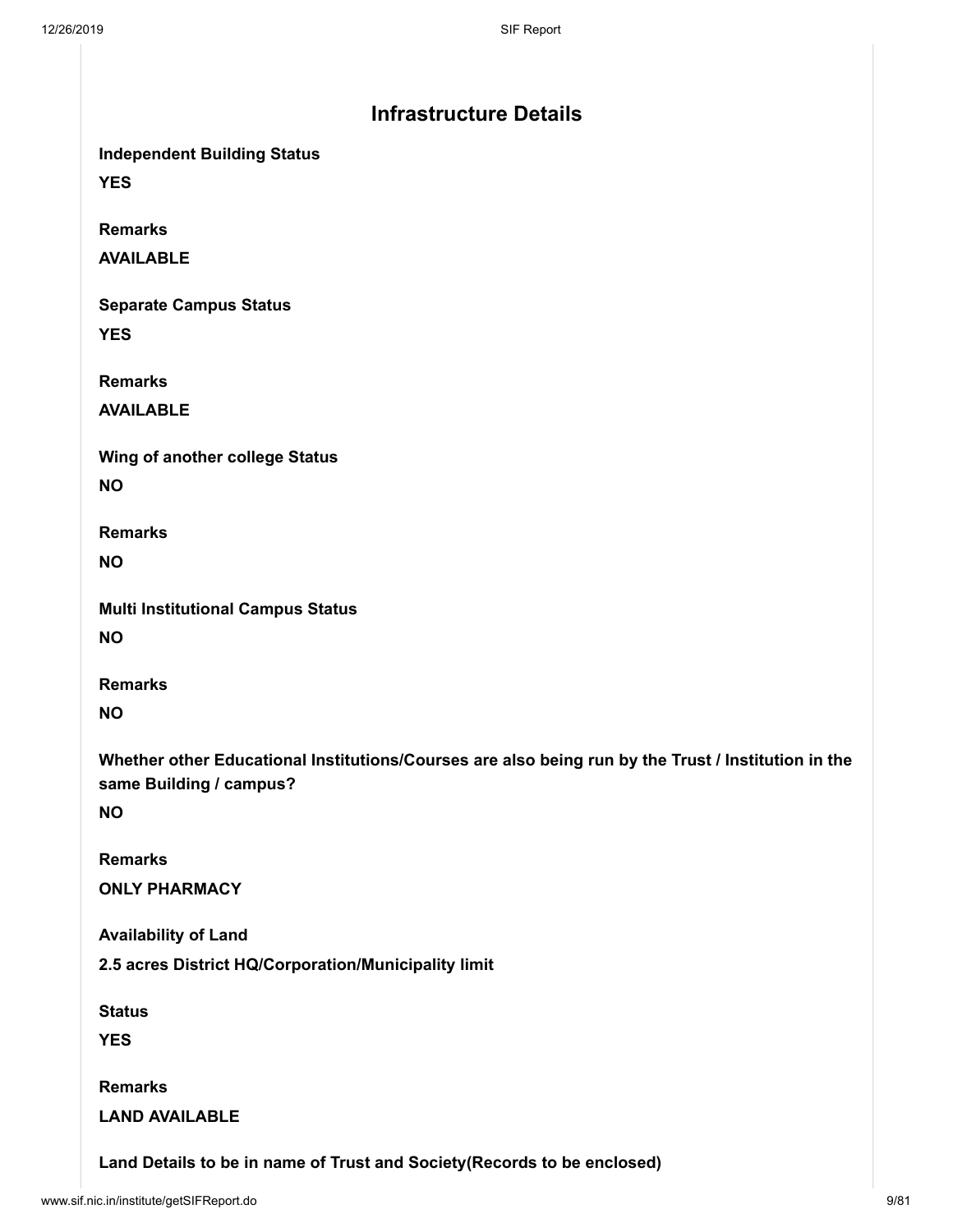## Infrastructure Details

**Independent Building Status**

**YES**

**Remarks**

**AVAILABLE**

**Separate Campus Status**

**YES**

**Remarks**

**AVAILABLE**

**Wing of another college Status**

**NO**

**Remarks**

**NO**

**Multi Institutional Campus Status**

**NO**

**Remarks**

**NO**

**Whether other Educational Institutions/Courses are also being run by the Trust / Institution in the same Building / campus?**

**NO**

**Remarks**

**ONLY PHARMACY**

**Availability of Land**

**2.5 acres District HQ/Corporation/Municipality limit**

**Status**

**YES**

**Remarks**

**LAND AVAILABLE**

**Land Details to be in name of Trust and Society(Records to be enclosed)**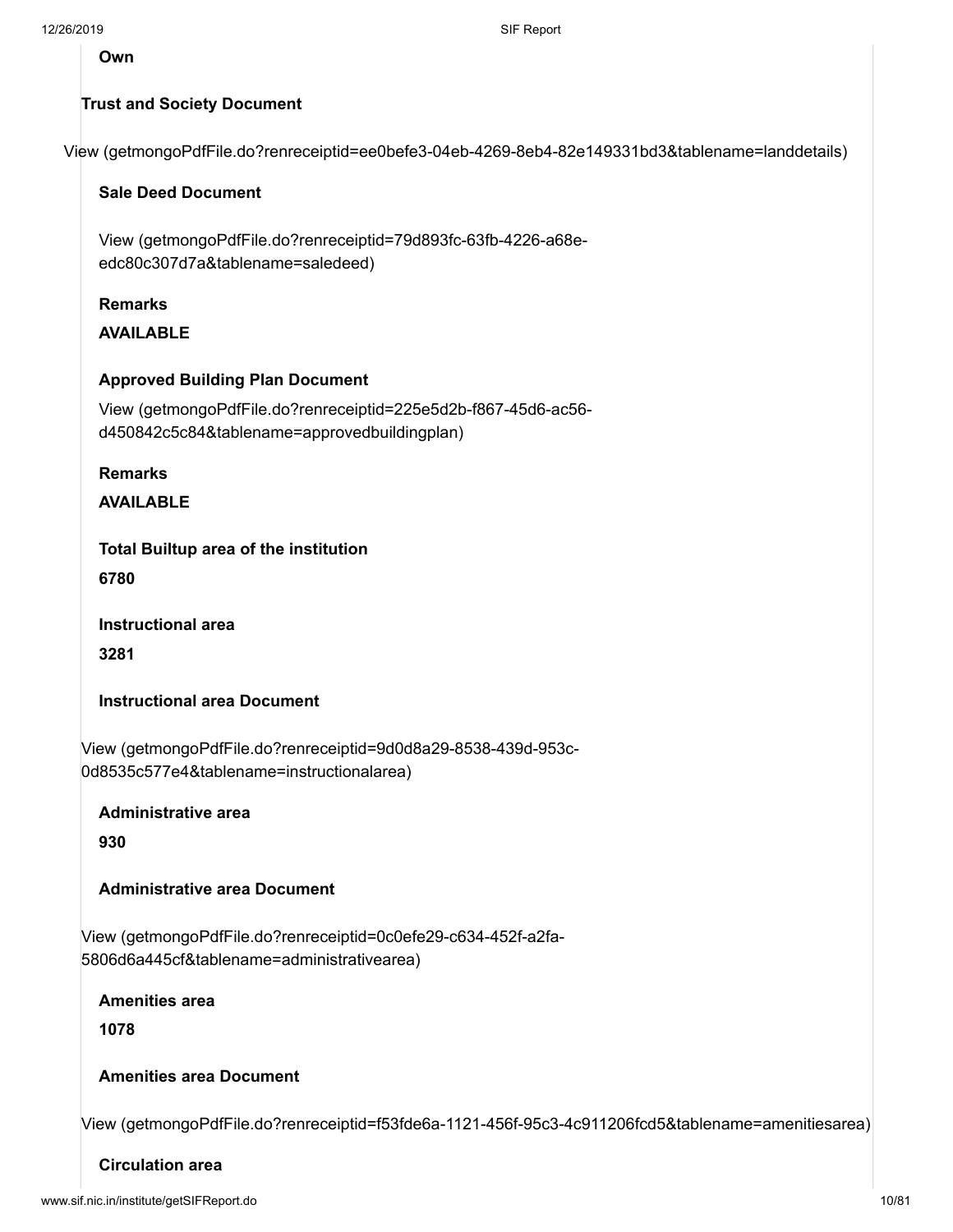**Own**

**Trust and Society Document**

View (getmongoPdfFile.do?renreceiptid=ee0befe3-04eb-4269-8eb4-82e149331bd3&tablename=landdetails)

**Sale Deed Document**

View (getmongoPdfFile.do?renreceiptid=79d893fc-63fb-4226-a68e-edc80c307d7a&tablename=saledeed)

**Remarks**

**AVAILABLE**

**Approved Building Plan Document**

View (getmongoPdfFile.do?renreceiptid=225e5d2b-f867-45d6-ac56-d450842c5c84&tablename=approvedbuildingplan)

**Remarks**

**AVAILABLE**

**Total Builtup area of the institution**

**6780**

**Instructional area**

**3281**

**Instructional area Document**

View (getmongoPdfFile.do?renreceiptid=9d0d8a29-8538-439d-953c-0d8535c577e4&tablename=instructionalarea)

**Administrative area**

**930**

**Administrative area Document**

View (getmongoPdfFile.do?renreceiptid=0c0efe29-c634-452f-a2fa-5806d6a445cf&tablename=administrativearea)

**Amenities area**

**1078**

**Amenities area Document**

View (getmongoPdfFile.do?renreceiptid=f53fde6a-1121-456f-95c3-4c911206fcd5&tablename=amenitiesarea)

**Circulation area**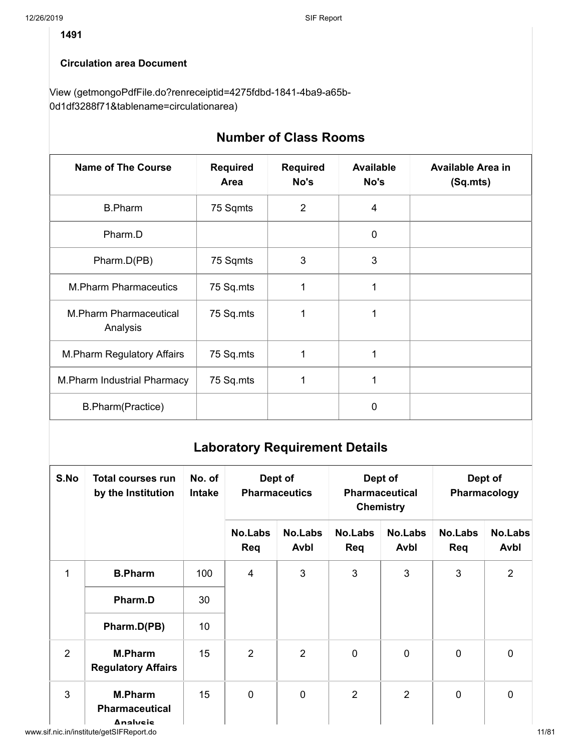**1491**

**Circulation area Document**

View (getmongoPdfFile.do?renreceiptid=4275fdbd-1841-4ba9-a65b-0d1df3288f71&tablename=circulationarea)

## Number of Class Rooms

| Name of The Course | Required Area | Required No's | Available No's | Available Area in (Sq.mts) |
|---|---|---|---|---|
| B.Pharm | 75 Sqmts | 2 | 4 | |
| Pharm.D | | | 0 | |
| Pharm.D(PB) | 75 Sqmts | 3 | 3 | |
| M.Pharm Pharmaceutics | 75 Sq.mts | 1 | 1 | |
| M.Pharm Pharmaceutical Analysis | 75 Sq.mts | 1 | 1 | |
| M.Pharm Regulatory Affairs | 75 Sq.mts | 1 | 1 | |
| M.Pharm Industrial Pharmacy | 75 Sq.mts | 1 | 1 | |
| B.Pharm(Practice) | | | 0 | |

## Laboratory Requirement Details

| S.No | Total courses run by the Institution | No. of Intake | Dept of Pharmaceutics | | Dept of Pharmaceutical Chemistry | | Dept of Pharmacology | |
|---|---|---|---|---|---|---|---|---|
| | | | No.Labs Req | No.Labs Avbl | No.Labs Req | No.Labs Avbl | No.Labs Req | No.Labs Avbl |
| 1 | **B.Pharm** | 100 | 4 | 3 | 3 | 3 | 3 | 2 |
| | **Pharm.D** | 30 | | | | | | |
| | **Pharm.D(PB)** | 10 | | | | | | |
| 2 | **M.Pharm Regulatory Affairs** | 15 | 2 | 2 | 0 | 0 | 0 | 0 |
| 3 | **M.Pharm Pharmaceutical Analysis** | 15 | 0 | 0 | 2 | 2 | 0 | 0 |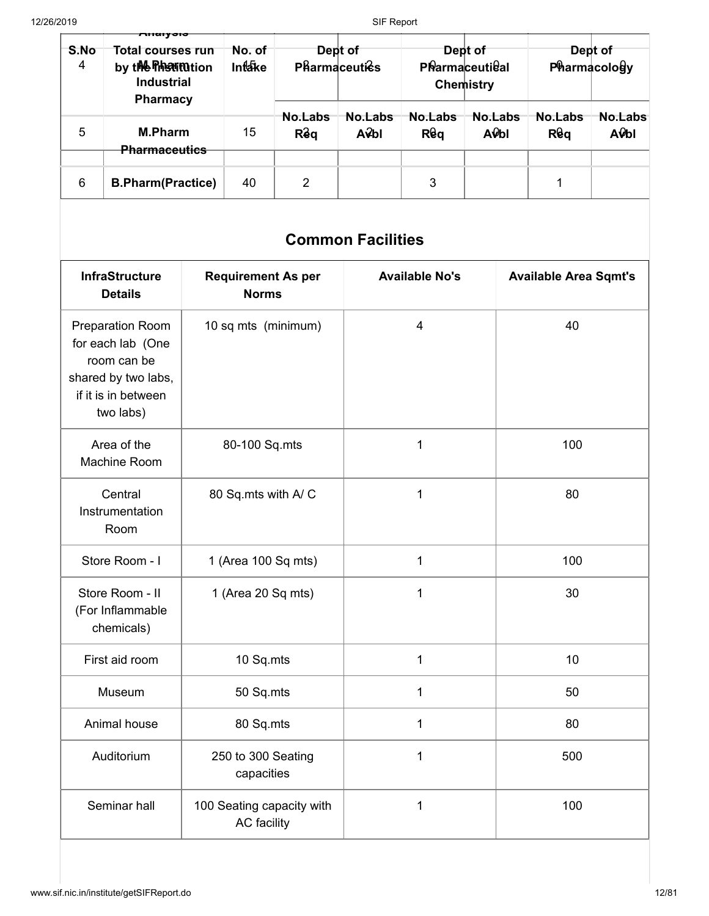| S.No | Total courses run by the institution | No. of Intake | Dept of Pharmaceutics | | Dept of Pharmaceutical Chemistry | | Dept of Pharmacology | |
|---|---|---|---|---|---|---|---|---|
| | | | No.Labs Req | No.Labs Avbl | No.Labs Req | No.Labs Avbl | No.Labs Req | No.Labs Avbl |
| | Analysis | | | | | | | |
| 4 | M.Pharm Industrial Pharmacy | 15 | 2 | 2 | 0 | 0 | 0 | 0 |
| 5 | M.Pharm Pharmaceutics | 15 | 2 | 2 | 0 | 0 | 0 | 0 |
| 6 | B.Pharm(Practice) | 40 | 2 | | 3 | | 1 | |

## Common Facilities

| InfraStructure Details | Requirement As per Norms | Available No's | Available Area Sqmt's |
|---|---|---|---|
| Preparation Room for each lab (One room can be shared by two labs, if it is in between two labs) | 10 sq mts (minimum) | 4 | 40 |
| Area of the Machine Room | 80-100 Sq.mts | 1 | 100 |
| Central Instrumentation Room | 80 Sq.mts with A/ C | 1 | 80 |
| Store Room - I | 1 (Area 100 Sq mts) | 1 | 100 |
| Store Room - II (For Inflammable chemicals) | 1 (Area 20 Sq mts) | 1 | 30 |
| First aid room | 10 Sq.mts | 1 | 10 |
| Museum | 50 Sq.mts | 1 | 50 |
| Animal house | 80 Sq.mts | 1 | 80 |
| Auditorium | 250 to 300 Seating capacities | 1 | 500 |
| Seminar hall | 100 Seating capacity with AC facility | 1 | 100 |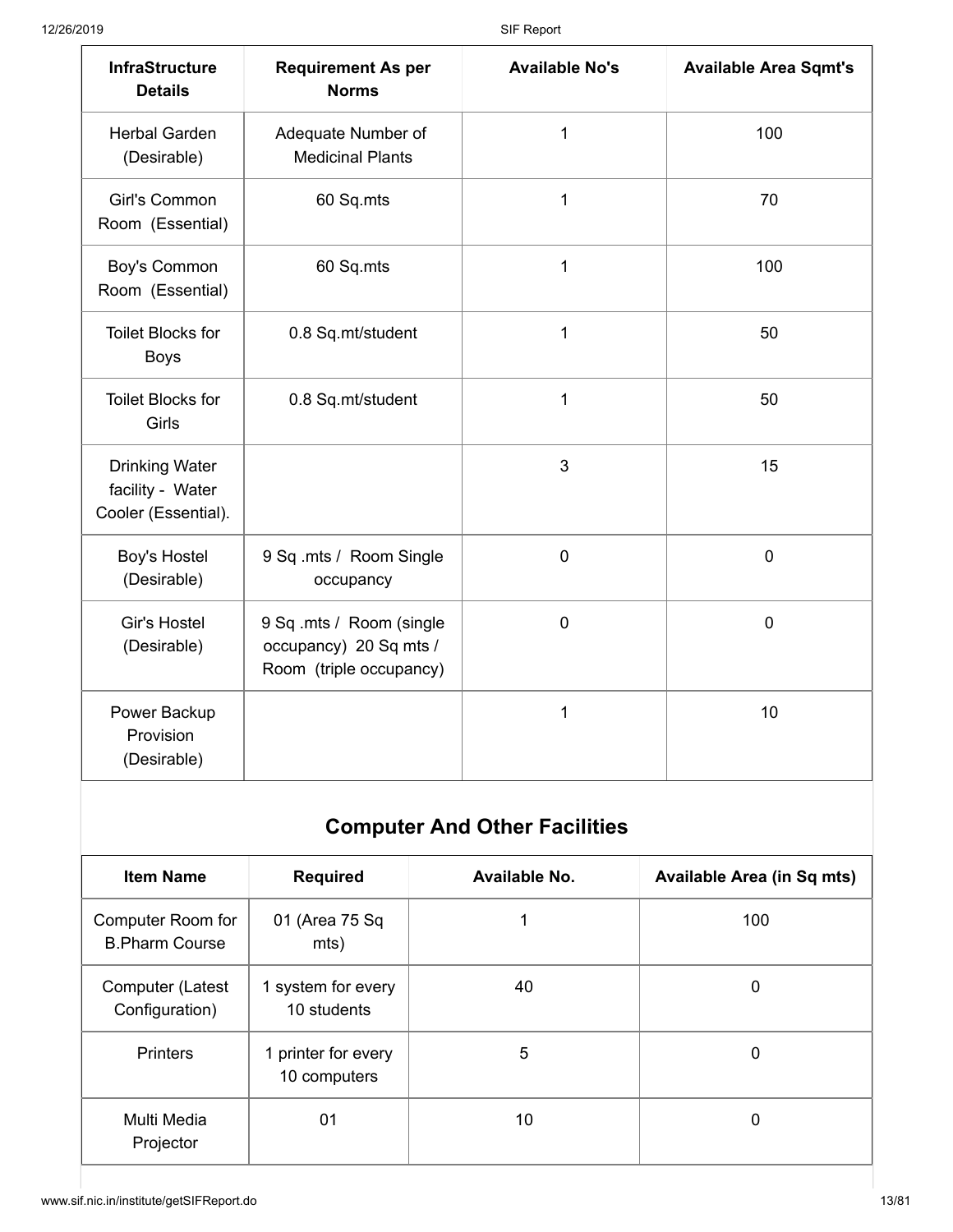| InfraStructure Details | Requirement As per Norms | Available No's | Available Area Sqmt's |
|---|---|---|---|
| Herbal Garden (Desirable) | Adequate Number of Medicinal Plants | 1 | 100 |
| Girl's Common Room (Essential) | 60 Sq.mts | 1 | 70 |
| Boy's Common Room (Essential) | 60 Sq.mts | 1 | 100 |
| Toilet Blocks for Boys | 0.8 Sq.mt/student | 1 | 50 |
| Toilet Blocks for Girls | 0.8 Sq.mt/student | 1 | 50 |
| Drinking Water facility - Water Cooler (Essential). | | 3 | 15 |
| Boy's Hostel (Desirable) | 9 Sq .mts / Room Single occupancy | 0 | 0 |
| Gir's Hostel (Desirable) | 9 Sq .mts / Room (single occupancy) 20 Sq mts / Room (triple occupancy) | 0 | 0 |
| Power Backup Provision (Desirable) | | 1 | 10 |

## Computer And Other Facilities

| Item Name | Required | Available No. | Available Area (in Sq mts) |
|---|---|---|---|
| Computer Room for B.Pharm Course | 01 (Area 75 Sq mts) | 1 | 100 |
| Computer (Latest Configuration) | 1 system for every 10 students | 40 | 0 |
| Printers | 1 printer for every 10 computers | 5 | 0 |
| Multi Media Projector | 01 | 10 | 0 |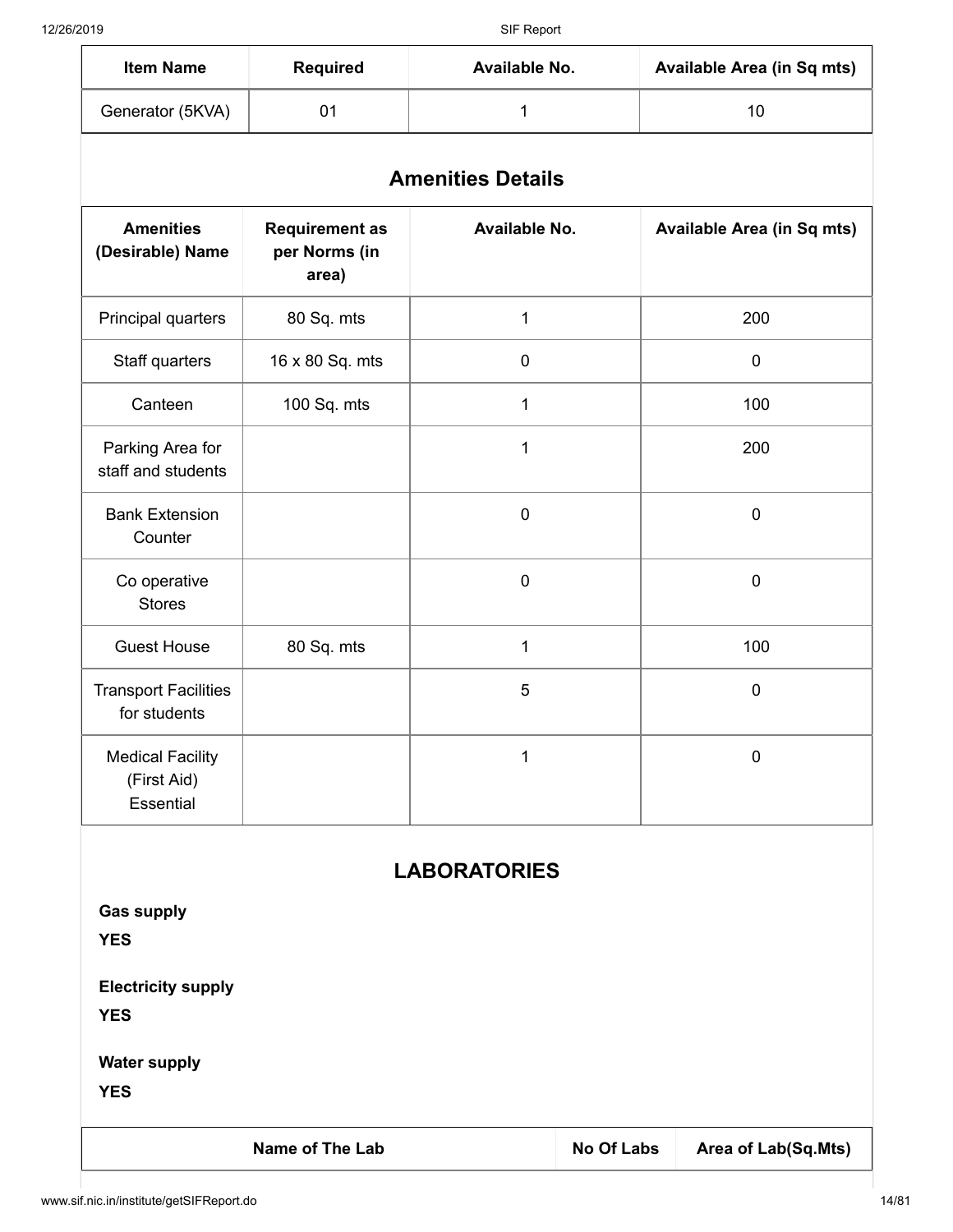| Item Name | Required | Available No. | Available Area (in Sq mts) |
|---|---|---|---|
| Generator (5KVA) | 01 | 1 | 10 |

## Amenities Details

| Amenities (Desirable) Name | Requirement as per Norms (in area) | Available No. | Available Area (in Sq mts) |
|---|---|---|---|
| Principal quarters | 80 Sq. mts | 1 | 200 |
| Staff quarters | 16 x 80 Sq. mts | 0 | 0 |
| Canteen | 100 Sq. mts | 1 | 100 |
| Parking Area for staff and students | | 1 | 200 |
| Bank Extension Counter | | 0 | 0 |
| Co operative Stores | | 0 | 0 |
| Guest House | 80 Sq. mts | 1 | 100 |
| Transport Facilities for students | | 5 | 0 |
| Medical Facility (First Aid) Essential | | 1 | 0 |

## LABORATORIES

**Gas supply**

**YES**

**Electricity supply**

**YES**

**Water supply**

**YES**

| Name of The Lab | No Of Labs | Area of Lab(Sq.Mts) |
|---|---|---|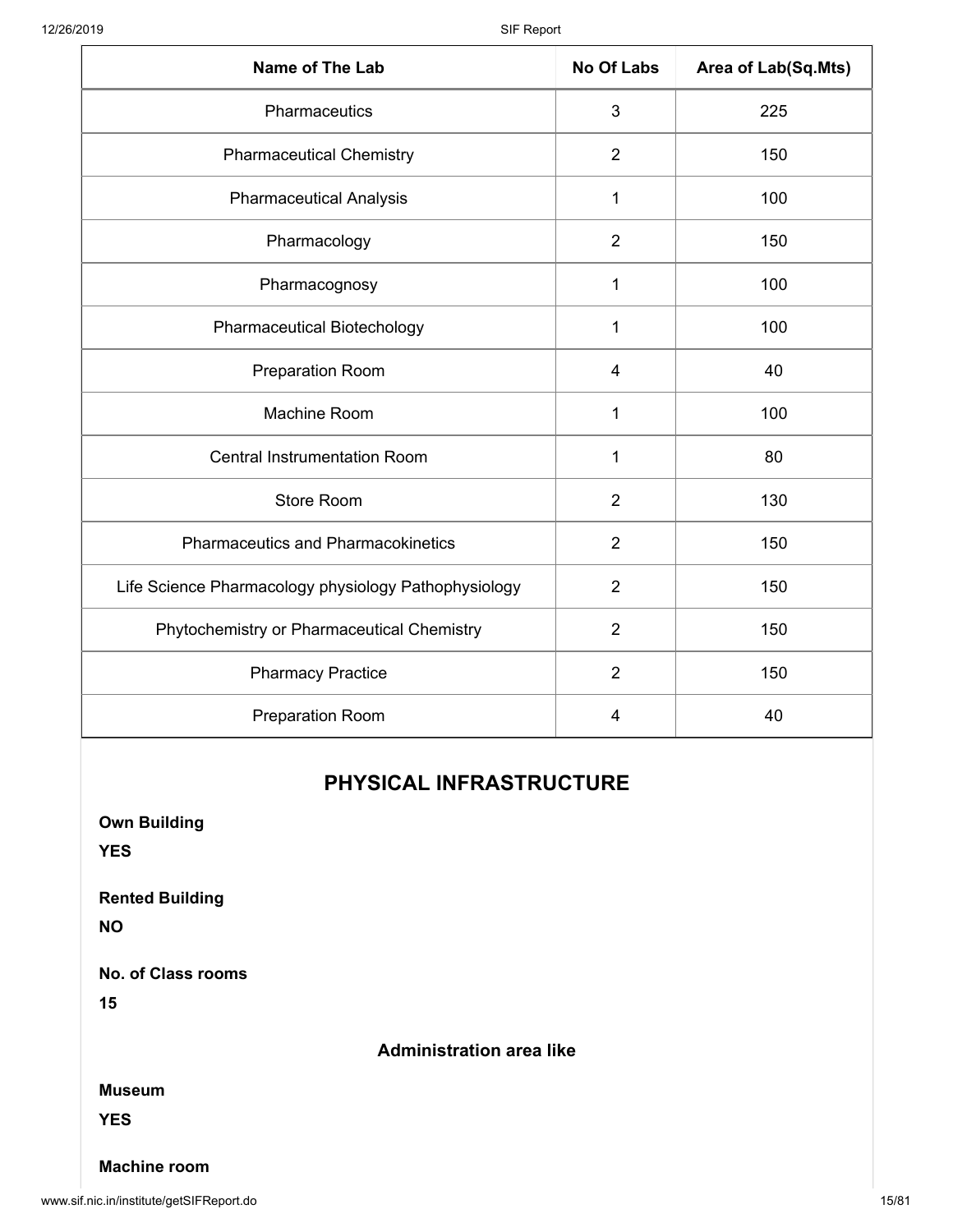| Name of The Lab | No Of Labs | Area of Lab(Sq.Mts) |
|---|---|---|
| Pharmaceutics | 3 | 225 |
| Pharmaceutical Chemistry | 2 | 150 |
| Pharmaceutical Analysis | 1 | 100 |
| Pharmacology | 2 | 150 |
| Pharmacognosy | 1 | 100 |
| Pharmaceutical Biotechology | 1 | 100 |
| Preparation Room | 4 | 40 |
| Machine Room | 1 | 100 |
| Central Instrumentation Room | 1 | 80 |
| Store Room | 2 | 130 |
| Pharmaceutics and Pharmacokinetics | 2 | 150 |
| Life Science Pharmacology physiology Pathophysiology | 2 | 150 |
| Phytochemistry or Pharmaceutical Chemistry | 2 | 150 |
| Pharmacy Practice | 2 | 150 |
| Preparation Room | 4 | 40 |

## PHYSICAL INFRASTRUCTURE

**Own Building**

**YES**

**Rented Building**

**NO**

**No. of Class rooms**

**15**

### Administration area like

**Museum**

**YES**

**Machine room**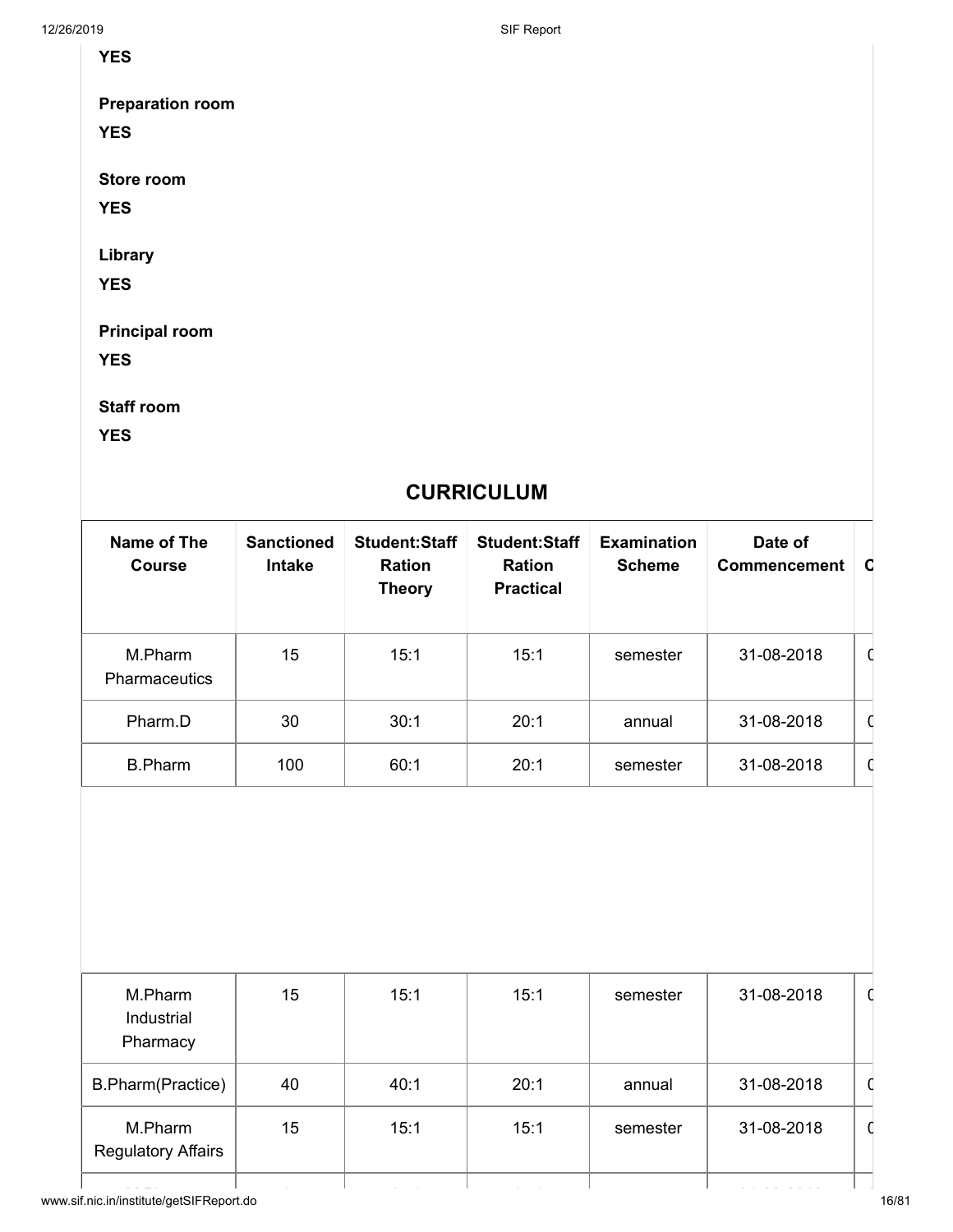**YES**

**Preparation room**

**YES**

**Store room**

**YES**

**Library**

**YES**

**Principal room**

**YES**

**Staff room**

**YES**

## CURRICULUM

| Name of The Course | Sanctioned Intake | Student:Staff Ration Theory | Student:Staff Ration Practical | Examination Scheme | Date of Commencement | C |
|---|---|---|---|---|---|---|
| M.Pharm Pharmaceutics | 15 | 15:1 | 15:1 | semester | 31-08-2018 | 0 |
| Pharm.D | 30 | 30:1 | 20:1 | annual | 31-08-2018 | 0 |
| B.Pharm | 100 | 60:1 | 20:1 | semester | 31-08-2018 | 0 |
| M.Pharm Industrial Pharmacy | 15 | 15:1 | 15:1 | semester | 31-08-2018 | 0 |
| B.Pharm(Practice) | 40 | 40:1 | 20:1 | annual | 31-08-2018 | 0 |
| M.Pharm Regulatory Affairs | 15 | 15:1 | 15:1 | semester | 31-08-2018 | 0 |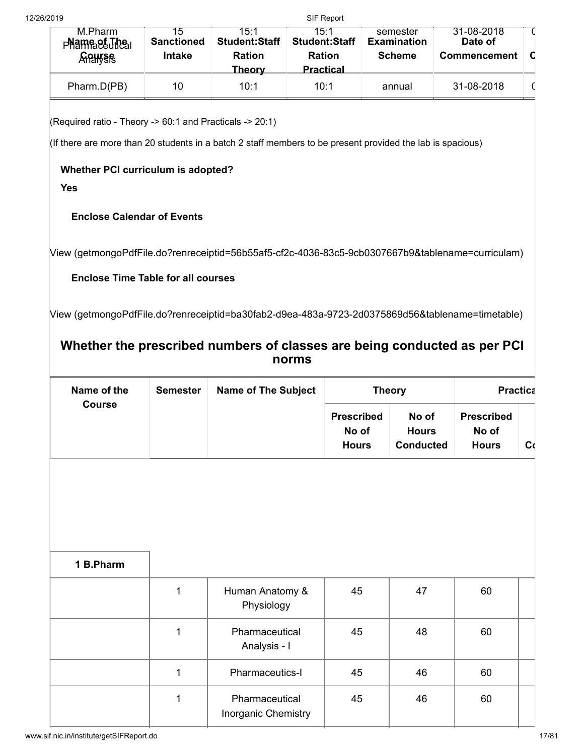| Name of The Course | Sanctioned Intake | Student:Staff Ration Theory | Student:Staff Ration Practical | Examination Scheme | Date of Commencement | C |
|---|---|---|---|---|---|---|
| M.Pharm Pharmaceutical Analysis | 15 | 15:1 | 15:1 | semester | 31-08-2018 | 0 |
| Pharm.D(PB) | 10 | 10:1 | 10:1 | annual | 31-08-2018 | 0 |

(Required ratio - Theory -> 60:1 and Practicals -> 20:1)

(If there are more than 20 students in a batch 2 staff members to be present provided the lab is spacious)

**Whether PCI curriculum is adopted?**

**Yes**

**Enclose Calendar of Events**

View (getmongoPdfFile.do?renreceiptid=56b55af5-cf2c-4036-83c5-9cb0307667b9&tablename=curriculam)

**Enclose Time Table for all courses**

View (getmongoPdfFile.do?renreceiptid=ba30fab2-d9ea-483a-9723-2d0375869d56&tablename=timetable)

## Whether the prescribed numbers of classes are being conducted as per PCI norms

| Name of the Course | Semester | Name of The Subject | Theory | | Practica | |
|---|---|---|---|---|---|---|
| | | | Prescribed No of Hours | No of Hours Conducted | Prescribed No of Hours | Co |
| 1 B.Pharm | | | | | | |
| | 1 | Human Anatomy & Physiology | 45 | 47 | 60 | |
| | 1 | Pharmaceutical Analysis - I | 45 | 48 | 60 | |
| | 1 | Pharmaceutics-I | 45 | 46 | 60 | |
| | 1 | Pharmaceutical Inorganic Chemistry | 45 | 46 | 60 | |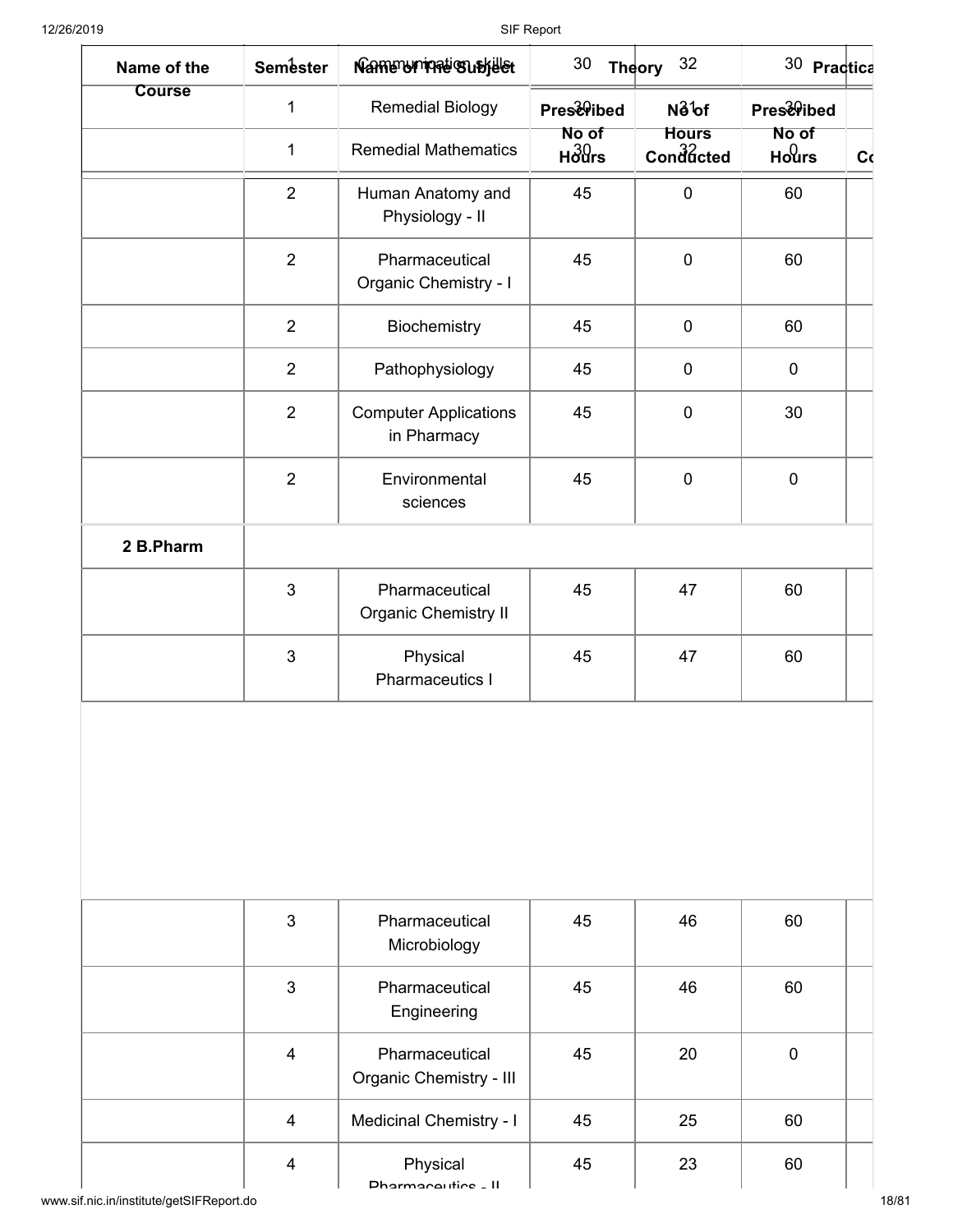| Name of the Course | Semester | Name of The Subject | Theory | | Practical | |
|---|---|---|---|---|---|---|
| | | | Prescribed No of Hours | No of Hours Conducted | Prescribed No of Hours | Co |
| | 1 | Communication skills | 30 | 32 | 30 | |
| | 1 | Remedial Biology | 30 | 31 | 30 | |
| | 1 | Remedial Mathematics | 30 | 32 | 0 | |
| | 2 | Human Anatomy and Physiology - II | 45 | 0 | 60 | |
| | 2 | Pharmaceutical Organic Chemistry - I | 45 | 0 | 60 | |
| | 2 | Biochemistry | 45 | 0 | 60 | |
| | 2 | Pathophysiology | 45 | 0 | 0 | |
| | 2 | Computer Applications in Pharmacy | 45 | 0 | 30 | |
| | 2 | Environmental sciences | 45 | 0 | 0 | |
| 2 B.Pharm | | | | | | |
| | 3 | Pharmaceutical Organic Chemistry II | 45 | 47 | 60 | |
| | 3 | Physical Pharmaceutics I | 45 | 47 | 60 | |
| | 3 | Pharmaceutical Microbiology | 45 | 46 | 60 | |
| | 3 | Pharmaceutical Engineering | 45 | 46 | 60 | |
| | 4 | Pharmaceutical Organic Chemistry - III | 45 | 20 | 0 | |
| | 4 | Medicinal Chemistry - I | 45 | 25 | 60 | |
| | 4 | Physical Pharmaceutics - II | 45 | 23 | 60 | |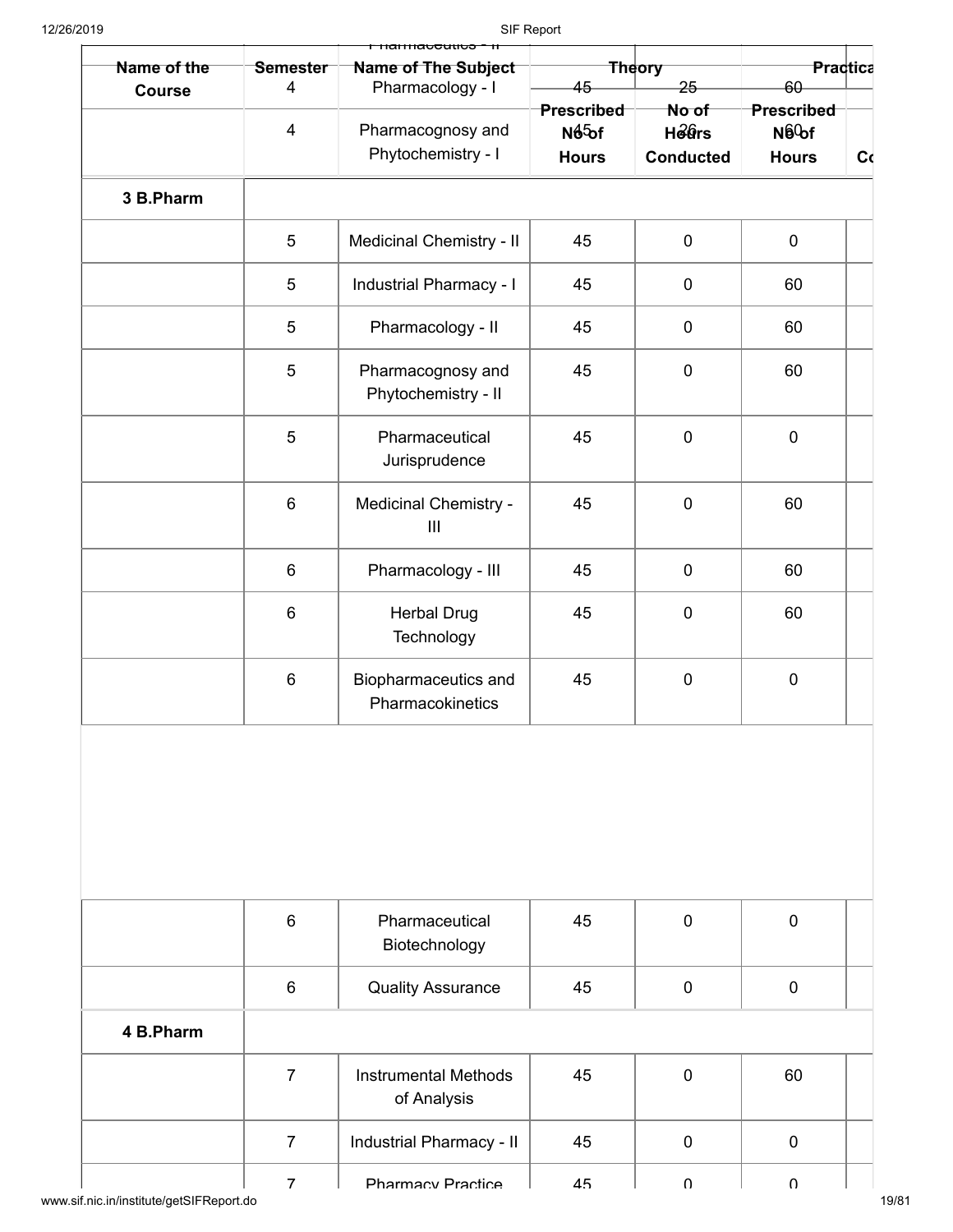| Name of the Course | Semester | Name of The Subject | Theory | | Practical | |
|---|---|---|---|---|---|---|
| | | | Prescribed No of Hours | No of Hours Conducted | Prescribed No of Hours | Co |
| | 4 | Pharmacology - I | 45 | 25 | 60 | |
| | 4 | Pharmacognosy and Phytochemistry - I | 45 | 26 | 60 | |
| **3 B.Pharm** | | | | | | |
| | 5 | Medicinal Chemistry - II | 45 | 0 | 0 | |
| | 5 | Industrial Pharmacy - I | 45 | 0 | 60 | |
| | 5 | Pharmacology - II | 45 | 0 | 60 | |
| | 5 | Pharmacognosy and Phytochemistry - II | 45 | 0 | 60 | |
| | 5 | Pharmaceutical Jurisprudence | 45 | 0 | 0 | |
| | 6 | Medicinal Chemistry - III | 45 | 0 | 60 | |
| | 6 | Pharmacology - III | 45 | 0 | 60 | |
| | 6 | Herbal Drug Technology | 45 | 0 | 60 | |
| | 6 | Biopharmaceutics and Pharmacokinetics | 45 | 0 | 0 | |
| | 6 | Pharmaceutical Biotechnology | 45 | 0 | 0 | |
| | 6 | Quality Assurance | 45 | 0 | 0 | |
| **4 B.Pharm** | | | | | | |
| | 7 | Instrumental Methods of Analysis | 45 | 0 | 60 | |
| | 7 | Industrial Pharmacy - II | 45 | 0 | 0 | |
| | 7 | Pharmacy Practice | 45 | 0 | 0 | |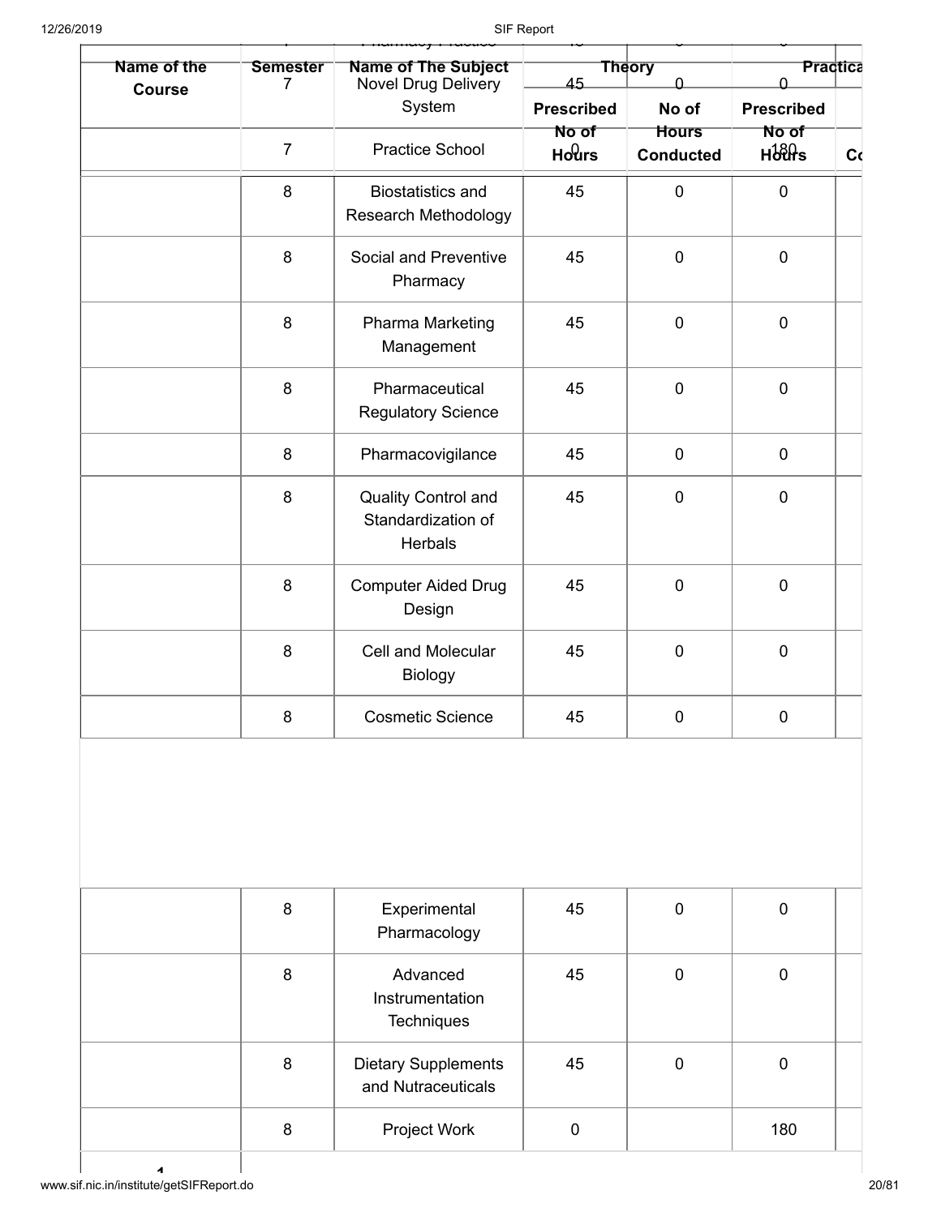| Name of the Course | Semester | Name of The Subject | Theory | | Practica | |
|---|---|---|---|---|---|---|
| | | | Prescribed No of Hours | No of Hours Conducted | Prescribed No of Hours | Co |
| | 7 | Novel Drug Delivery System | 45 | 0 | 0 | |
| | 7 | Practice School | 0 | | 180 | |
| | 8 | Biostatistics and Research Methodology | 45 | 0 | 0 | |
| | 8 | Social and Preventive Pharmacy | 45 | 0 | 0 | |
| | 8 | Pharma Marketing Management | 45 | 0 | 0 | |
| | 8 | Pharmaceutical Regulatory Science | 45 | 0 | 0 | |
| | 8 | Pharmacovigilance | 45 | 0 | 0 | |
| | 8 | Quality Control and Standardization of Herbals | 45 | 0 | 0 | |
| | 8 | Computer Aided Drug Design | 45 | 0 | 0 | |
| | 8 | Cell and Molecular Biology | 45 | 0 | 0 | |
| | 8 | Cosmetic Science | 45 | 0 | 0 | |
| | 8 | Experimental Pharmacology | 45 | 0 | 0 | |
| | 8 | Advanced Instrumentation Techniques | 45 | 0 | 0 | |
| | 8 | Dietary Supplements and Nutraceuticals | 45 | 0 | 0 | |
| | 8 | Project Work | 0 | | 180 | |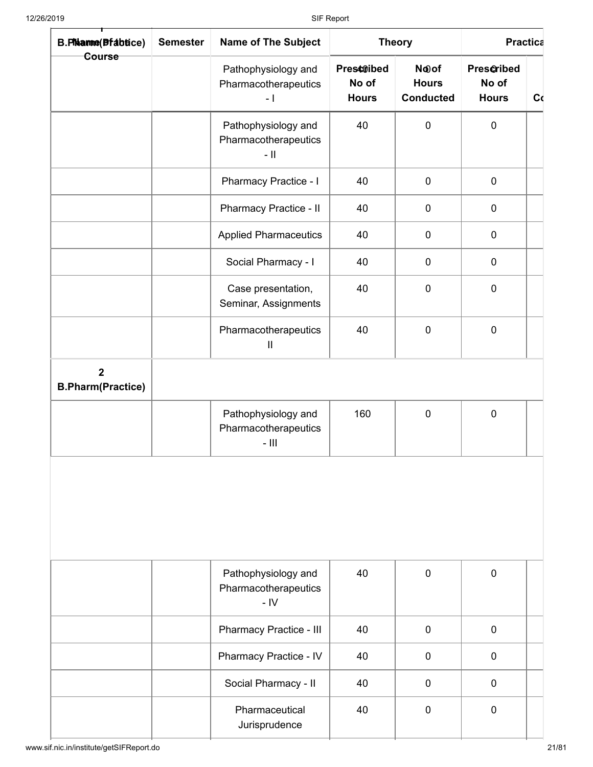| Name Of the Course | Semester | Name of The Subject | Theory | | Practical | |
|---|---|---|---|---|---|---|
| | | | Prescribed No of Hours | No of Hours Conducted | Prescribed No of Hours | Co |
| 1 B.Pharm(Practice) | | Pathophysiology and Pharmacotherapeutics - I | 40 | 0 | 0 | |
| | | Pathophysiology and Pharmacotherapeutics - II | 40 | 0 | 0 | |
| | | Pharmacy Practice - I | 40 | 0 | 0 | |
| | | Pharmacy Practice - II | 40 | 0 | 0 | |
| | | Applied Pharmaceutics | 40 | 0 | 0 | |
| | | Social Pharmacy - I | 40 | 0 | 0 | |
| | | Case presentation, Seminar, Assignments | 40 | 0 | 0 | |
| | | Pharmacotherapeutics II | 40 | 0 | 0 | |
| 2 B.Pharm(Practice) | | | | | | |
| | | Pathophysiology and Pharmacotherapeutics - III | 160 | 0 | 0 | |
| | | Pathophysiology and Pharmacotherapeutics - IV | 40 | 0 | 0 | |
| | | Pharmacy Practice - III | 40 | 0 | 0 | |
| | | Pharmacy Practice - IV | 40 | 0 | 0 | |
| | | Social Pharmacy - II | 40 | 0 | 0 | |
| | | Pharmaceutical Jurisprudence | 40 | 0 | 0 | |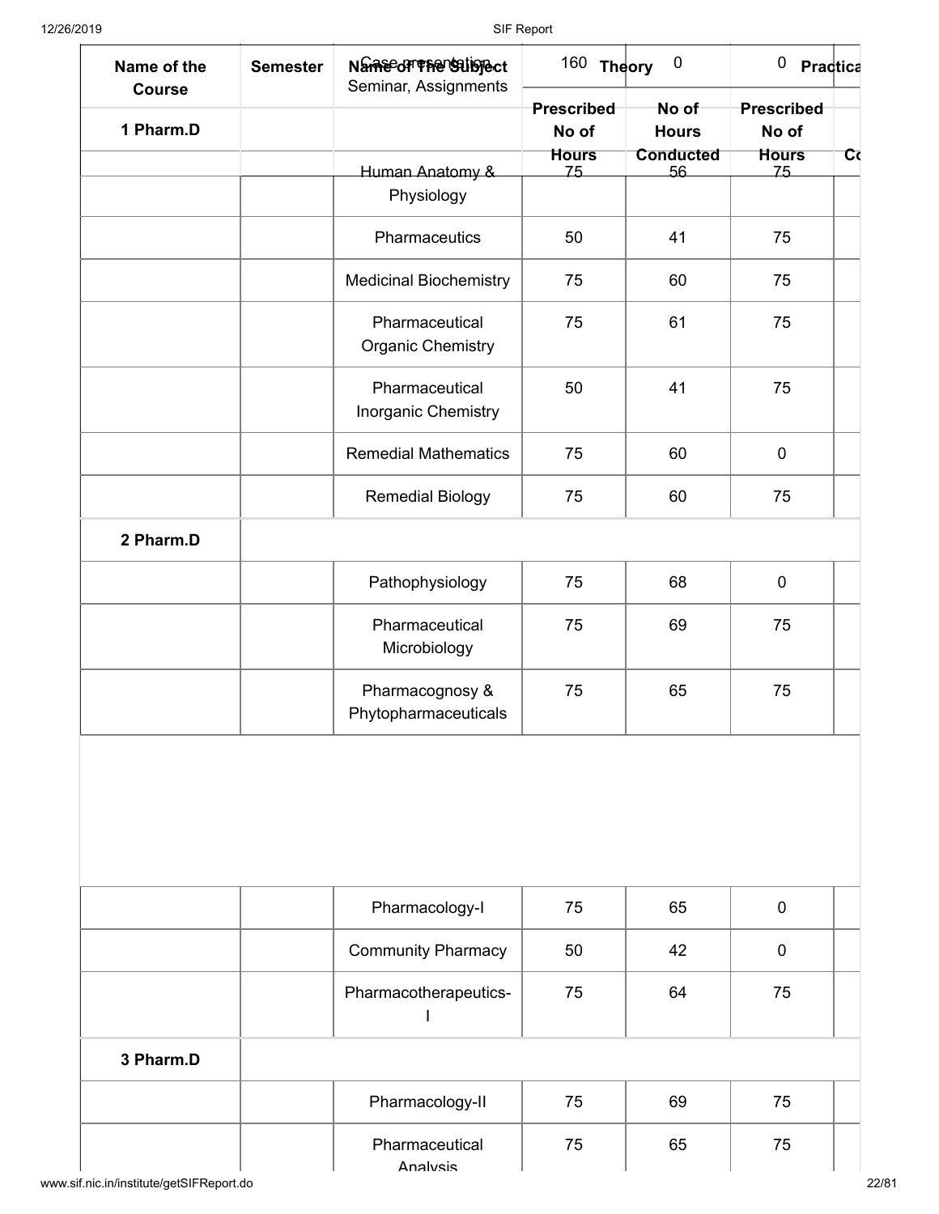| Name of the Course | Semester | Name of The Subject | Theory | | Practical | |
|---|---|---|---|---|---|---|
| | | Case presentation Seminar, Assignments | 160 | 0 | 0 | |
| 1 Pharm.D | | | Prescribed No of Hours | No of Hours Conducted | Prescribed No of Hours | Co |
| | | Human Anatomy & Physiology | 75 | 56 | 75 | |
| | | Pharmaceutics | 50 | 41 | 75 | |
| | | Medicinal Biochemistry | 75 | 60 | 75 | |
| | | Pharmaceutical Organic Chemistry | 75 | 61 | 75 | |
| | | Pharmaceutical Inorganic Chemistry | 50 | 41 | 75 | |
| | | Remedial Mathematics | 75 | 60 | 0 | |
| | | Remedial Biology | 75 | 60 | 75 | |
| 2 Pharm.D | | | | | | |
| | | Pathophysiology | 75 | 68 | 0 | |
| | | Pharmaceutical Microbiology | 75 | 69 | 75 | |
| | | Pharmacognosy & Phytopharmaceuticals | 75 | 65 | 75 | |
| | | Pharmacology-I | 75 | 65 | 0 | |
| | | Community Pharmacy | 50 | 42 | 0 | |
| | | Pharmacotherapeutics-I | 75 | 64 | 75 | |
| 3 Pharm.D | | | | | | |
| | | Pharmacology-II | 75 | 69 | 75 | |
| | | Pharmaceutical Analysis | 75 | 65 | 75 | |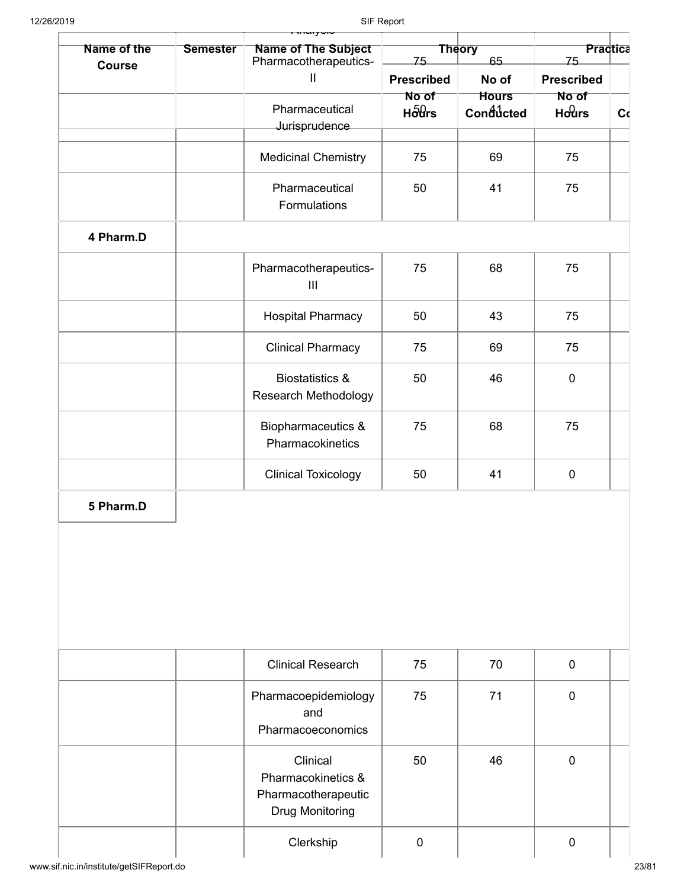| Name of the Course | Semester | Name of The Subject | Theory | | Practical |
|---|---|---|---|---|---|
| | | | Prescribed No of Hours | No of Hours Conducted | Prescribed No of Hours |
| | | Pharmacotherapeutics-II | 75 | 65 | 75 |
| | | Pharmaceutical Jurisprudence | 50 | 41 | 0 |
| | | Medicinal Chemistry | 75 | 69 | 75 |
| | | Pharmaceutical Formulations | 50 | 41 | 75 |
| 4 Pharm.D | | | | | |
| | | Pharmacotherapeutics-III | 75 | 68 | 75 |
| | | Hospital Pharmacy | 50 | 43 | 75 |
| | | Clinical Pharmacy | 75 | 69 | 75 |
| | | Biostatistics & Research Methodology | 50 | 46 | 0 |
| | | Biopharmaceutics & Pharmacokinetics | 75 | 68 | 75 |
| | | Clinical Toxicology | 50 | 41 | 0 |
| 5 Pharm.D | | | | | |
| | | Clinical Research | 75 | 70 | 0 |
| | | Pharmacoepidemiology and Pharmacoeconomics | 75 | 71 | 0 |
| | | Clinical Pharmacokinetics & Pharmacotherapeutic Drug Monitoring | 50 | 46 | 0 |
| | | Clerkship | 0 | | 0 |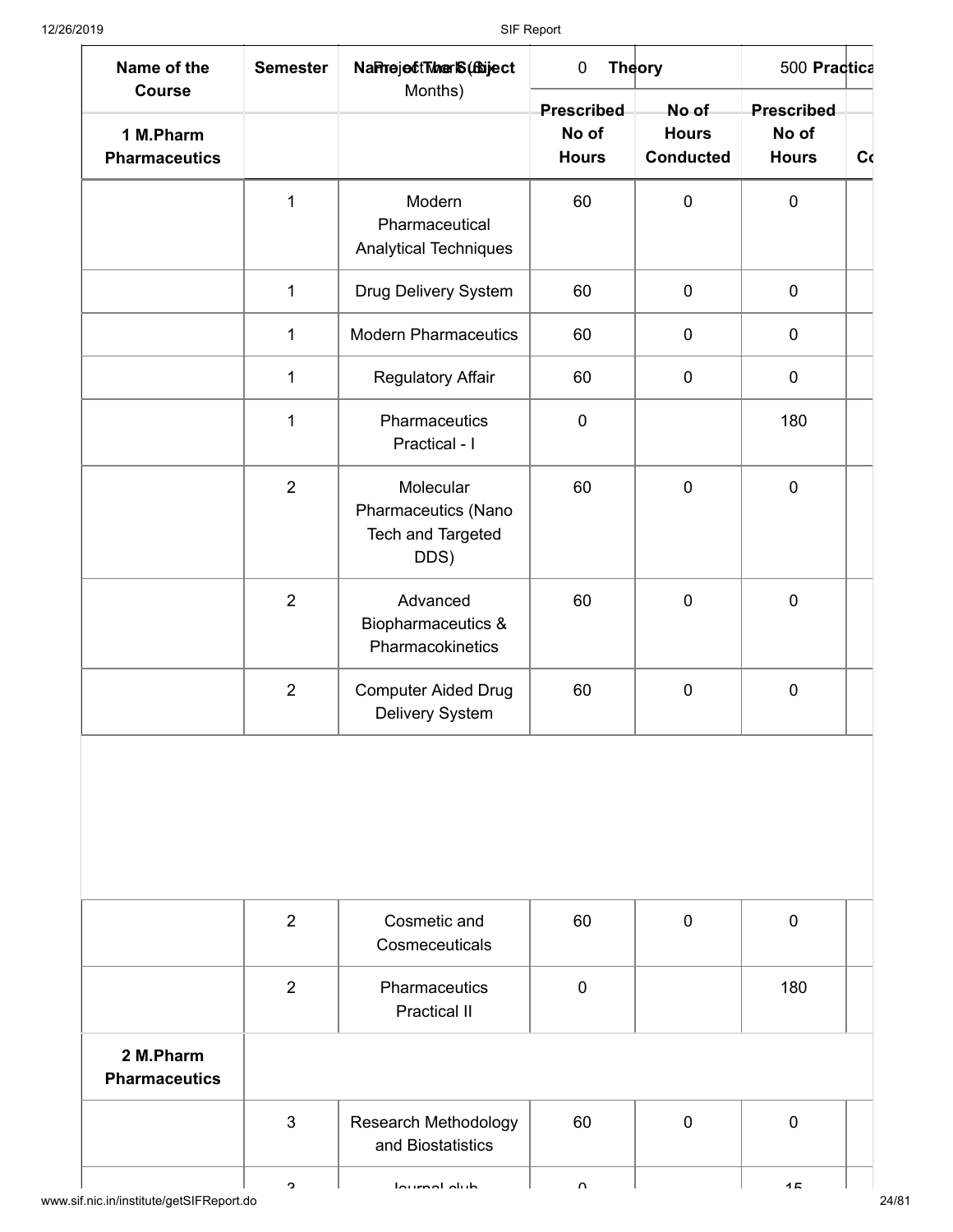| Name of the Course | Semester | Name of the Subject / Project Work (In Months) | 0 Theory | | 500 Practical | |
|---|---|---|---|---|---|---|
| | | | Prescribed No of Hours | No of Hours Conducted | Prescribed No of Hours | Co |
| 1 M.Pharm Pharmaceutics | | | | | | |
| | 1 | Modern Pharmaceutical Analytical Techniques | 60 | 0 | 0 | |
| | 1 | Drug Delivery System | 60 | 0 | 0 | |
| | 1 | Modern Pharmaceutics | 60 | 0 | 0 | |
| | 1 | Regulatory Affair | 60 | 0 | 0 | |
| | 1 | Pharmaceutics Practical - I | 0 | | 180 | |
| | 2 | Molecular Pharmaceutics (Nano Tech and Targeted DDS) | 60 | 0 | 0 | |
| | 2 | Advanced Biopharmaceutics & Pharmacokinetics | 60 | 0 | 0 | |
| | 2 | Computer Aided Drug Delivery System | 60 | 0 | 0 | |
| | 2 | Cosmetic and Cosmeceuticals | 60 | 0 | 0 | |
| | 2 | Pharmaceutics Practical II | 0 | | 180 | |
| 2 M.Pharm Pharmaceutics | | | | | | |
| | 3 | Research Methodology and Biostatistics | 60 | 0 | 0 | |
| | 3 | Journal club | 0 | | 15 | |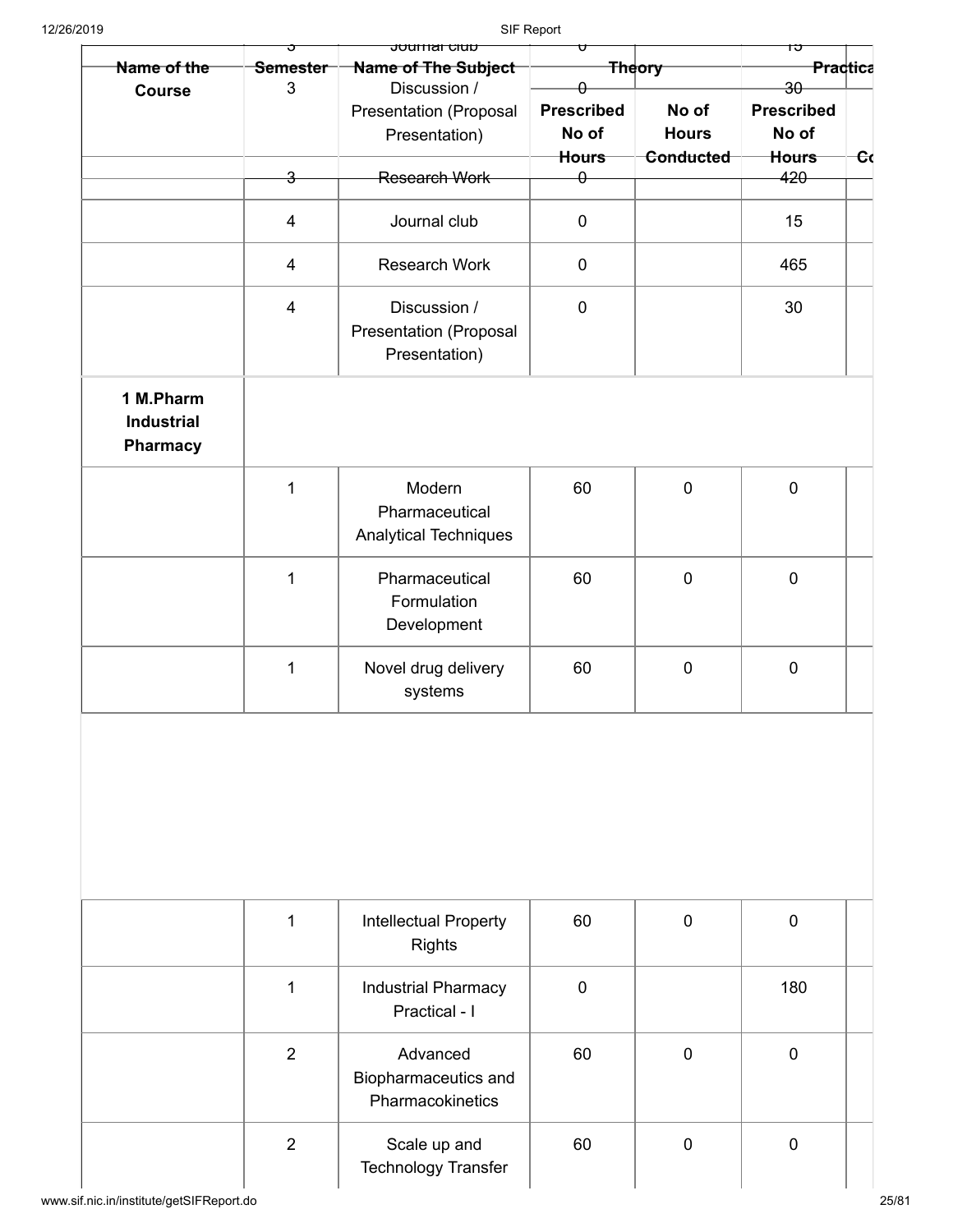| Name of the Course | Semester | Name of The Subject | Theory | | Practical | |
|---|---|---|---|---|---|---|
| | | | Prescribed No of Hours | No of Hours Conducted | Prescribed No of Hours | Co |
| | 3 | Journal club | 0 | | 15 | |
| | 3 | Discussion / Presentation (Proposal Presentation) | 0 | | 30 | |
| | 3 | Research Work | 0 | | 420 | |
| | 4 | Journal club | 0 | | 15 | |
| | 4 | Research Work | 0 | | 465 | |
| | 4 | Discussion / Presentation (Proposal Presentation) | 0 | | 30 | |
| **1 M.Pharm Industrial Pharmacy** | | | | | | |
| | 1 | Modern Pharmaceutical Analytical Techniques | 60 | 0 | 0 | |
| | 1 | Pharmaceutical Formulation Development | 60 | 0 | 0 | |
| | 1 | Novel drug delivery systems | 60 | 0 | 0 | |
| | 1 | Intellectual Property Rights | 60 | 0 | 0 | |
| | 1 | Industrial Pharmacy Practical - I | 0 | | 180 | |
| | 2 | Advanced Biopharmaceutics and Pharmacokinetics | 60 | 0 | 0 | |
| | 2 | Scale up and Technology Transfer | 60 | 0 | 0 | |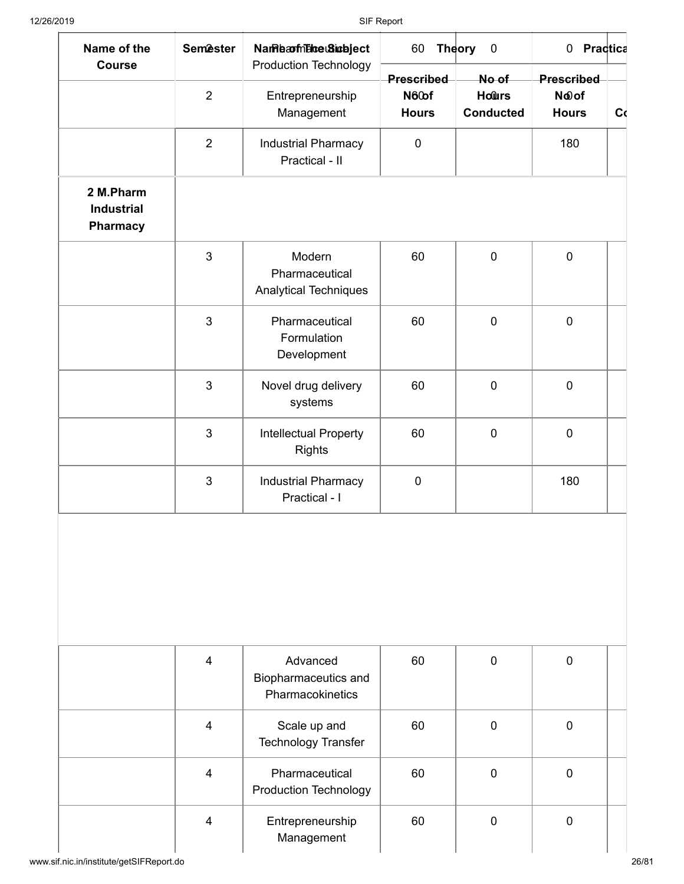| Name of the Course | Semester | Name of the Subject | Theory | | Practical | |
|---|---|---|---|---|---|---|
| | | | Prescribed No of Hours | No of Hours Conducted | Prescribed No of Hours | Co |
| | 2 | Pharmaceutical Production Technology | 60 | 0 | 0 | |
| | 2 | Entrepreneurship Management | 60 | 0 | 0 | |
| | 2 | Industrial Pharmacy Practical - II | 0 | | 180 | |
| **2 M.Pharm Industrial Pharmacy** | | | | | | |
| | 3 | Modern Pharmaceutical Analytical Techniques | 60 | 0 | 0 | |
| | 3 | Pharmaceutical Formulation Development | 60 | 0 | 0 | |
| | 3 | Novel drug delivery systems | 60 | 0 | 0 | |
| | 3 | Intellectual Property Rights | 60 | 0 | 0 | |
| | 3 | Industrial Pharmacy Practical - I | 0 | | 180 | |
| | 4 | Advanced Biopharmaceutics and Pharmacokinetics | 60 | 0 | 0 | |
| | 4 | Scale up and Technology Transfer | 60 | 0 | 0 | |
| | 4 | Pharmaceutical Production Technology | 60 | 0 | 0 | |
| | 4 | Entrepreneurship Management | 60 | 0 | 0 | |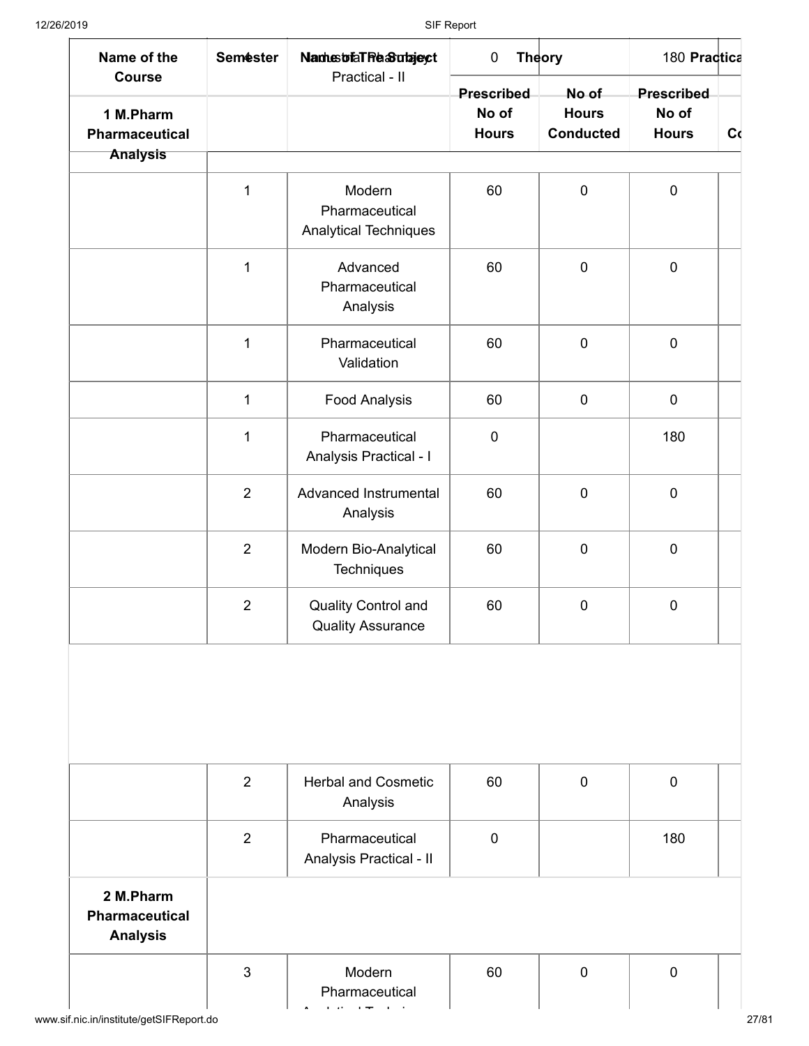| Name of the Course | Semester | Name of The Subject | Theory | | Practical | |
|---|---|---|---|---|---|---|
| | | | Prescribed No of Hours | No of Hours Conducted | Prescribed No of Hours | Co |
| 1 M.Pharm Pharmaceutical Analysis | | | | | | |
| | 1 | Modern Pharmaceutical Analytical Techniques | 60 | 0 | 0 | |
| | 1 | Advanced Pharmaceutical Analysis | 60 | 0 | 0 | |
| | 1 | Pharmaceutical Validation | 60 | 0 | 0 | |
| | 1 | Food Analysis | 60 | 0 | 0 | |
| | 1 | Pharmaceutical Analysis Practical - I | 0 | | 180 | |
| | 2 | Advanced Instrumental Analysis | 60 | 0 | 0 | |
| | 2 | Modern Bio-Analytical Techniques | 60 | 0 | 0 | |
| | 2 | Quality Control and Quality Assurance | 60 | 0 | 0 | |
| | 2 | Herbal and Cosmetic Analysis | 60 | 0 | 0 | |
| | 2 | Pharmaceutical Analysis Practical - II | 0 | | 180 | |
| 2 M.Pharm Pharmaceutical Analysis | | | | | | |
| | 3 | Modern Pharmaceutical Analytical Techniques | 60 | 0 | 0 | |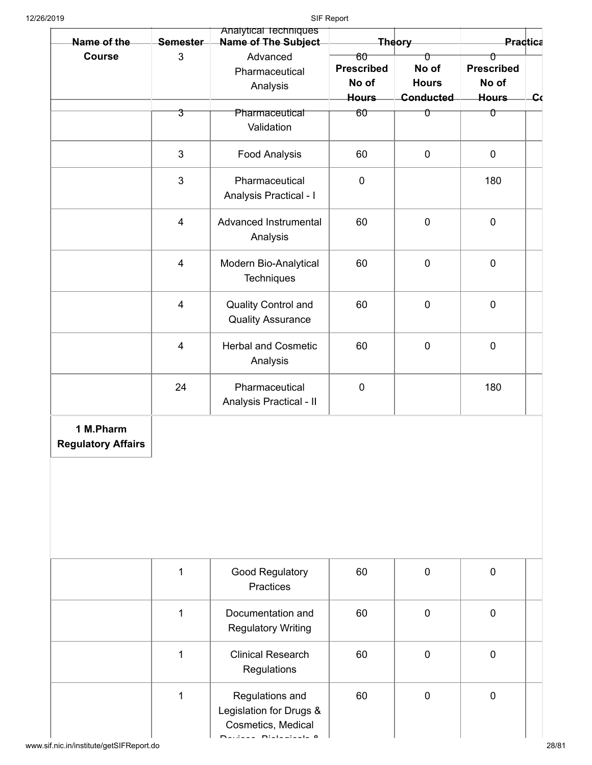| Name of the Course | Semester | Name of The Subject | Theory | | Practical | |
|---|---|---|---|---|---|---|
| | | | Prescribed No of Hours | No of Hours Conducted | Prescribed No of Hours | Co |
| | | Analytical Techniques | | | | |
| | 3 | Advanced Pharmaceutical Analysis | 60 | 0 | 0 | |
| | 3 | Pharmaceutical Validation | 60 | 0 | 0 | |
| | 3 | Food Analysis | 60 | 0 | 0 | |
| | 3 | Pharmaceutical Analysis Practical - I | 0 | | 180 | |
| | 4 | Advanced Instrumental Analysis | 60 | 0 | 0 | |
| | 4 | Modern Bio-Analytical Techniques | 60 | 0 | 0 | |
| | 4 | Quality Control and Quality Assurance | 60 | 0 | 0 | |
| | 4 | Herbal and Cosmetic Analysis | 60 | 0 | 0 | |
| | 24 | Pharmaceutical Analysis Practical - II | 0 | | 180 | |
| **1 M.Pharm Regulatory Affairs** | | | | | | |
| | 1 | Good Regulatory Practices | 60 | 0 | 0 | |
| | 1 | Documentation and Regulatory Writing | 60 | 0 | 0 | |
| | 1 | Clinical Research Regulations | 60 | 0 | 0 | |
| | 1 | Regulations and Legislation for Drugs & Cosmetics, Medical Devices, Biologicals & | 60 | 0 | 0 | |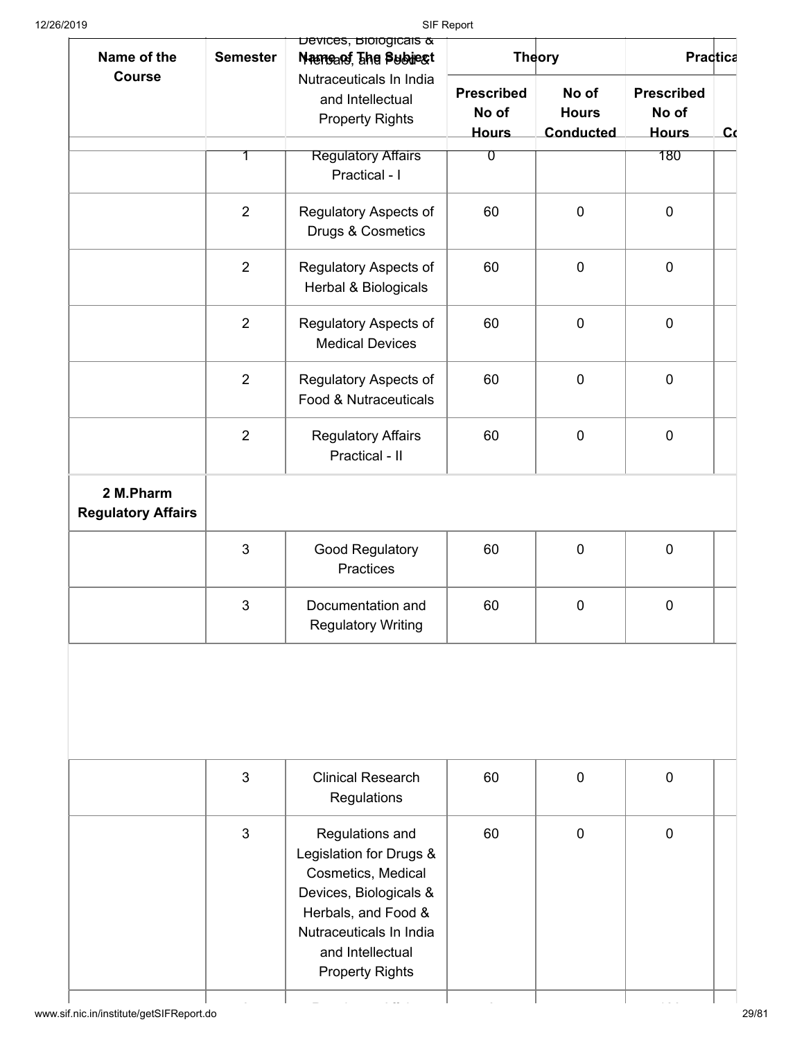| Name of the Course | Semester | Name of The Subject | Theory | | Practical | |
|---|---|---|---|---|---|---|
| | | | Prescribed No of Hours | No of Hours Conducted | Prescribed No of Hours | Co |
| | 1 | Regulatory Affairs Practical - I | 0 | | 180 | |
| | 2 | Regulatory Aspects of Drugs & Cosmetics | 60 | 0 | 0 | |
| | 2 | Regulatory Aspects of Herbal & Biologicals | 60 | 0 | 0 | |
| | 2 | Regulatory Aspects of Medical Devices | 60 | 0 | 0 | |
| | 2 | Regulatory Aspects of Food & Nutraceuticals | 60 | 0 | 0 | |
| | 2 | Regulatory Affairs Practical - II | 60 | 0 | 0 | |
| **2 M.Pharm Regulatory Affairs** | | | | | | |
| | 3 | Good Regulatory Practices | 60 | 0 | 0 | |
| | 3 | Documentation and Regulatory Writing | 60 | 0 | 0 | |
| | 3 | Clinical Research Regulations | 60 | 0 | 0 | |
| | 3 | Regulations and Legislation for Drugs & Cosmetics, Medical Devices, Biologicals & Herbals, and Food & Nutraceuticals In India and Intellectual Property Rights | 60 | 0 | 0 | |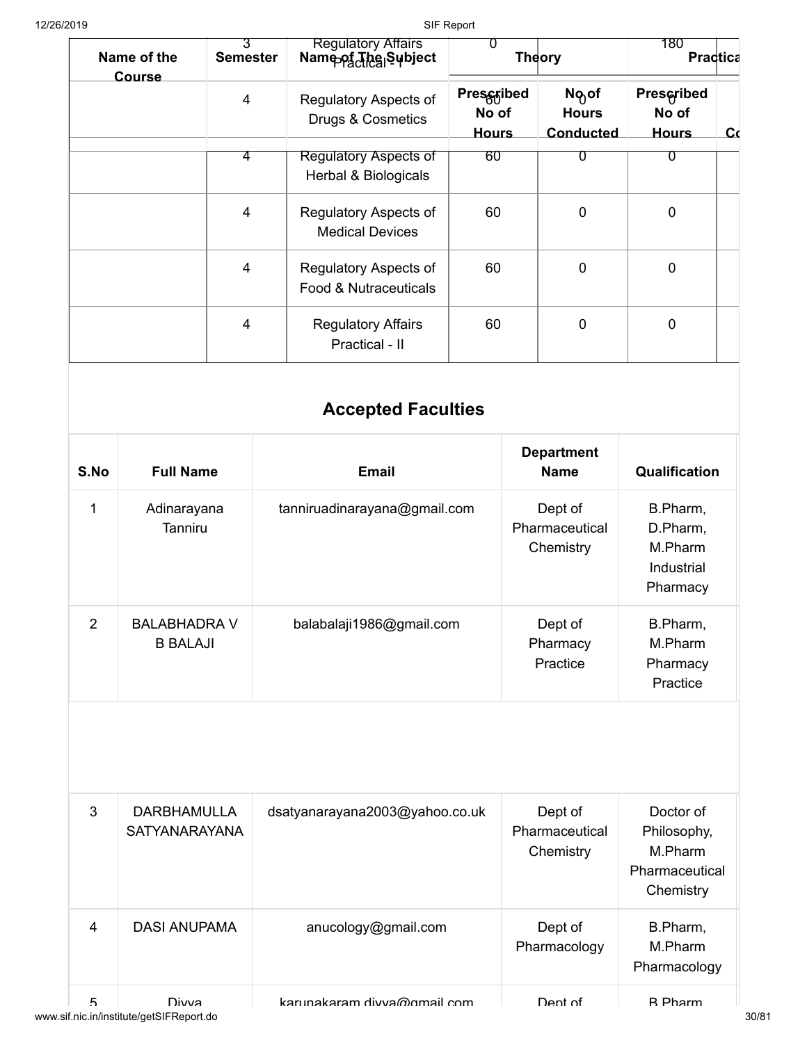| Name of the Course | Semester | Name of The Subject | Theory | | Practical | |
|---|---|---|---|---|---|---|
| | | | Prescribed No of Hours | No of Hours Conducted | Prescribed No of Hours | Co |
| | 3 | Regulatory Affairs Practical - I | 0 | | 180 | |
| | 4 | Regulatory Aspects of Drugs & Cosmetics | 60 | 0 | 0 | |
| | 4 | Regulatory Aspects of Herbal & Biologicals | 60 | 0 | 0 | |
| | 4 | Regulatory Aspects of Medical Devices | 60 | 0 | 0 | |
| | 4 | Regulatory Aspects of Food & Nutraceuticals | 60 | 0 | 0 | |
| | 4 | Regulatory Affairs Practical - II | 60 | 0 | 0 | |

## Accepted Faculties

| S.No | Full Name | Email | Department Name | Qualification |
|---|---|---|---|---|
| 1 | Adinarayana Tanniru | tanniruadinarayana@gmail.com | Dept of Pharmaceutical Chemistry | B.Pharm, D.Pharm, M.Pharm Industrial Pharmacy |
| 2 | BALABHADRA V B BALAJI | balabalaji1986@gmail.com | Dept of Pharmacy Practice | B.Pharm, M.Pharm Pharmacy Practice |
| 3 | DARBHAMULLA SATYANARAYANA | dsatyanarayana2003@yahoo.co.uk | Dept of Pharmaceutical Chemistry | Doctor of Philosophy, M.Pharm Pharmaceutical Chemistry |
| 4 | DASI ANUPAMA | anucology@gmail.com | Dept of Pharmacology | B.Pharm, M.Pharm Pharmacology |
| 5 | Divya | karunakaram.divya@gmail.com | Dept of | B.Pharm |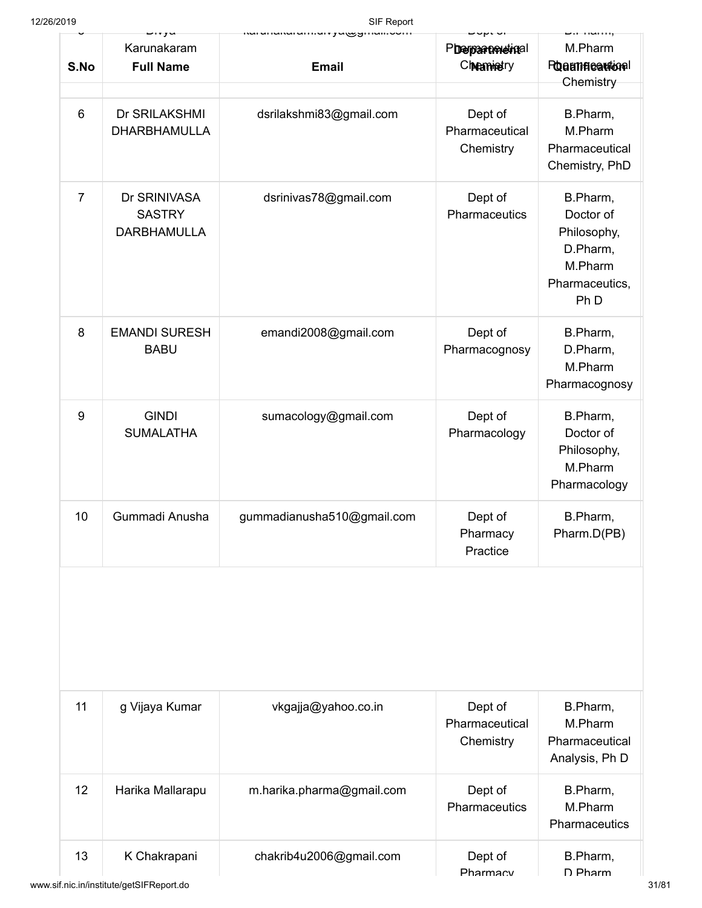| S.No | Full Name | Email | Department Name | Qualification |
|---|---|---|---|---|
| 5 | Divya Karunakaram | karunakaram.divya@gmail.com | Dept of Pharmaceutical Chemistry | B.Pharm, M.Pharm Pharmaceutical Chemistry |
| 6 | Dr SRILAKSHMI DHARBHAMULLA | dsrilakshmi83@gmail.com | Dept of Pharmaceutical Chemistry | B.Pharm, M.Pharm Pharmaceutical Chemistry, PhD |
| 7 | Dr SRINIVASA SASTRY DARBHAMULLA | dsrinivas78@gmail.com | Dept of Pharmaceutics | B.Pharm, Doctor of Philosophy, D.Pharm, M.Pharm Pharmaceutics, Ph D |
| 8 | EMANDI SURESH BABU | emandi2008@gmail.com | Dept of Pharmacognosy | B.Pharm, D.Pharm, M.Pharm Pharmacognosy |
| 9 | GINDI SUMALATHA | sumacology@gmail.com | Dept of Pharmacology | B.Pharm, Doctor of Philosophy, M.Pharm Pharmacology |
| 10 | Gummadi Anusha | gummadianusha510@gmail.com | Dept of Pharmacy Practice | B.Pharm, Pharm.D(PB) |
| 11 | g Vijaya Kumar | vkgajja@yahoo.co.in | Dept of Pharmaceutical Chemistry | B.Pharm, M.Pharm Pharmaceutical Analysis, Ph D |
| 12 | Harika Mallarapu | m.harika.pharma@gmail.com | Dept of Pharmaceutics | B.Pharm, M.Pharm Pharmaceutics |
| 13 | K Chakrapani | chakrib4u2006@gmail.com | Dept of Pharmacy | B.Pharm, D.Pharm |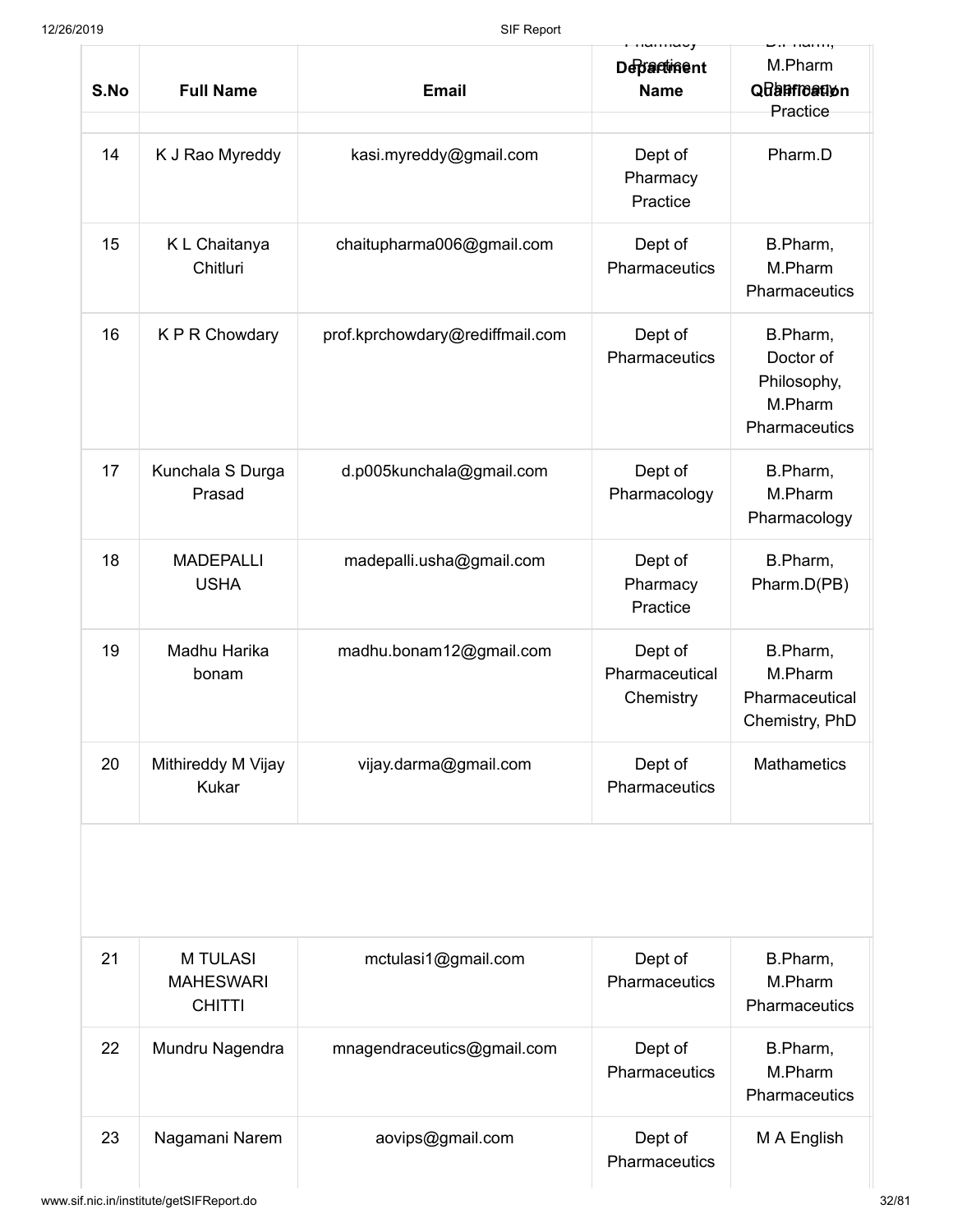| S.No | Full Name | Email | Department Name | Qualification |
|---|---|---|---|---|
| | | | | B.Pharm, M.Pharm Pharmacy Practice |
| 14 | K J Rao Myreddy | kasi.myreddy@gmail.com | Dept of Pharmacy Practice | Pharm.D |
| 15 | K L Chaitanya Chitluri | chaitupharma006@gmail.com | Dept of Pharmaceutics | B.Pharm, M.Pharm Pharmaceutics |
| 16 | K P R Chowdary | prof.kprchowdary@rediffmail.com | Dept of Pharmaceutics | B.Pharm, Doctor of Philosophy, M.Pharm Pharmaceutics |
| 17 | Kunchala S Durga Prasad | d.p005kunchala@gmail.com | Dept of Pharmacology | B.Pharm, M.Pharm Pharmacology |
| 18 | MADEPALLI USHA | madepalli.usha@gmail.com | Dept of Pharmacy Practice | B.Pharm, Pharm.D(PB) |
| 19 | Madhu Harika bonam | madhu.bonam12@gmail.com | Dept of Pharmaceutical Chemistry | B.Pharm, M.Pharm Pharmaceutical Chemistry, PhD |
| 20 | Mithireddy M Vijay Kukar | vijay.darma@gmail.com | Dept of Pharmaceutics | Mathametics |
| 21 | M TULASI MAHESWARI CHITTI | mctulasi1@gmail.com | Dept of Pharmaceutics | B.Pharm, M.Pharm Pharmaceutics |
| 22 | Mundru Nagendra | mnagendraceutics@gmail.com | Dept of Pharmaceutics | B.Pharm, M.Pharm Pharmaceutics |
| 23 | Nagamani Narem | aovips@gmail.com | Dept of Pharmaceutics | M A English |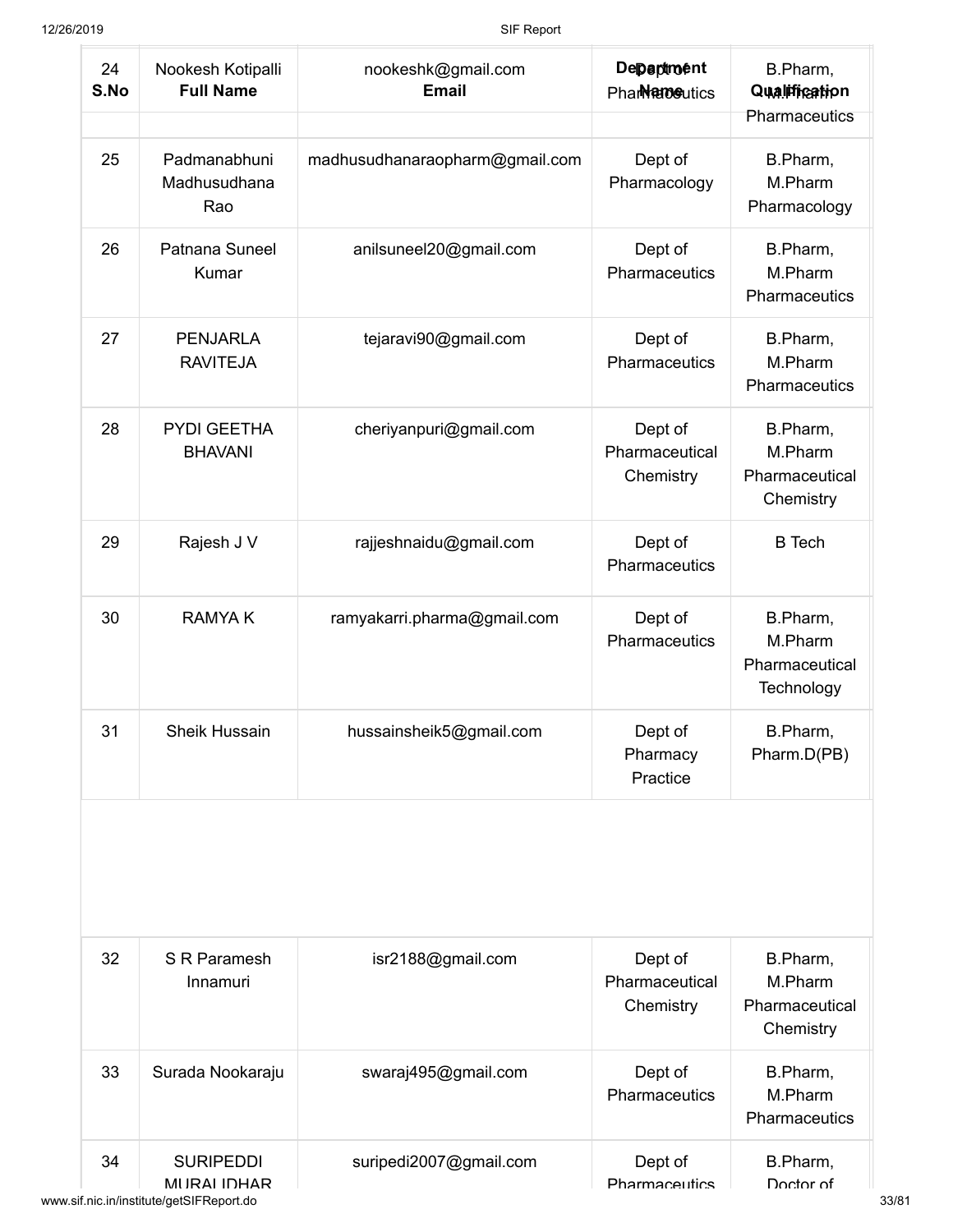| S.No | Full Name | Email | Department Name | Qualification |
|---|---|---|---|---|
| 24 | Nookesh Kotipalli | nookeshk@gmail.com | Dept of Pharmaceutics | B.Pharm, M.Pharm Pharmaceutics |
| 25 | Padmanabhuni Madhusudhana Rao | madhusudhanaraopharm@gmail.com | Dept of Pharmacology | B.Pharm, M.Pharm Pharmacology |
| 26 | Patnana Suneel Kumar | anilsuneel20@gmail.com | Dept of Pharmaceutics | B.Pharm, M.Pharm Pharmaceutics |
| 27 | PENJARLA RAVITEJA | tejaravi90@gmail.com | Dept of Pharmaceutics | B.Pharm, M.Pharm Pharmaceutics |
| 28 | PYDI GEETHA BHAVANI | cheriyanpuri@gmail.com | Dept of Pharmaceutical Chemistry | B.Pharm, M.Pharm Pharmaceutical Chemistry |
| 29 | Rajesh J V | rajjeshnaidu@gmail.com | Dept of Pharmaceutics | B Tech |
| 30 | RAMYA K | ramyakarri.pharma@gmail.com | Dept of Pharmaceutics | B.Pharm, M.Pharm Pharmaceutical Technology |
| 31 | Sheik Hussain | hussainsheik5@gmail.com | Dept of Pharmacy Practice | B.Pharm, Pharm.D(PB) |
| 32 | S R Paramesh Innamuri | isr2188@gmail.com | Dept of Pharmaceutical Chemistry | B.Pharm, M.Pharm Pharmaceutical Chemistry |
| 33 | Surada Nookaraju | swaraj495@gmail.com | Dept of Pharmaceutics | B.Pharm, M.Pharm Pharmaceutics |
| 34 | SURIPEDDI MURALIDHAR | suripedi2007@gmail.com | Dept of Pharmaceutics | B.Pharm, Doctor of |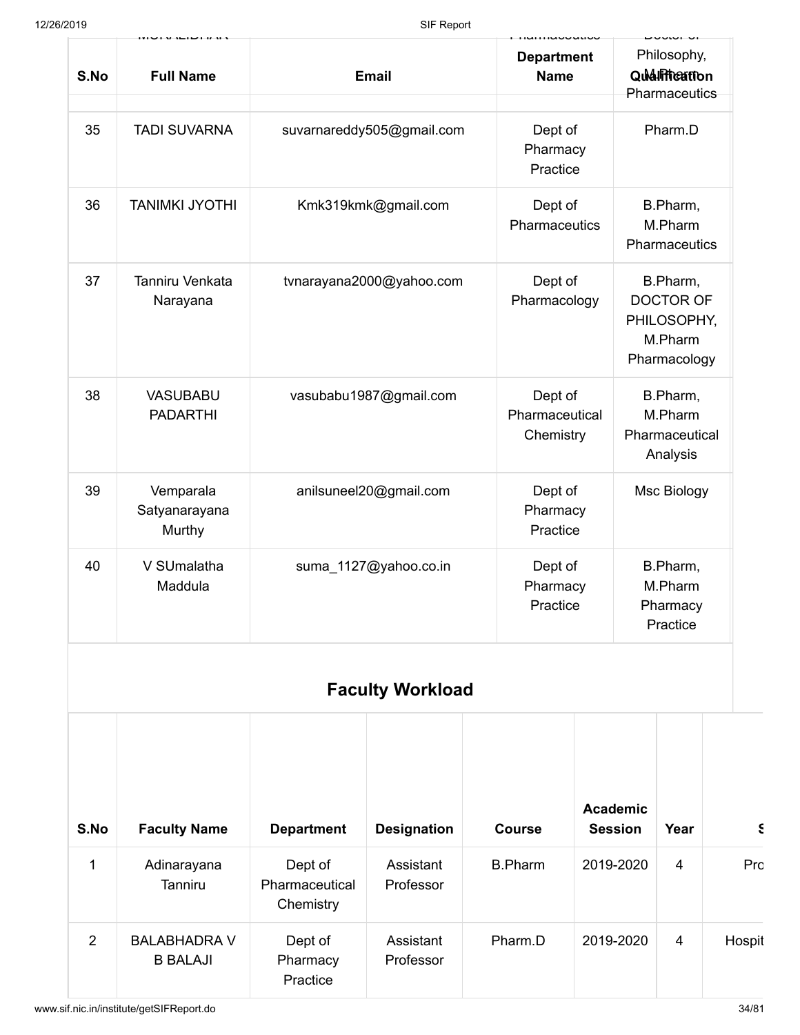| S.No | Full Name | Email | Department Name | Qualification |
|---|---|---|---|---|
| | MURALIDHAR | | Pharmaceutics | Doctor of Philosophy, M.Pharm Pharmaceutics |
| 35 | TADI SUVARNA | suvarnareddy505@gmail.com | Dept of Pharmacy Practice | Pharm.D |
| 36 | TANIMKI JYOTHI | Kmk319kmk@gmail.com | Dept of Pharmaceutics | B.Pharm, M.Pharm Pharmaceutics |
| 37 | Tanniru Venkata Narayana | tvnarayana2000@yahoo.com | Dept of Pharmacology | B.Pharm, DOCTOR OF PHILOSOPHY, M.Pharm Pharmacology |
| 38 | VASUBABU PADARTHI | vasubabu1987@gmail.com | Dept of Pharmaceutical Chemistry | B.Pharm, M.Pharm Pharmaceutical Analysis |
| 39 | Vemparala Satyanarayana Murthy | anilsuneel20@gmail.com | Dept of Pharmacy Practice | Msc Biology |
| 40 | V SUmalatha Maddula | suma_1127@yahoo.co.in | Dept of Pharmacy Practice | B.Pharm, M.Pharm Pharmacy Practice |

## Faculty Workload

| S.No | Faculty Name | Department | Designation | Course | Academic Session | Year | S |
|---|---|---|---|---|---|---|---|
| 1 | Adinarayana Tanniru | Dept of Pharmaceutical Chemistry | Assistant Professor | B.Pharm | 2019-2020 | 4 | Pro |
| 2 | BALABHADRA V B BALAJI | Dept of Pharmacy Practice | Assistant Professor | Pharm.D | 2019-2020 | 4 | Hospit |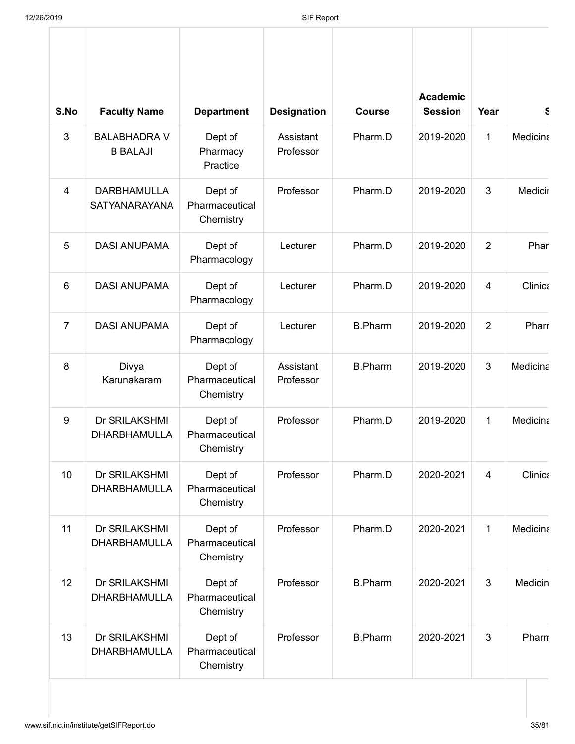| S.No | Faculty Name | Department | Designation | Course | Academic Session | Year | S |
|---|---|---|---|---|---|---|---|
| 3 | BALABHADRA V B BALAJI | Dept of Pharmacy Practice | Assistant Professor | Pharm.D | 2019-2020 | 1 | Medicina |
| 4 | DARBHAMULLA SATYANARAYANA | Dept of Pharmaceutical Chemistry | Professor | Pharm.D | 2019-2020 | 3 | Medicir |
| 5 | DASI ANUPAMA | Dept of Pharmacology | Lecturer | Pharm.D | 2019-2020 | 2 | Phar |
| 6 | DASI ANUPAMA | Dept of Pharmacology | Lecturer | Pharm.D | 2019-2020 | 4 | Clinica |
| 7 | DASI ANUPAMA | Dept of Pharmacology | Lecturer | B.Pharm | 2019-2020 | 2 | Pharr |
| 8 | Divya Karunakaram | Dept of Pharmaceutical Chemistry | Assistant Professor | B.Pharm | 2019-2020 | 3 | Medicina |
| 9 | Dr SRILAKSHMI DHARBHAMULLA | Dept of Pharmaceutical Chemistry | Professor | Pharm.D | 2019-2020 | 1 | Medicina |
| 10 | Dr SRILAKSHMI DHARBHAMULLA | Dept of Pharmaceutical Chemistry | Professor | Pharm.D | 2020-2021 | 4 | Clinica |
| 11 | Dr SRILAKSHMI DHARBHAMULLA | Dept of Pharmaceutical Chemistry | Professor | Pharm.D | 2020-2021 | 1 | Medicina |
| 12 | Dr SRILAKSHMI DHARBHAMULLA | Dept of Pharmaceutical Chemistry | Professor | B.Pharm | 2020-2021 | 3 | Medicin |
| 13 | Dr SRILAKSHMI DHARBHAMULLA | Dept of Pharmaceutical Chemistry | Professor | B.Pharm | 2020-2021 | 3 | Pharm |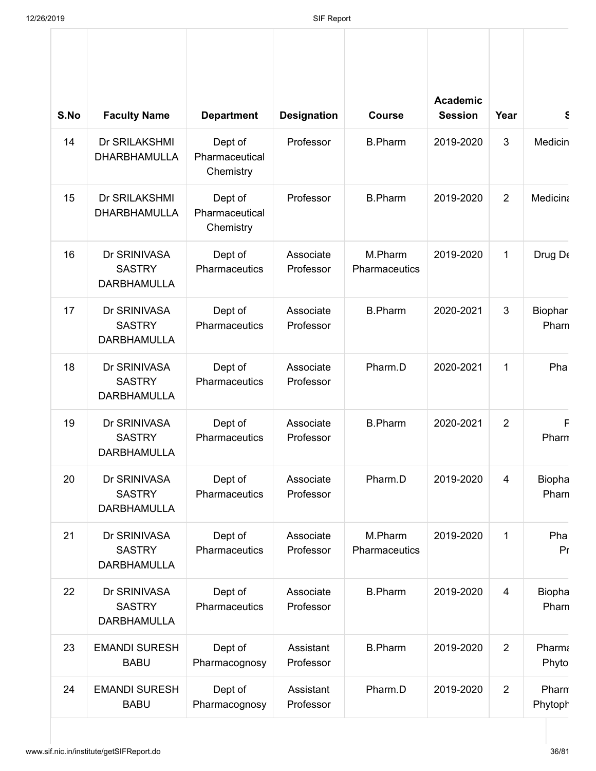| S.No | Faculty Name | Department | Designation | Course | Academic Session | Year | S |
|---|---|---|---|---|---|---|---|
| 14 | Dr SRILAKSHMI DHARBHAMULLA | Dept of Pharmaceutical Chemistry | Professor | B.Pharm | 2019-2020 | 3 | Medicin |
| 15 | Dr SRILAKSHMI DHARBHAMULLA | Dept of Pharmaceutical Chemistry | Professor | B.Pharm | 2019-2020 | 2 | Medicina |
| 16 | Dr SRINIVASA SASTRY DARBHAMULLA | Dept of Pharmaceutics | Associate Professor | M.Pharm Pharmaceutics | 2019-2020 | 1 | Drug De |
| 17 | Dr SRINIVASA SASTRY DARBHAMULLA | Dept of Pharmaceutics | Associate Professor | B.Pharm | 2020-2021 | 3 | Biophar Pharm |
| 18 | Dr SRINIVASA SASTRY DARBHAMULLA | Dept of Pharmaceutics | Associate Professor | Pharm.D | 2020-2021 | 1 | Pha |
| 19 | Dr SRINIVASA SASTRY DARBHAMULLA | Dept of Pharmaceutics | Associate Professor | B.Pharm | 2020-2021 | 2 | F Pharm |
| 20 | Dr SRINIVASA SASTRY DARBHAMULLA | Dept of Pharmaceutics | Associate Professor | Pharm.D | 2019-2020 | 4 | Biopha Pharm |
| 21 | Dr SRINIVASA SASTRY DARBHAMULLA | Dept of Pharmaceutics | Associate Professor | M.Pharm Pharmaceutics | 2019-2020 | 1 | Pha Pr |
| 22 | Dr SRINIVASA SASTRY DARBHAMULLA | Dept of Pharmaceutics | Associate Professor | B.Pharm | 2019-2020 | 4 | Biopha Pharm |
| 23 | EMANDI SURESH BABU | Dept of Pharmacognosy | Assistant Professor | B.Pharm | 2019-2020 | 2 | Pharma Phyto |
| 24 | EMANDI SURESH BABU | Dept of Pharmacognosy | Assistant Professor | Pharm.D | 2019-2020 | 2 | Pharm Phytoph |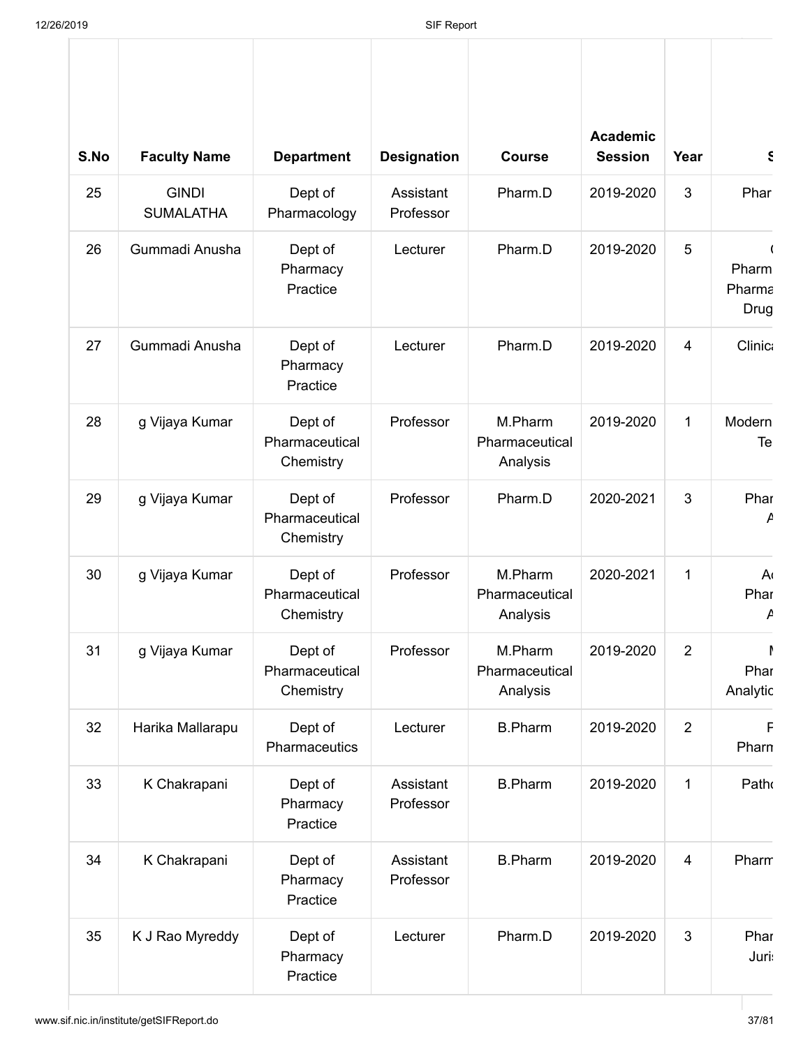| S.No | Faculty Name | Department | Designation | Course | Academic Session | Year | S |
|---|---|---|---|---|---|---|---|
| 25 | GINDI SUMALATHA | Dept of Pharmacology | Assistant Professor | Pharm.D | 2019-2020 | 3 | Phar |
| 26 | Gummadi Anusha | Dept of Pharmacy Practice | Lecturer | Pharm.D | 2019-2020 | 5 | ( Pharm Pharma Drug |
| 27 | Gummadi Anusha | Dept of Pharmacy Practice | Lecturer | Pharm.D | 2019-2020 | 4 | Clinic |
| 28 | g Vijaya Kumar | Dept of Pharmaceutical Chemistry | Professor | M.Pharm Pharmaceutical Analysis | 2019-2020 | 1 | Modern Te |
| 29 | g Vijaya Kumar | Dept of Pharmaceutical Chemistry | Professor | Pharm.D | 2020-2021 | 3 | Phar A |
| 30 | g Vijaya Kumar | Dept of Pharmaceutical Chemistry | Professor | M.Pharm Pharmaceutical Analysis | 2020-2021 | 1 | Ac Phar A |
| 31 | g Vijaya Kumar | Dept of Pharmaceutical Chemistry | Professor | M.Pharm Pharmaceutical Analysis | 2019-2020 | 2 | M Phar Analytic |
| 32 | Harika Mallarapu | Dept of Pharmaceutics | Lecturer | B.Pharm | 2019-2020 | 2 | F Pharm |
| 33 | K Chakrapani | Dept of Pharmacy Practice | Assistant Professor | B.Pharm | 2019-2020 | 1 | Patho |
| 34 | K Chakrapani | Dept of Pharmacy Practice | Assistant Professor | B.Pharm | 2019-2020 | 4 | Pharm |
| 35 | K J Rao Myreddy | Dept of Pharmacy Practice | Lecturer | Pharm.D | 2019-2020 | 3 | Phar Juri |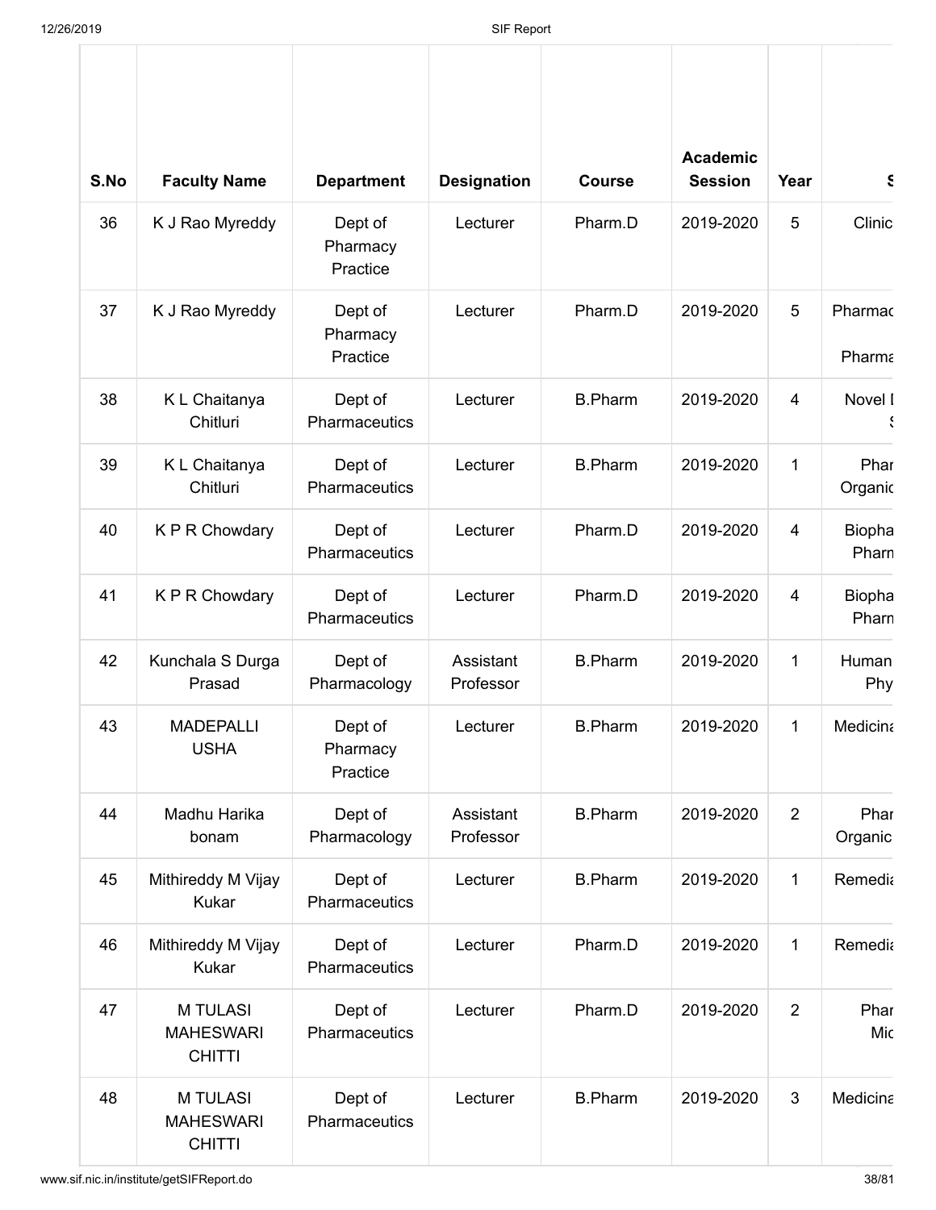| S.No | Faculty Name | Department | Designation | Course | Academic Session | Year | S |
|---|---|---|---|---|---|---|---|
| 36 | K J Rao Myreddy | Dept of Pharmacy Practice | Lecturer | Pharm.D | 2019-2020 | 5 | Clinic |
| 37 | K J Rao Myreddy | Dept of Pharmacy Practice | Lecturer | Pharm.D | 2019-2020 | 5 | Pharmac Pharma |
| 38 | K L Chaitanya Chitluri | Dept of Pharmaceutics | Lecturer | B.Pharm | 2019-2020 | 4 | Novel I S |
| 39 | K L Chaitanya Chitluri | Dept of Pharmaceutics | Lecturer | B.Pharm | 2019-2020 | 1 | Phar Organic |
| 40 | K P R Chowdary | Dept of Pharmaceutics | Lecturer | Pharm.D | 2019-2020 | 4 | Biopha Pharn |
| 41 | K P R Chowdary | Dept of Pharmaceutics | Lecturer | Pharm.D | 2019-2020 | 4 | Biopha Pharn |
| 42 | Kunchala S Durga Prasad | Dept of Pharmacology | Assistant Professor | B.Pharm | 2019-2020 | 1 | Human Phy |
| 43 | MADEPALLI USHA | Dept of Pharmacy Practice | Lecturer | B.Pharm | 2019-2020 | 1 | Medicina |
| 44 | Madhu Harika bonam | Dept of Pharmacology | Assistant Professor | B.Pharm | 2019-2020 | 2 | Phar Organic |
| 45 | Mithireddy M Vijay Kukar | Dept of Pharmaceutics | Lecturer | B.Pharm | 2019-2020 | 1 | Remedia |
| 46 | Mithireddy M Vijay Kukar | Dept of Pharmaceutics | Lecturer | Pharm.D | 2019-2020 | 1 | Remedia |
| 47 | M TULASI MAHESWARI CHITTI | Dept of Pharmaceutics | Lecturer | Pharm.D | 2019-2020 | 2 | Phar Mic |
| 48 | M TULASI MAHESWARI CHITTI | Dept of Pharmaceutics | Lecturer | B.Pharm | 2019-2020 | 3 | Medicina |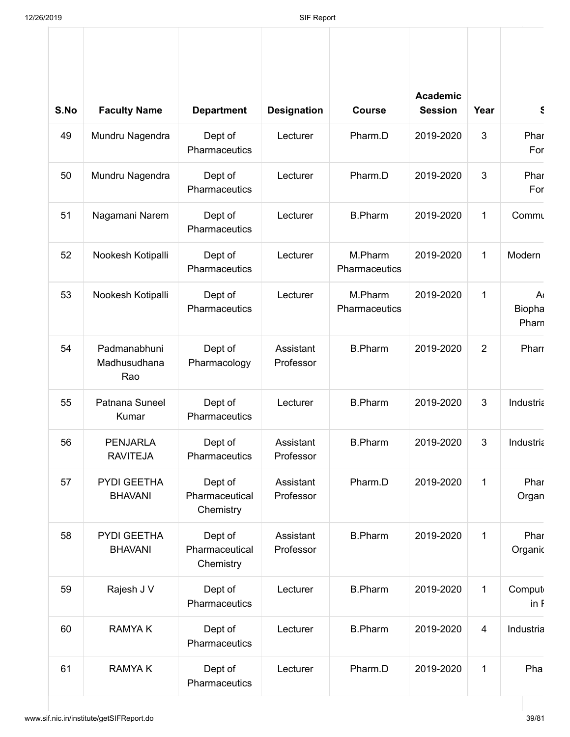| S.No | Faculty Name | Department | Designation | Course | Academic Session | Year | S |
|---|---|---|---|---|---|---|---|
| 49 | Mundru Nagendra | Dept of Pharmaceutics | Lecturer | Pharm.D | 2019-2020 | 3 | Phar For |
| 50 | Mundru Nagendra | Dept of Pharmaceutics | Lecturer | Pharm.D | 2019-2020 | 3 | Phar For |
| 51 | Nagamani Narem | Dept of Pharmaceutics | Lecturer | B.Pharm | 2019-2020 | 1 | Commu |
| 52 | Nookesh Kotipalli | Dept of Pharmaceutics | Lecturer | M.Pharm Pharmaceutics | 2019-2020 | 1 | Modern |
| 53 | Nookesh Kotipalli | Dept of Pharmaceutics | Lecturer | M.Pharm Pharmaceutics | 2019-2020 | 1 | A Biopha Pharn |
| 54 | Padmanabhuni Madhusudhana Rao | Dept of Pharmacology | Assistant Professor | B.Pharm | 2019-2020 | 2 | Pharr |
| 55 | Patnana Suneel Kumar | Dept of Pharmaceutics | Lecturer | B.Pharm | 2019-2020 | 3 | Industria |
| 56 | PENJARLA RAVITEJA | Dept of Pharmaceutics | Assistant Professor | B.Pharm | 2019-2020 | 3 | Industria |
| 57 | PYDI GEETHA BHAVANI | Dept of Pharmaceutical Chemistry | Assistant Professor | Pharm.D | 2019-2020 | 1 | Phar Organ |
| 58 | PYDI GEETHA BHAVANI | Dept of Pharmaceutical Chemistry | Assistant Professor | B.Pharm | 2019-2020 | 1 | Phar Organic |
| 59 | Rajesh J V | Dept of Pharmaceutics | Lecturer | B.Pharm | 2019-2020 | 1 | Comput in F |
| 60 | RAMYA K | Dept of Pharmaceutics | Lecturer | B.Pharm | 2019-2020 | 4 | Industria |
| 61 | RAMYA K | Dept of Pharmaceutics | Lecturer | Pharm.D | 2019-2020 | 1 | Pha |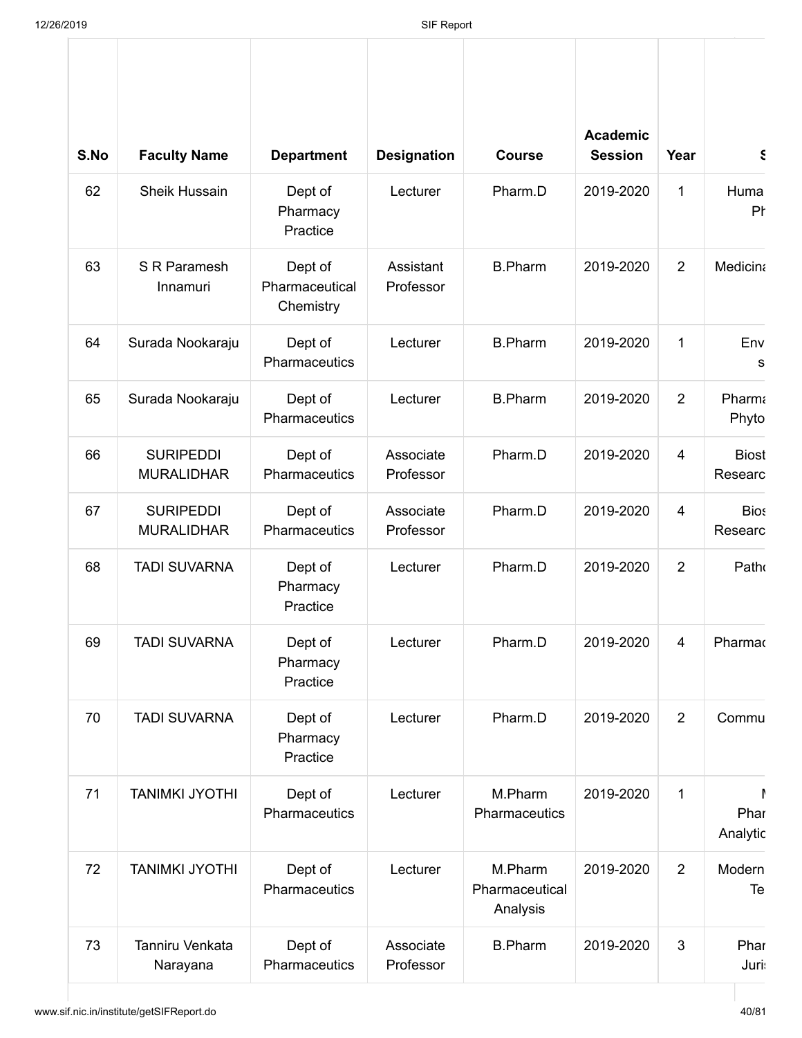| S.No | Faculty Name | Department | Designation | Course | Academic Session | Year | S |
|---|---|---|---|---|---|---|---|
| 62 | Sheik Hussain | Dept of Pharmacy Practice | Lecturer | Pharm.D | 2019-2020 | 1 | Huma Ph |
| 63 | S R Paramesh Innamuri | Dept of Pharmaceutical Chemistry | Assistant Professor | B.Pharm | 2019-2020 | 2 | Medicina |
| 64 | Surada Nookaraju | Dept of Pharmaceutics | Lecturer | B.Pharm | 2019-2020 | 1 | Env s |
| 65 | Surada Nookaraju | Dept of Pharmaceutics | Lecturer | B.Pharm | 2019-2020 | 2 | Pharma Phyto |
| 66 | SURIPEDDI MURALIDHAR | Dept of Pharmaceutics | Associate Professor | Pharm.D | 2019-2020 | 4 | Biost Researc |
| 67 | SURIPEDDI MURALIDHAR | Dept of Pharmaceutics | Associate Professor | Pharm.D | 2019-2020 | 4 | Bios Researc |
| 68 | TADI SUVARNA | Dept of Pharmacy Practice | Lecturer | Pharm.D | 2019-2020 | 2 | Patho |
| 69 | TADI SUVARNA | Dept of Pharmacy Practice | Lecturer | Pharm.D | 2019-2020 | 4 | Pharmac |
| 70 | TADI SUVARNA | Dept of Pharmacy Practice | Lecturer | Pharm.D | 2019-2020 | 2 | Commu |
| 71 | TANIMKI JYOTHI | Dept of Pharmaceutics | Lecturer | M.Pharm Pharmaceutics | 2019-2020 | 1 | M Phar Analytic |
| 72 | TANIMKI JYOTHI | Dept of Pharmaceutics | Lecturer | M.Pharm Pharmaceutical Analysis | 2019-2020 | 2 | Modern Te |
| 73 | Tanniru Venkata Narayana | Dept of Pharmaceutics | Associate Professor | B.Pharm | 2019-2020 | 3 | Phar Juri |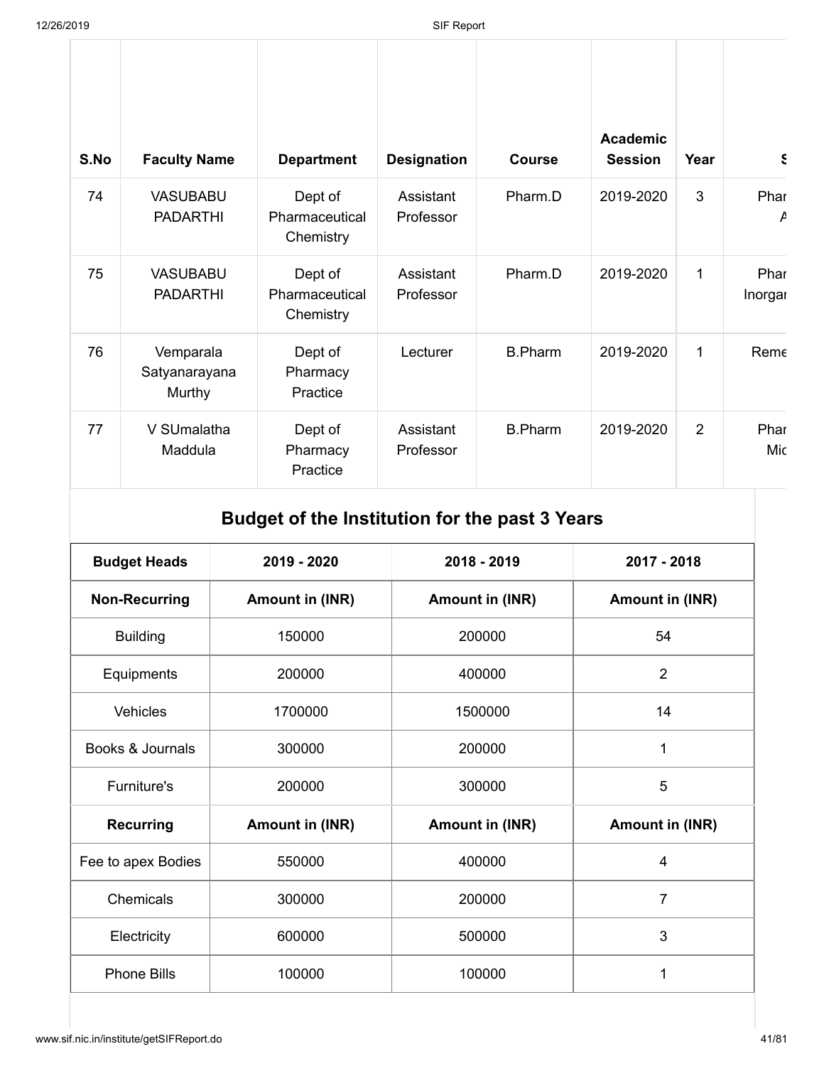| S.No | Faculty Name | Department | Designation | Course | Academic Session | Year | S |
|---|---|---|---|---|---|---|---|
| 74 | VASUBABU PADARTHI | Dept of Pharmaceutical Chemistry | Assistant Professor | Pharm.D | 2019-2020 | 3 | Phar A |
| 75 | VASUBABU PADARTHI | Dept of Pharmaceutical Chemistry | Assistant Professor | Pharm.D | 2019-2020 | 1 | Phar Inorgai |
| 76 | Vemparala Satyanarayana Murthy | Dept of Pharmacy Practice | Lecturer | B.Pharm | 2019-2020 | 1 | Reme |
| 77 | V SUmalatha Maddula | Dept of Pharmacy Practice | Assistant Professor | B.Pharm | 2019-2020 | 2 | Phar Mic |

## Budget of the Institution for the past 3 Years

| Budget Heads | 2019 - 2020 | 2018 - 2019 | 2017 - 2018 |
|---|---|---|---|
| **Non-Recurring** | **Amount in (INR)** | **Amount in (INR)** | **Amount in (INR)** |
| Building | 150000 | 200000 | 54 |
| Equipments | 200000 | 400000 | 2 |
| Vehicles | 1700000 | 1500000 | 14 |
| Books & Journals | 300000 | 200000 | 1 |
| Furniture's | 200000 | 300000 | 5 |
| **Recurring** | **Amount in (INR)** | **Amount in (INR)** | **Amount in (INR)** |
| Fee to apex Bodies | 550000 | 400000 | 4 |
| Chemicals | 300000 | 200000 | 7 |
| Electricity | 600000 | 500000 | 3 |
| Phone Bills | 100000 | 100000 | 1 |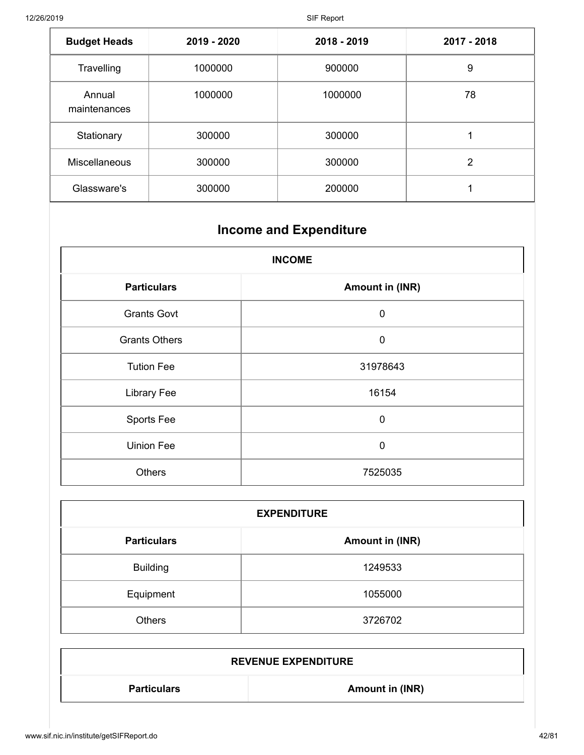| Budget Heads | 2019 - 2020 | 2018 - 2019 | 2017 - 2018 |
|---|---|---|---|
| Travelling | 1000000 | 900000 | 9 |
| Annual maintenances | 1000000 | 1000000 | 78 |
| Stationary | 300000 | 300000 | 1 |
| Miscellaneous | 300000 | 300000 | 2 |
| Glassware's | 300000 | 200000 | 1 |

## Income and Expenditure

| INCOME | |
|---|---|
| **Particulars** | **Amount in (INR)** |
| Grants Govt | 0 |
| Grants Others | 0 |
| Tution Fee | 31978643 |
| Library Fee | 16154 |
| Sports Fee | 0 |
| Uinion Fee | 0 |
| Others | 7525035 |

| EXPENDITURE | |
|---|---|
| **Particulars** | **Amount in (INR)** |
| Building | 1249533 |
| Equipment | 1055000 |
| Others | 3726702 |

| REVENUE EXPENDITURE | |
|---|---|
| **Particulars** | **Amount in (INR)** |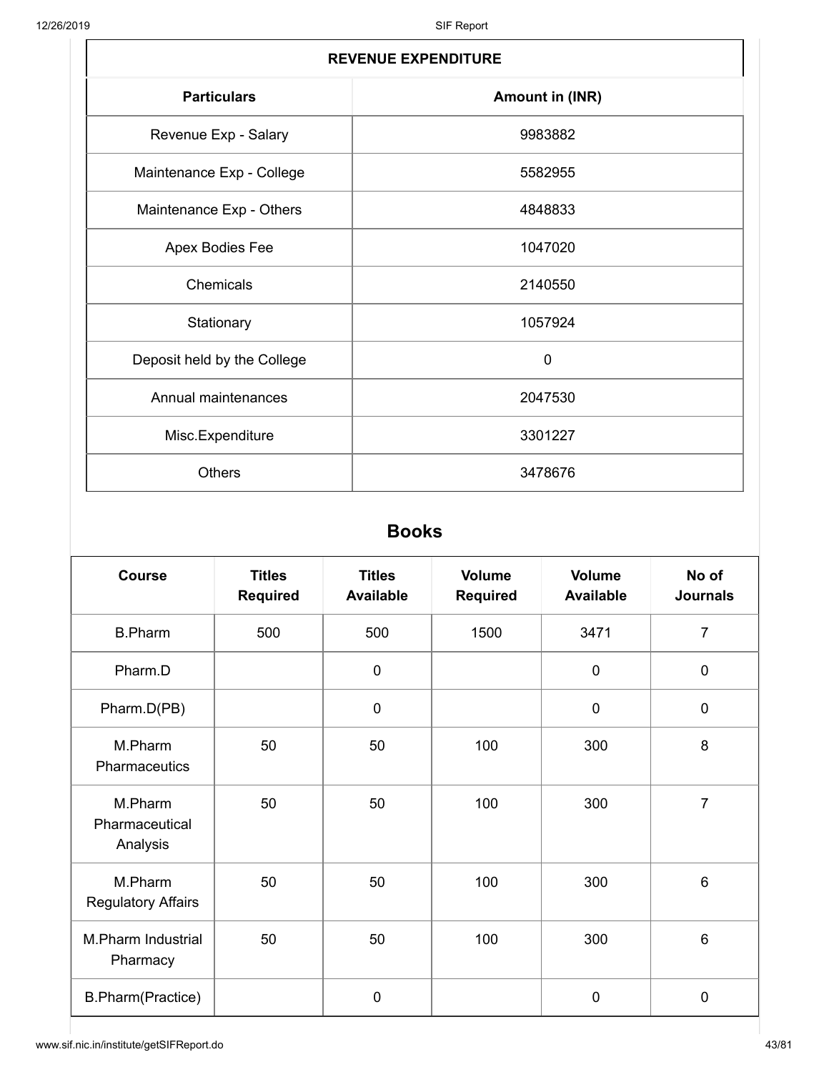| REVENUE EXPENDITURE | |
|---|---|
| **Particulars** | **Amount in (INR)** |
| Revenue Exp - Salary | 9983882 |
| Maintenance Exp - College | 5582955 |
| Maintenance Exp - Others | 4848833 |
| Apex Bodies Fee | 1047020 |
| Chemicals | 2140550 |
| Stationary | 1057924 |
| Deposit held by the College | 0 |
| Annual maintenances | 2047530 |
| Misc.Expenditure | 3301227 |
| Others | 3478676 |

## Books

| Course | Titles Required | Titles Available | Volume Required | Volume Available | No of Journals |
|---|---|---|---|---|---|
| B.Pharm | 500 | 500 | 1500 | 3471 | 7 |
| Pharm.D | | 0 | | 0 | 0 |
| Pharm.D(PB) | | 0 | | 0 | 0 |
| M.Pharm Pharmaceutics | 50 | 50 | 100 | 300 | 8 |
| M.Pharm Pharmaceutical Analysis | 50 | 50 | 100 | 300 | 7 |
| M.Pharm Regulatory Affairs | 50 | 50 | 100 | 300 | 6 |
| M.Pharm Industrial Pharmacy | 50 | 50 | 100 | 300 | 6 |
| B.Pharm(Practice) | | 0 | | 0 | 0 |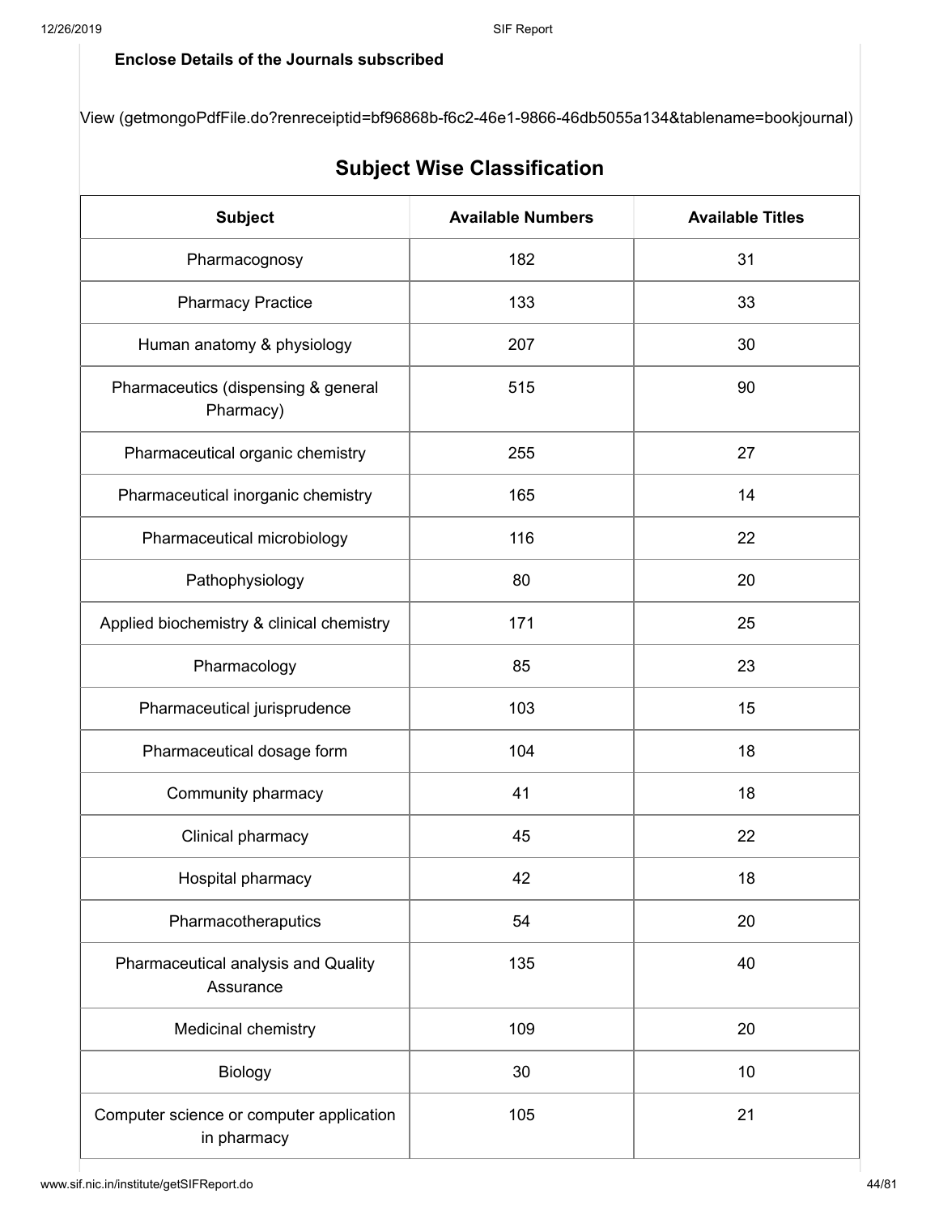**Enclose Details of the Journals subscribed**

View (getmongoPdfFile.do?renreceiptid=bf96868b-f6c2-46e1-9866-46db5055a134&tablename=bookjournal)

## Subject Wise Classification

| Subject | Available Numbers | Available Titles |
|---|---|---|
| Pharmacognosy | 182 | 31 |
| Pharmacy Practice | 133 | 33 |
| Human anatomy & physiology | 207 | 30 |
| Pharmaceutics (dispensing & general Pharmacy) | 515 | 90 |
| Pharmaceutical organic chemistry | 255 | 27 |
| Pharmaceutical inorganic chemistry | 165 | 14 |
| Pharmaceutical microbiology | 116 | 22 |
| Pathophysiology | 80 | 20 |
| Applied biochemistry & clinical chemistry | 171 | 25 |
| Pharmacology | 85 | 23 |
| Pharmaceutical jurisprudence | 103 | 15 |
| Pharmaceutical dosage form | 104 | 18 |
| Community pharmacy | 41 | 18 |
| Clinical pharmacy | 45 | 22 |
| Hospital pharmacy | 42 | 18 |
| Pharmacotheraputics | 54 | 20 |
| Pharmaceutical analysis and Quality Assurance | 135 | 40 |
| Medicinal chemistry | 109 | 20 |
| Biology | 30 | 10 |
| Computer science or computer application in pharmacy | 105 | 21 |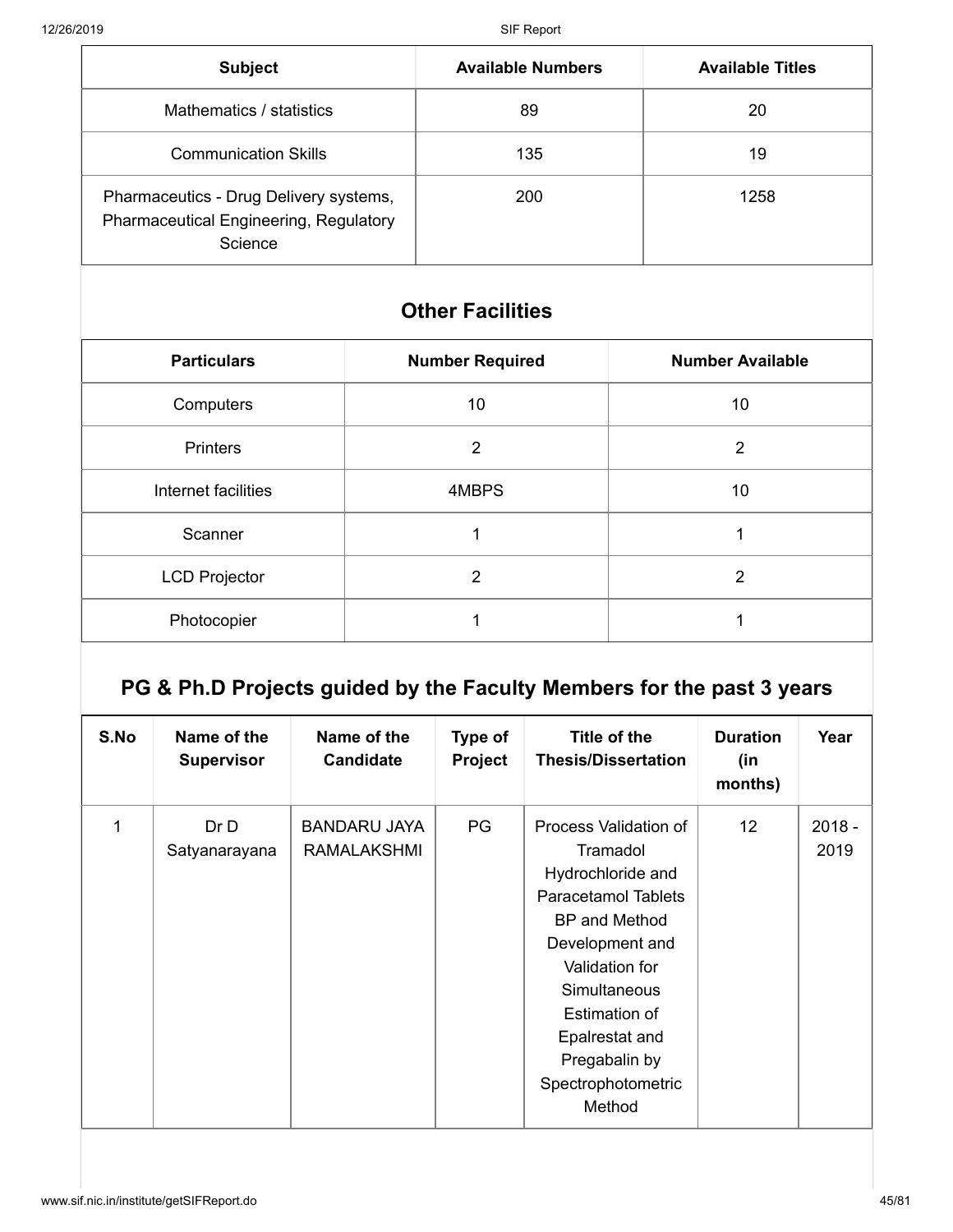| Subject | Available Numbers | Available Titles |
|---|---|---|
| Mathematics / statistics | 89 | 20 |
| Communication Skills | 135 | 19 |
| Pharmaceutics - Drug Delivery systems, Pharmaceutical Engineering, Regulatory Science | 200 | 1258 |

## Other Facilities

| Particulars | Number Required | Number Available |
|---|---|---|
| Computers | 10 | 10 |
| Printers | 2 | 2 |
| Internet facilities | 4MBPS | 10 |
| Scanner | 1 | 1 |
| LCD Projector | 2 | 2 |
| Photocopier | 1 | 1 |

## PG & Ph.D Projects guided by the Faculty Members for the past 3 years

| S.No | Name of the Supervisor | Name of the Candidate | Type of Project | Title of the Thesis/Dissertation | Duration (in months) | Year |
|---|---|---|---|---|---|---|
| 1 | Dr D Satyanarayana | BANDARU JAYA RAMALAKSHMI | PG | Process Validation of Tramadol Hydrochloride and Paracetamol Tablets BP and Method Development and Validation for Simultaneous Estimation of Epalrestat and Pregabalin by Spectrophotometric Method | 12 | 2018 - 2019 |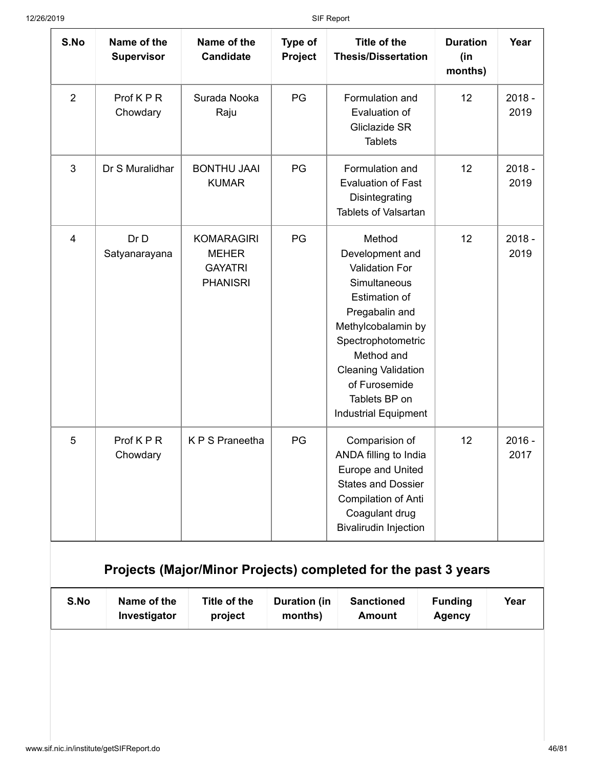| S.No | Name of the Supervisor | Name of the Candidate | Type of Project | Title of the Thesis/Dissertation | Duration (in months) | Year |
|---|---|---|---|---|---|---|
| 2 | Prof K P R Chowdary | Surada Nooka Raju | PG | Formulation and Evaluation of Gliclazide SR Tablets | 12 | 2018 - 2019 |
| 3 | Dr S Muralidhar | BONTHU JAAI KUMAR | PG | Formulation and Evaluation of Fast Disintegrating Tablets of Valsartan | 12 | 2018 - 2019 |
| 4 | Dr D Satyanarayana | KOMARAGIRI MEHER GAYATRI PHANISRI | PG | Method Development and Validation For Simultaneous Estimation of Pregabalin and Methylcobalamin by Spectrophotometric Method and Cleaning Validation of Furosemide Tablets BP on Industrial Equipment | 12 | 2018 - 2019 |
| 5 | Prof K P R Chowdary | K P S Praneetha | PG | Comparision of ANDA filling to India Europe and United States and Dossier Compilation of Anti Coagulant drug Bivalirudin Injection | 12 | 2016 - 2017 |

## Projects (Major/Minor Projects) completed for the past 3 years

| S.No | Name of the Investigator | Title of the project | Duration (in months) | Sanctioned Amount | Funding Agency | Year |
|---|---|---|---|---|---|---|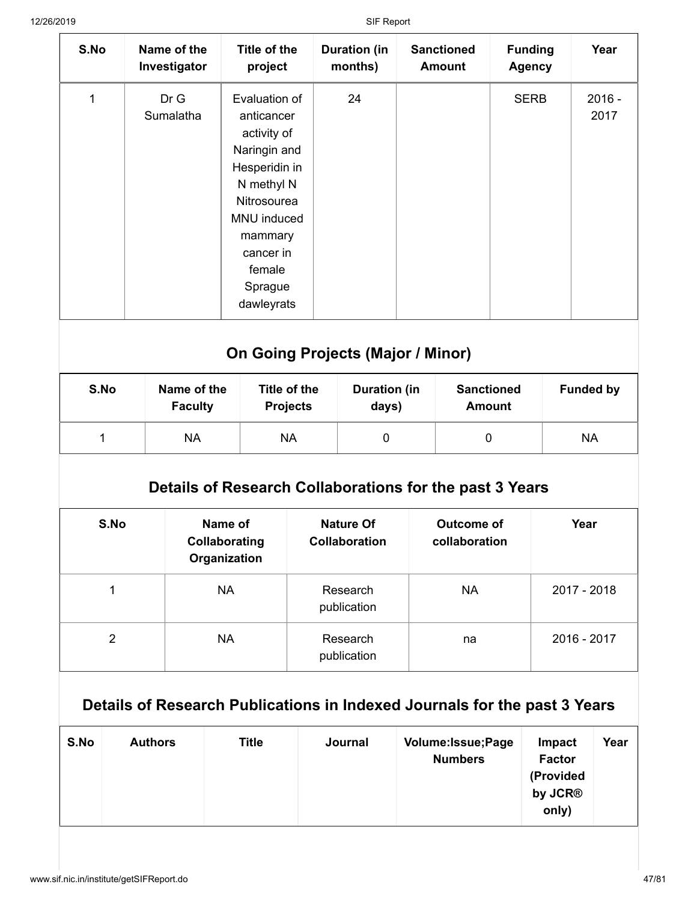| S.No | Name of the Investigator | Title of the project | Duration (in months) | Sanctioned Amount | Funding Agency | Year |
| --- | --- | --- | --- | --- | --- | --- |
| 1 | Dr G Sumalatha | Evaluation of anticancer activity of Naringin and Hesperidin in N methyl N Nitrosourea MNU induced mammary cancer in female Sprague dawleyrats | 24 | | SERB | 2016 - 2017 |

## On Going Projects (Major / Minor)

| S.No | Name of the Faculty | Title of the Projects | Duration (in days) | Sanctioned Amount | Funded by |
| --- | --- | --- | --- | --- | --- |
| 1 | NA | NA | 0 | 0 | NA |

## Details of Research Collaborations for the past 3 Years

| S.No | Name of Collaborating Organization | Nature Of Collaboration | Outcome of collaboration | Year |
| --- | --- | --- | --- | --- |
| 1 | NA | Research publication | NA | 2017 - 2018 |
| 2 | NA | Research publication | na | 2016 - 2017 |

## Details of Research Publications in Indexed Journals for the past 3 Years

| S.No | Authors | Title | Journal | Volume:Issue;Page Numbers | Impact Factor (Provided by JCR® only) | Year |
| --- | --- | --- | --- | --- | --- | --- |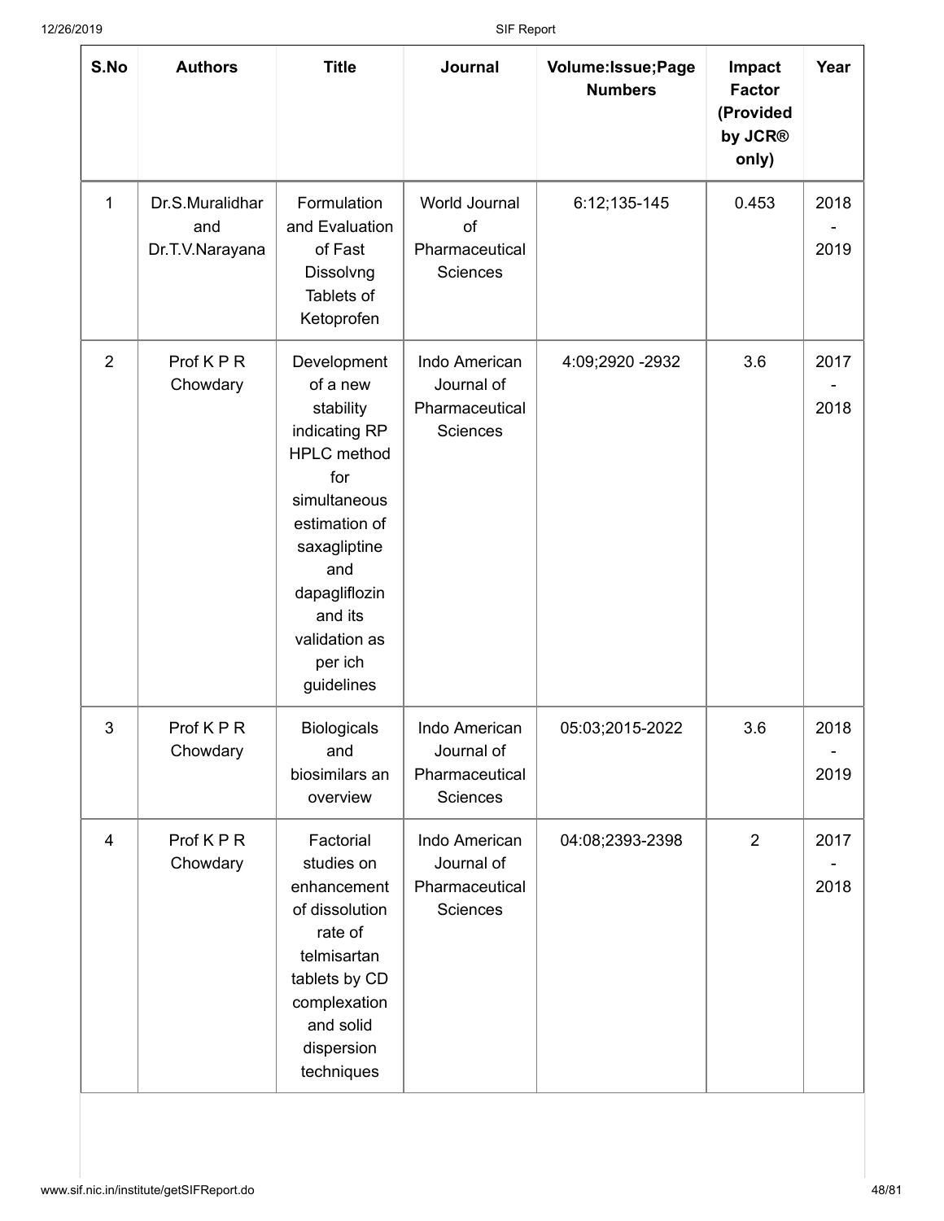| S.No | Authors | Title | Journal | Volume:Issue;Page Numbers | Impact Factor (Provided by JCR® only) | Year |
|---|---|---|---|---|---|---|
| 1 | Dr.S.Muralidhar and Dr.T.V.Narayana | Formulation and Evaluation of Fast Dissolvng Tablets of Ketoprofen | World Journal of Pharmaceutical Sciences | 6:12;135-145 | 0.453 | 2018 - 2019 |
| 2 | Prof K P R Chowdary | Development of a new stability indicating RP HPLC method for simultaneous estimation of saxagliptine and dapagliflozin and its validation as per ich guidelines | Indo American Journal of Pharmaceutical Sciences | 4:09;2920 -2932 | 3.6 | 2017 - 2018 |
| 3 | Prof K P R Chowdary | Biologicals and biosimilars an overview | Indo American Journal of Pharmaceutical Sciences | 05:03;2015-2022 | 3.6 | 2018 - 2019 |
| 4 | Prof K P R Chowdary | Factorial studies on enhancement of dissolution rate of telmisartan tablets by CD complexation and solid dispersion techniques | Indo American Journal of Pharmaceutical Sciences | 04:08;2393-2398 | 2 | 2017 - 2018 |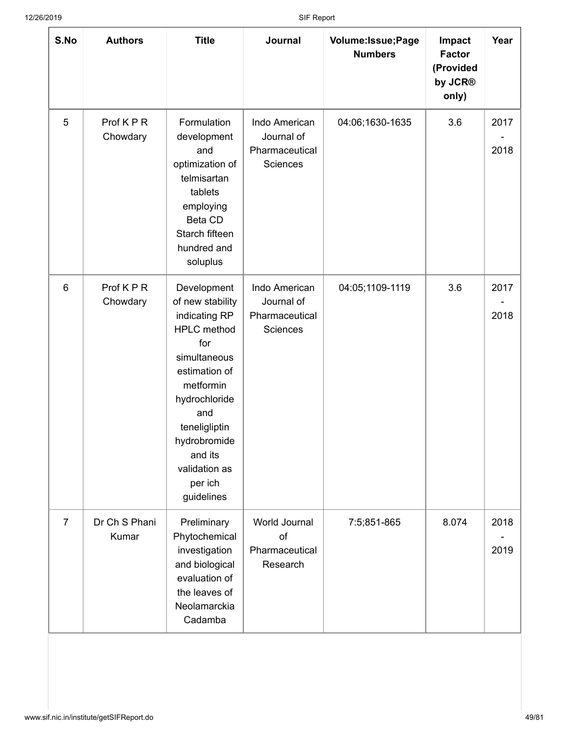| S.No | Authors | Title | Journal | Volume:Issue;Page Numbers | Impact Factor (Provided by JCR® only) | Year |
|---|---|---|---|---|---|---|
| 5 | Prof K P R Chowdary | Formulation development and optimization of telmisartan tablets employing Beta CD Starch fifteen hundred and soluplus | Indo American Journal of Pharmaceutical Sciences | 04:06;1630-1635 | 3.6 | 2017 - 2018 |
| 6 | Prof K P R Chowdary | Development of new stability indicating RP HPLC method for simultaneous estimation of metformin hydrochloride and teneligliptin hydrobromide and its validation as per ich guidelines | Indo American Journal of Pharmaceutical Sciences | 04:05;1109-1119 | 3.6 | 2017 - 2018 |
| 7 | Dr Ch S Phani Kumar | Preliminary Phytochemical investigation and biological evaluation of the leaves of Neolamarckia Cadamba | World Journal of Pharmaceutical Research | 7:5;851-865 | 8.074 | 2018 - 2019 |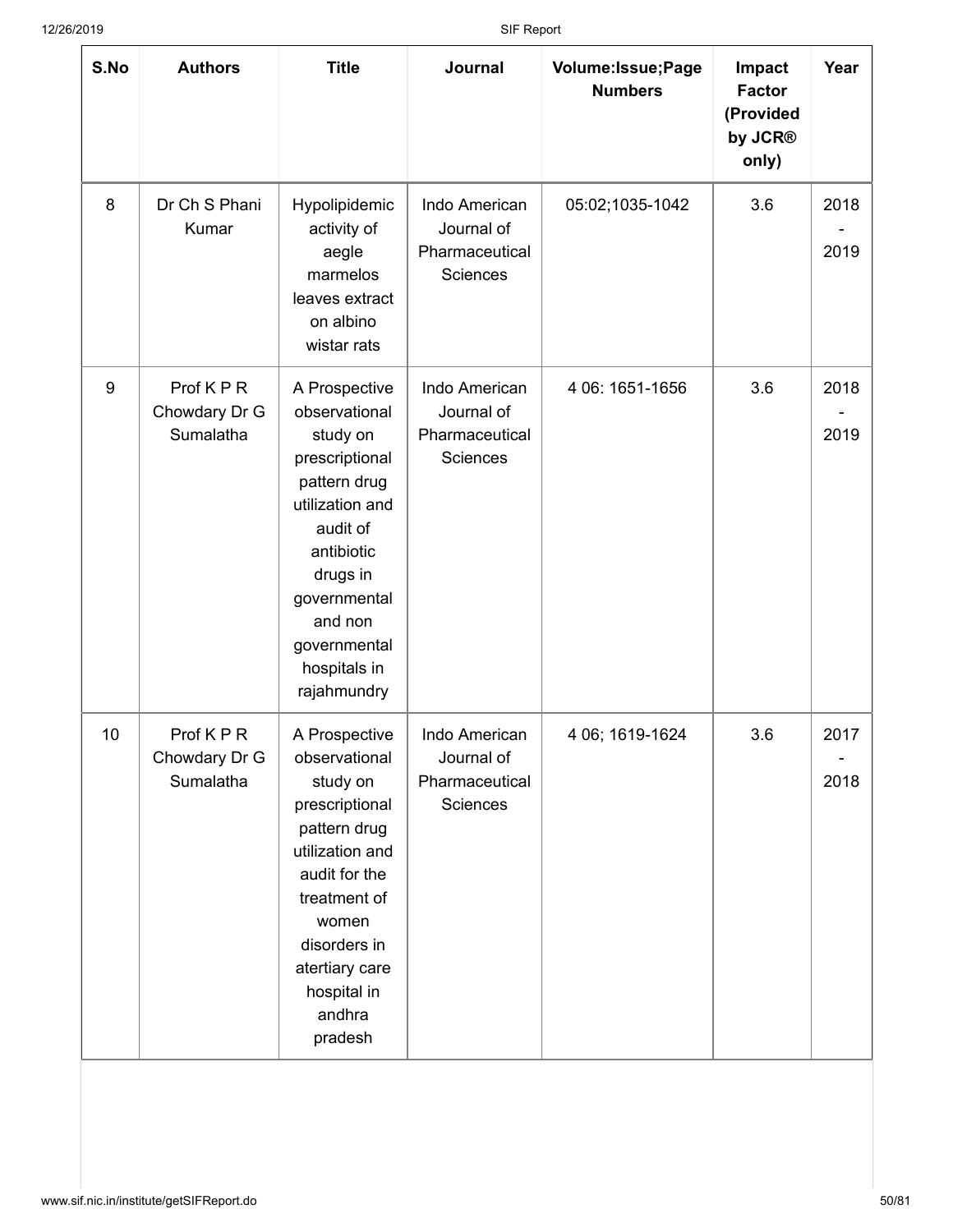| S.No | Authors | Title | Journal | Volume:Issue;Page Numbers | Impact Factor (Provided by JCR® only) | Year |
|---|---|---|---|---|---|---|
| 8 | Dr Ch S Phani Kumar | Hypolipidemic activity of aegle marmelos leaves extract on albino wistar rats | Indo American Journal of Pharmaceutical Sciences | 05:02;1035-1042 | 3.6 | 2018 - 2019 |
| 9 | Prof K P R Chowdary Dr G Sumalatha | A Prospective observational study on prescriptional pattern drug utilization and audit of antibiotic drugs in governmental and non governmental hospitals in rajahmundry | Indo American Journal of Pharmaceutical Sciences | 4 06: 1651-1656 | 3.6 | 2018 - 2019 |
| 10 | Prof K P R Chowdary Dr G Sumalatha | A Prospective observational study on prescriptional pattern drug utilization and audit for the treatment of women disorders in atertiary care hospital in andhra pradesh | Indo American Journal of Pharmaceutical Sciences | 4 06; 1619-1624 | 3.6 | 2017 - 2018 |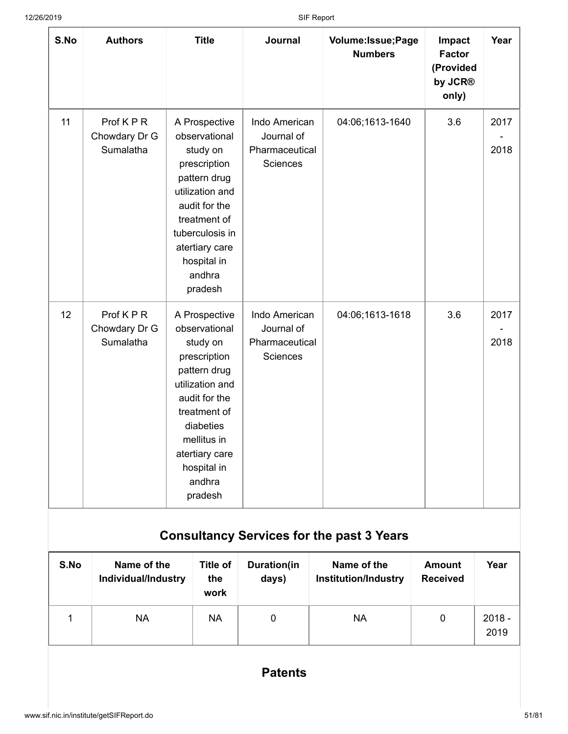| S.No | Authors | Title | Journal | Volume:Issue;Page Numbers | Impact Factor (Provided by JCR® only) | Year |
|---|---|---|---|---|---|---|
| 11 | Prof K P R Chowdary Dr G Sumalatha | A Prospective observational study on prescription pattern drug utilization and audit for the treatment of tuberculosis in atertiary care hospital in andhra pradesh | Indo American Journal of Pharmaceutical Sciences | 04:06;1613-1640 | 3.6 | 2017 - 2018 |
| 12 | Prof K P R Chowdary Dr G Sumalatha | A Prospective observational study on prescription pattern drug utilization and audit for the treatment of diabeties mellitus in atertiary care hospital in andhra pradesh | Indo American Journal of Pharmaceutical Sciences | 04:06;1613-1618 | 3.6 | 2017 - 2018 |

## Consultancy Services for the past 3 Years

| S.No | Name of the Individual/Industry | Title of the work | Duration(in days) | Name of the Institution/Industry | Amount Received | Year |
|---|---|---|---|---|---|---|
| 1 | NA | NA | 0 | NA | 0 | 2018 - 2019 |

## Patents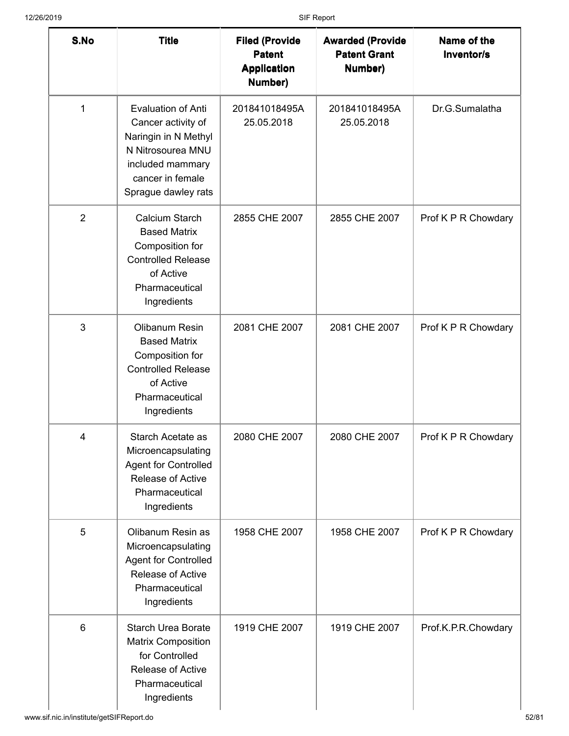| S.No | Title | Filed (Provide Patent Application Number) | Awarded (Provide Patent Grant Number) | Name of the Inventor/s |
|---|---|---|---|---|
| 1 | Evaluation of Anti Cancer activity of Naringin in N Methyl N Nitrosourea MNU included mammary cancer in female Sprague dawley rats | 201841018495A 25.05.2018 | 201841018495A 25.05.2018 | Dr.G.Sumalatha |
| 2 | Calcium Starch Based Matrix Composition for Controlled Release of Active Pharmaceutical Ingredients | 2855 CHE 2007 | 2855 CHE 2007 | Prof K P R Chowdary |
| 3 | Olibanum Resin Based Matrix Composition for Controlled Release of Active Pharmaceutical Ingredients | 2081 CHE 2007 | 2081 CHE 2007 | Prof K P R Chowdary |
| 4 | Starch Acetate as Microencapsulating Agent for Controlled Release of Active Pharmaceutical Ingredients | 2080 CHE 2007 | 2080 CHE 2007 | Prof K P R Chowdary |
| 5 | Olibanum Resin as Microencapsulating Agent for Controlled Release of Active Pharmaceutical Ingredients | 1958 CHE 2007 | 1958 CHE 2007 | Prof K P R Chowdary |
| 6 | Starch Urea Borate Matrix Composition for Controlled Release of Active Pharmaceutical Ingredients | 1919 CHE 2007 | 1919 CHE 2007 | Prof.K.P.R.Chowdary |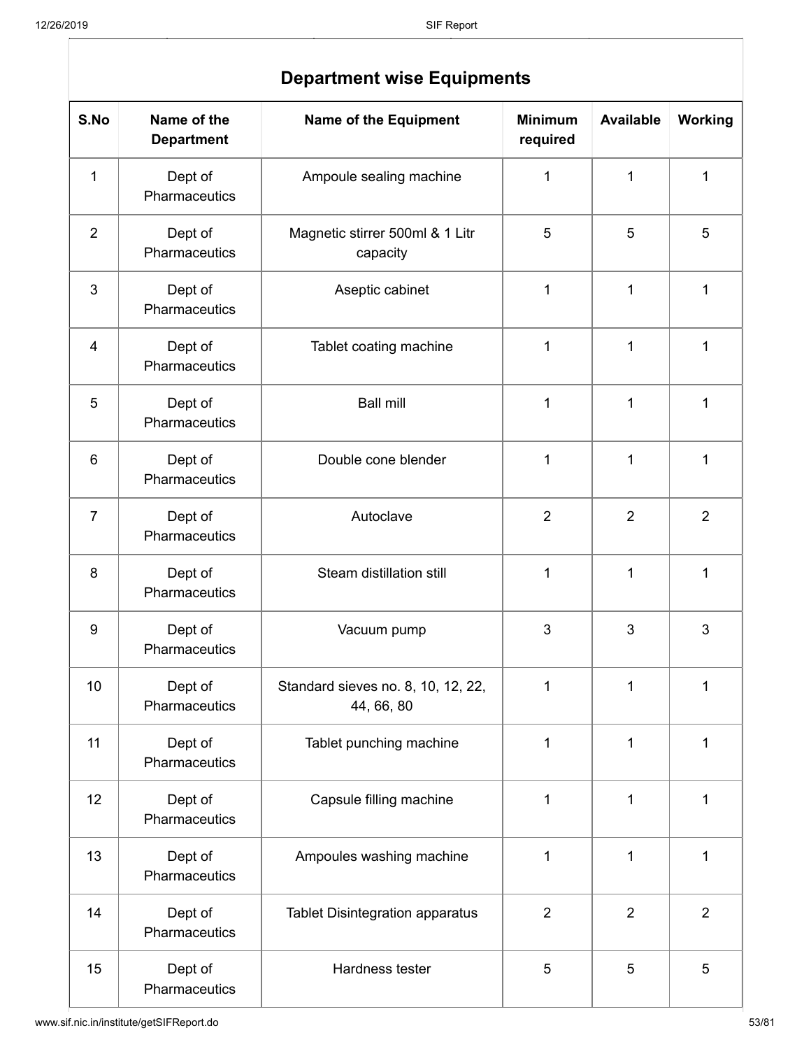## Department wise Equipments

| S.No | Name of the Department | Name of the Equipment | Minimum required | Available | Working |
|---|---|---|---|---|---|
| 1 | Dept of Pharmaceutics | Ampoule sealing machine | 1 | 1 | 1 |
| 2 | Dept of Pharmaceutics | Magnetic stirrer 500ml & 1 Litr capacity | 5 | 5 | 5 |
| 3 | Dept of Pharmaceutics | Aseptic cabinet | 1 | 1 | 1 |
| 4 | Dept of Pharmaceutics | Tablet coating machine | 1 | 1 | 1 |
| 5 | Dept of Pharmaceutics | Ball mill | 1 | 1 | 1 |
| 6 | Dept of Pharmaceutics | Double cone blender | 1 | 1 | 1 |
| 7 | Dept of Pharmaceutics | Autoclave | 2 | 2 | 2 |
| 8 | Dept of Pharmaceutics | Steam distillation still | 1 | 1 | 1 |
| 9 | Dept of Pharmaceutics | Vacuum pump | 3 | 3 | 3 |
| 10 | Dept of Pharmaceutics | Standard sieves no. 8, 10, 12, 22, 44, 66, 80 | 1 | 1 | 1 |
| 11 | Dept of Pharmaceutics | Tablet punching machine | 1 | 1 | 1 |
| 12 | Dept of Pharmaceutics | Capsule filling machine | 1 | 1 | 1 |
| 13 | Dept of Pharmaceutics | Ampoules washing machine | 1 | 1 | 1 |
| 14 | Dept of Pharmaceutics | Tablet Disintegration apparatus | 2 | 2 | 2 |
| 15 | Dept of Pharmaceutics | Hardness tester | 5 | 5 | 5 |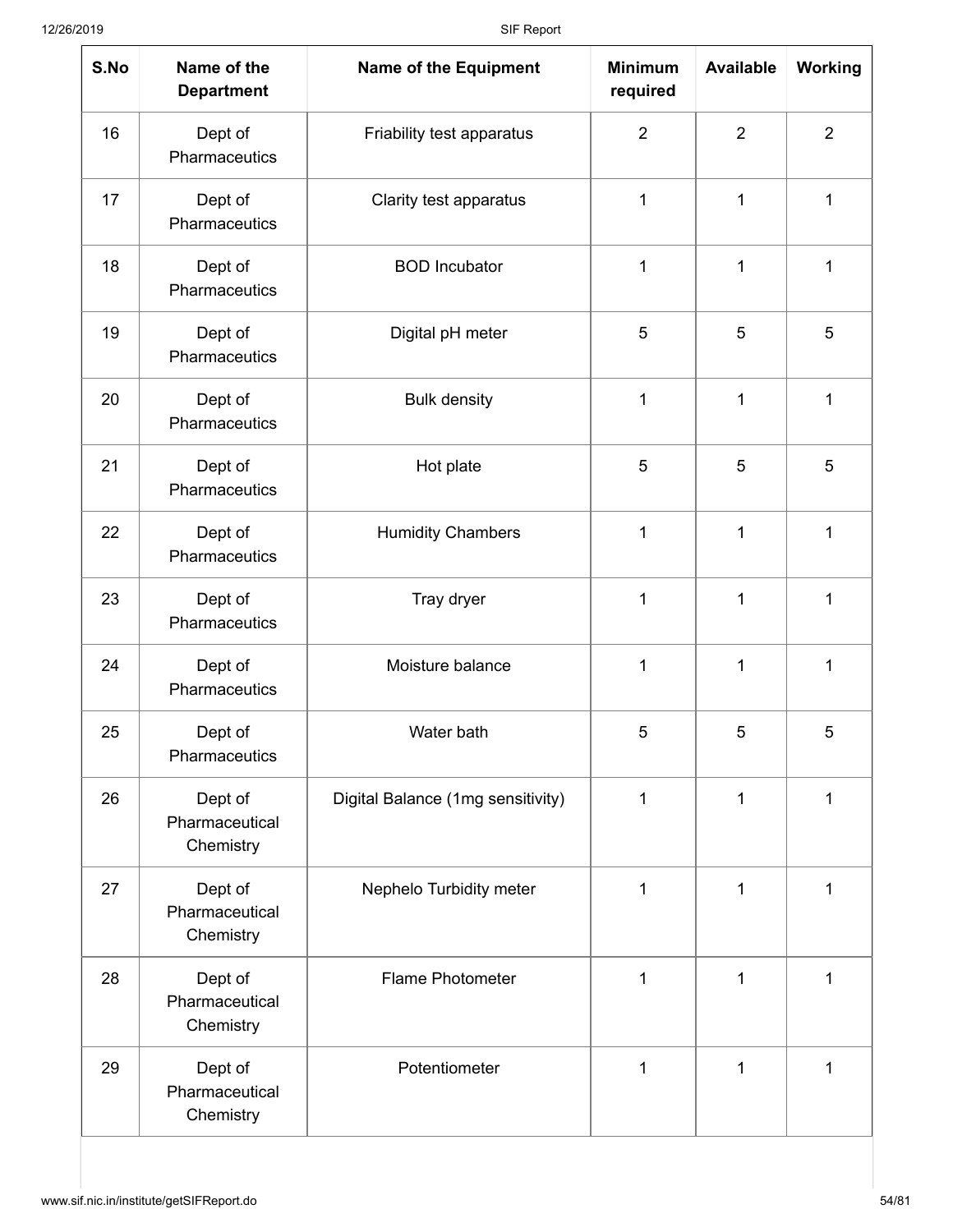| S.No | Name of the Department | Name of the Equipment | Minimum required | Available | Working |
|---|---|---|---|---|---|
| 16 | Dept of Pharmaceutics | Friability test apparatus | 2 | 2 | 2 |
| 17 | Dept of Pharmaceutics | Clarity test apparatus | 1 | 1 | 1 |
| 18 | Dept of Pharmaceutics | BOD Incubator | 1 | 1 | 1 |
| 19 | Dept of Pharmaceutics | Digital pH meter | 5 | 5 | 5 |
| 20 | Dept of Pharmaceutics | Bulk density | 1 | 1 | 1 |
| 21 | Dept of Pharmaceutics | Hot plate | 5 | 5 | 5 |
| 22 | Dept of Pharmaceutics | Humidity Chambers | 1 | 1 | 1 |
| 23 | Dept of Pharmaceutics | Tray dryer | 1 | 1 | 1 |
| 24 | Dept of Pharmaceutics | Moisture balance | 1 | 1 | 1 |
| 25 | Dept of Pharmaceutics | Water bath | 5 | 5 | 5 |
| 26 | Dept of Pharmaceutical Chemistry | Digital Balance (1mg sensitivity) | 1 | 1 | 1 |
| 27 | Dept of Pharmaceutical Chemistry | Nephelo Turbidity meter | 1 | 1 | 1 |
| 28 | Dept of Pharmaceutical Chemistry | Flame Photometer | 1 | 1 | 1 |
| 29 | Dept of Pharmaceutical Chemistry | Potentiometer | 1 | 1 | 1 |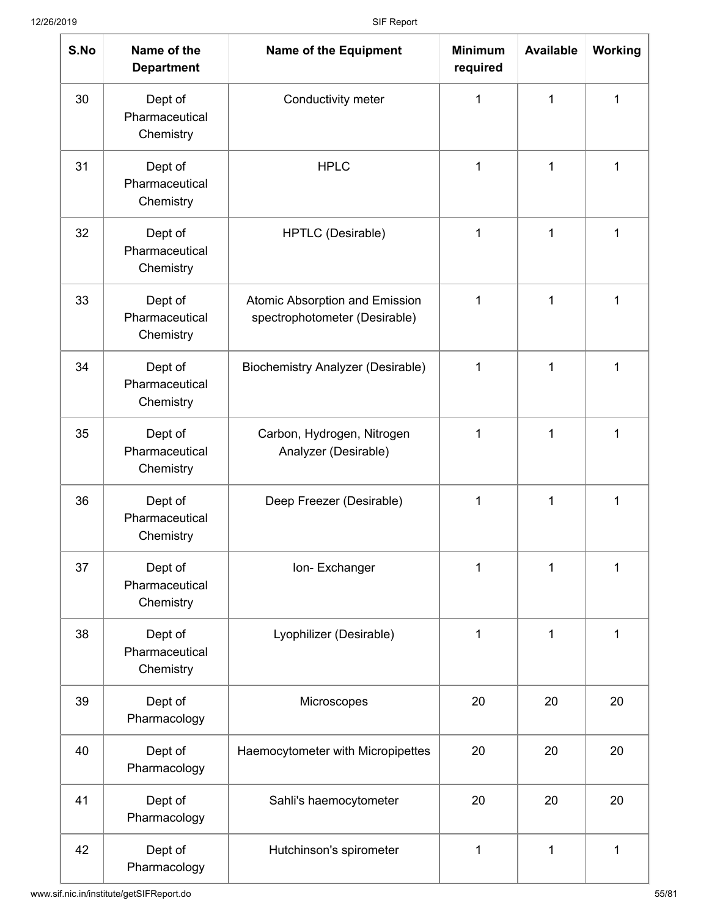| S.No | Name of the Department | Name of the Equipment | Minimum required | Available | Working |
|---|---|---|---|---|---|
| 30 | Dept of Pharmaceutical Chemistry | Conductivity meter | 1 | 1 | 1 |
| 31 | Dept of Pharmaceutical Chemistry | HPLC | 1 | 1 | 1 |
| 32 | Dept of Pharmaceutical Chemistry | HPTLC (Desirable) | 1 | 1 | 1 |
| 33 | Dept of Pharmaceutical Chemistry | Atomic Absorption and Emission spectrophotometer (Desirable) | 1 | 1 | 1 |
| 34 | Dept of Pharmaceutical Chemistry | Biochemistry Analyzer (Desirable) | 1 | 1 | 1 |
| 35 | Dept of Pharmaceutical Chemistry | Carbon, Hydrogen, Nitrogen Analyzer (Desirable) | 1 | 1 | 1 |
| 36 | Dept of Pharmaceutical Chemistry | Deep Freezer (Desirable) | 1 | 1 | 1 |
| 37 | Dept of Pharmaceutical Chemistry | Ion- Exchanger | 1 | 1 | 1 |
| 38 | Dept of Pharmaceutical Chemistry | Lyophilizer (Desirable) | 1 | 1 | 1 |
| 39 | Dept of Pharmacology | Microscopes | 20 | 20 | 20 |
| 40 | Dept of Pharmacology | Haemocytometer with Micropipettes | 20 | 20 | 20 |
| 41 | Dept of Pharmacology | Sahli's haemocytometer | 20 | 20 | 20 |
| 42 | Dept of Pharmacology | Hutchinson's spirometer | 1 | 1 | 1 |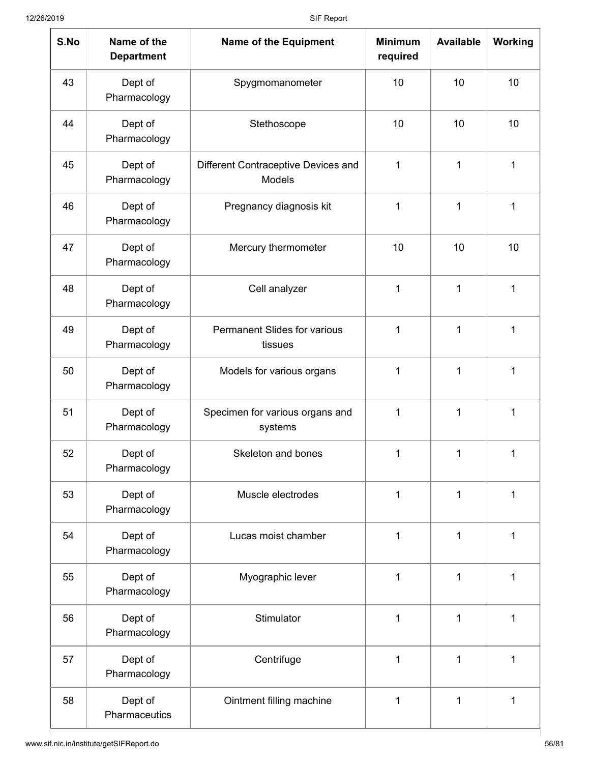| S.No | Name of the Department | Name of the Equipment | Minimum required | Available | Working |
|---|---|---|---|---|---|
| 43 | Dept of Pharmacology | Spygmomanometer | 10 | 10 | 10 |
| 44 | Dept of Pharmacology | Stethoscope | 10 | 10 | 10 |
| 45 | Dept of Pharmacology | Different Contraceptive Devices and Models | 1 | 1 | 1 |
| 46 | Dept of Pharmacology | Pregnancy diagnosis kit | 1 | 1 | 1 |
| 47 | Dept of Pharmacology | Mercury thermometer | 10 | 10 | 10 |
| 48 | Dept of Pharmacology | Cell analyzer | 1 | 1 | 1 |
| 49 | Dept of Pharmacology | Permanent Slides for various tissues | 1 | 1 | 1 |
| 50 | Dept of Pharmacology | Models for various organs | 1 | 1 | 1 |
| 51 | Dept of Pharmacology | Specimen for various organs and systems | 1 | 1 | 1 |
| 52 | Dept of Pharmacology | Skeleton and bones | 1 | 1 | 1 |
| 53 | Dept of Pharmacology | Muscle electrodes | 1 | 1 | 1 |
| 54 | Dept of Pharmacology | Lucas moist chamber | 1 | 1 | 1 |
| 55 | Dept of Pharmacology | Myographic lever | 1 | 1 | 1 |
| 56 | Dept of Pharmacology | Stimulator | 1 | 1 | 1 |
| 57 | Dept of Pharmacology | Centrifuge | 1 | 1 | 1 |
| 58 | Dept of Pharmaceutics | Ointment filling machine | 1 | 1 | 1 |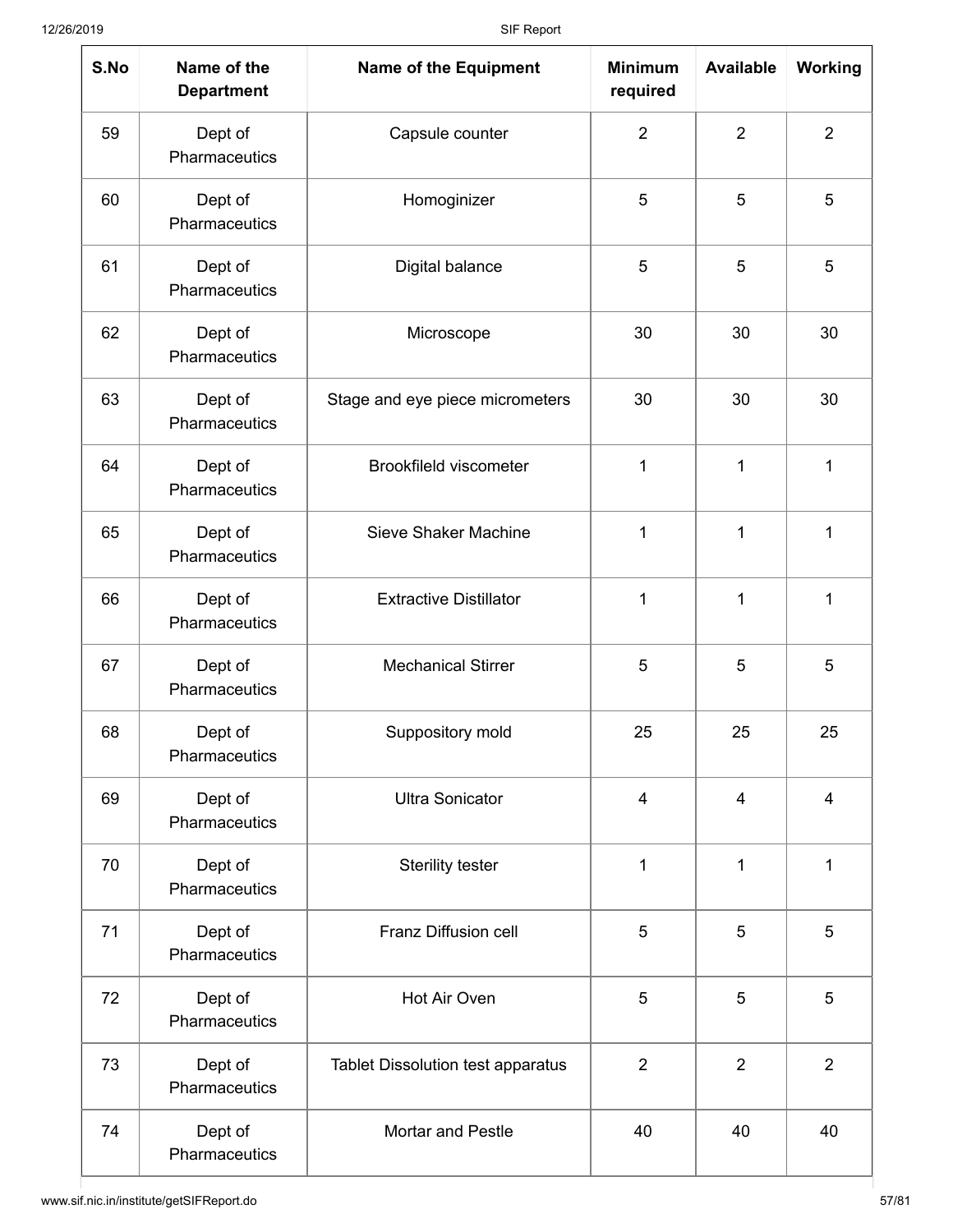| S.No | Name of the Department | Name of the Equipment | Minimum required | Available | Working |
|---|---|---|---|---|---|
| 59 | Dept of Pharmaceutics | Capsule counter | 2 | 2 | 2 |
| 60 | Dept of Pharmaceutics | Homoginizer | 5 | 5 | 5 |
| 61 | Dept of Pharmaceutics | Digital balance | 5 | 5 | 5 |
| 62 | Dept of Pharmaceutics | Microscope | 30 | 30 | 30 |
| 63 | Dept of Pharmaceutics | Stage and eye piece micrometers | 30 | 30 | 30 |
| 64 | Dept of Pharmaceutics | Brookfileld viscometer | 1 | 1 | 1 |
| 65 | Dept of Pharmaceutics | Sieve Shaker Machine | 1 | 1 | 1 |
| 66 | Dept of Pharmaceutics | Extractive Distillator | 1 | 1 | 1 |
| 67 | Dept of Pharmaceutics | Mechanical Stirrer | 5 | 5 | 5 |
| 68 | Dept of Pharmaceutics | Suppository mold | 25 | 25 | 25 |
| 69 | Dept of Pharmaceutics | Ultra Sonicator | 4 | 4 | 4 |
| 70 | Dept of Pharmaceutics | Sterility tester | 1 | 1 | 1 |
| 71 | Dept of Pharmaceutics | Franz Diffusion cell | 5 | 5 | 5 |
| 72 | Dept of Pharmaceutics | Hot Air Oven | 5 | 5 | 5 |
| 73 | Dept of Pharmaceutics | Tablet Dissolution test apparatus | 2 | 2 | 2 |
| 74 | Dept of Pharmaceutics | Mortar and Pestle | 40 | 40 | 40 |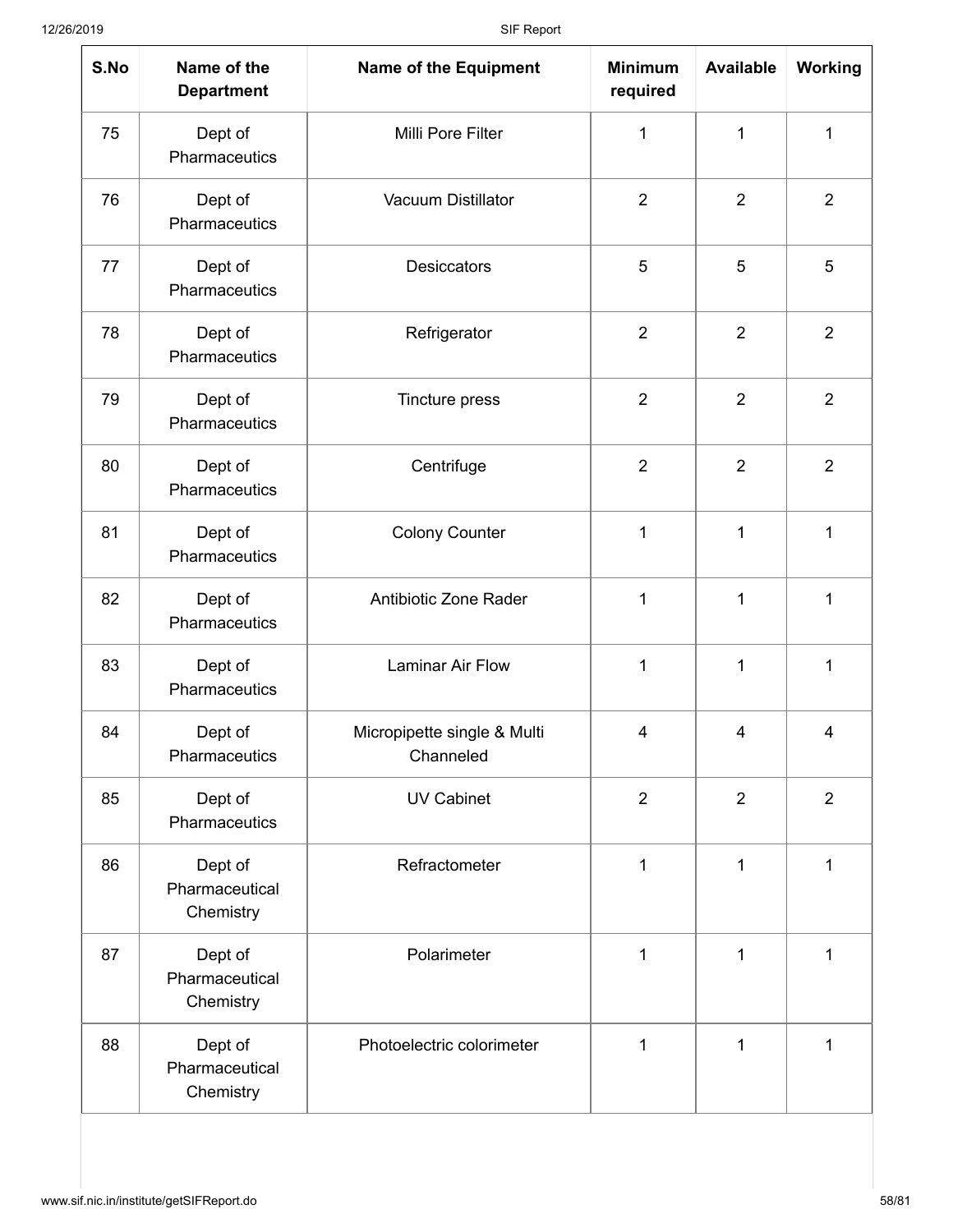| S.No | Name of the Department | Name of the Equipment | Minimum required | Available | Working |
|---|---|---|---|---|---|
| 75 | Dept of Pharmaceutics | Milli Pore Filter | 1 | 1 | 1 |
| 76 | Dept of Pharmaceutics | Vacuum Distillator | 2 | 2 | 2 |
| 77 | Dept of Pharmaceutics | Desiccators | 5 | 5 | 5 |
| 78 | Dept of Pharmaceutics | Refrigerator | 2 | 2 | 2 |
| 79 | Dept of Pharmaceutics | Tincture press | 2 | 2 | 2 |
| 80 | Dept of Pharmaceutics | Centrifuge | 2 | 2 | 2 |
| 81 | Dept of Pharmaceutics | Colony Counter | 1 | 1 | 1 |
| 82 | Dept of Pharmaceutics | Antibiotic Zone Rader | 1 | 1 | 1 |
| 83 | Dept of Pharmaceutics | Laminar Air Flow | 1 | 1 | 1 |
| 84 | Dept of Pharmaceutics | Micropipette single & Multi Channeled | 4 | 4 | 4 |
| 85 | Dept of Pharmaceutics | UV Cabinet | 2 | 2 | 2 |
| 86 | Dept of Pharmaceutical Chemistry | Refractometer | 1 | 1 | 1 |
| 87 | Dept of Pharmaceutical Chemistry | Polarimeter | 1 | 1 | 1 |
| 88 | Dept of Pharmaceutical Chemistry | Photoelectric colorimeter | 1 | 1 | 1 |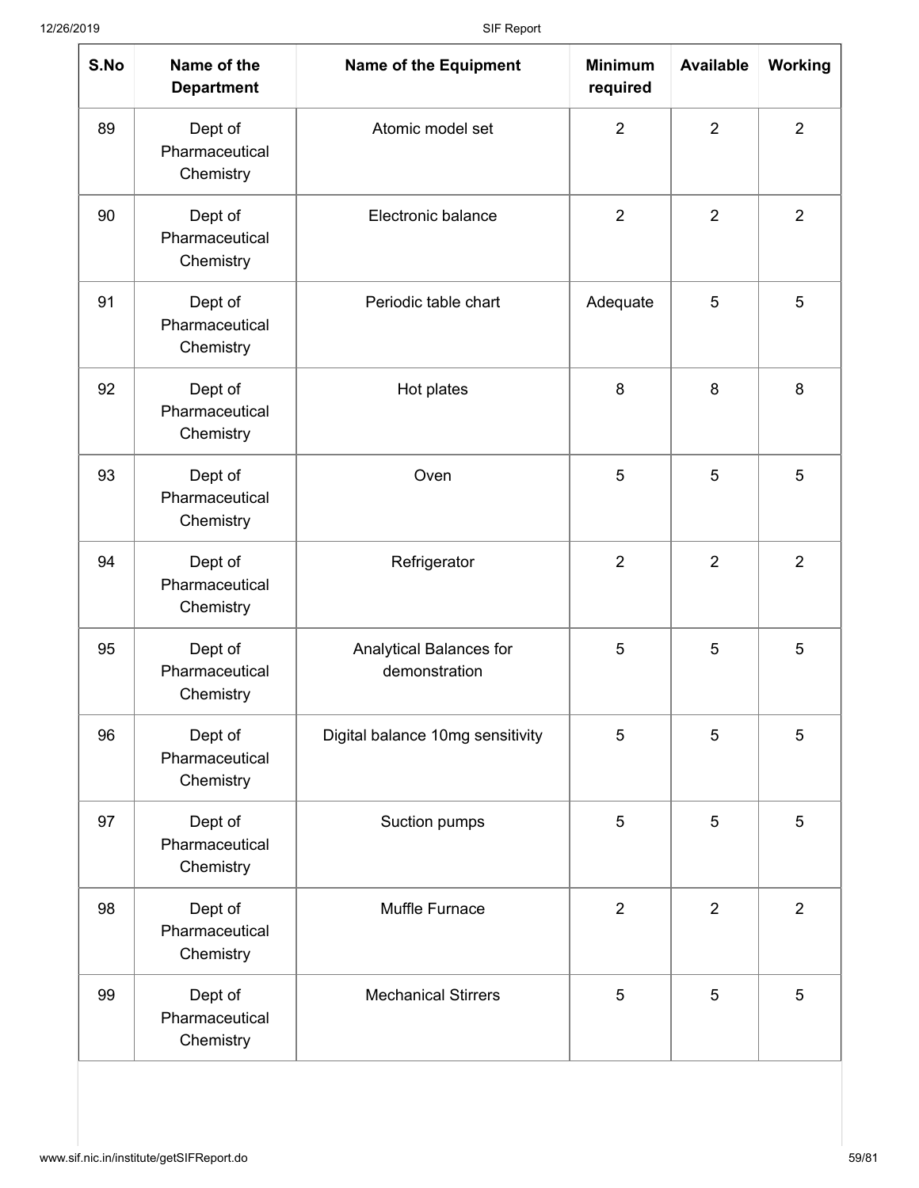| S.No | Name of the Department | Name of the Equipment | Minimum required | Available | Working |
|---|---|---|---|---|---|
| 89 | Dept of Pharmaceutical Chemistry | Atomic model set | 2 | 2 | 2 |
| 90 | Dept of Pharmaceutical Chemistry | Electronic balance | 2 | 2 | 2 |
| 91 | Dept of Pharmaceutical Chemistry | Periodic table chart | Adequate | 5 | 5 |
| 92 | Dept of Pharmaceutical Chemistry | Hot plates | 8 | 8 | 8 |
| 93 | Dept of Pharmaceutical Chemistry | Oven | 5 | 5 | 5 |
| 94 | Dept of Pharmaceutical Chemistry | Refrigerator | 2 | 2 | 2 |
| 95 | Dept of Pharmaceutical Chemistry | Analytical Balances for demonstration | 5 | 5 | 5 |
| 96 | Dept of Pharmaceutical Chemistry | Digital balance 10mg sensitivity | 5 | 5 | 5 |
| 97 | Dept of Pharmaceutical Chemistry | Suction pumps | 5 | 5 | 5 |
| 98 | Dept of Pharmaceutical Chemistry | Muffle Furnace | 2 | 2 | 2 |
| 99 | Dept of Pharmaceutical Chemistry | Mechanical Stirrers | 5 | 5 | 5 |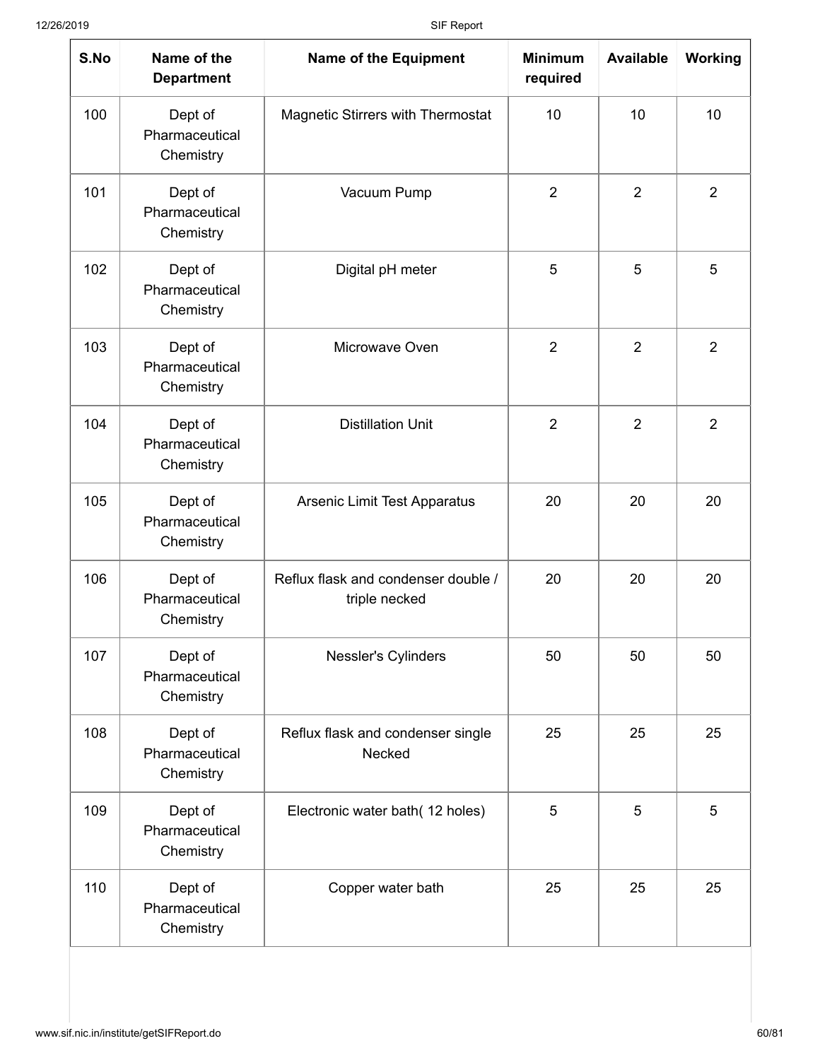| S.No | Name of the Department | Name of the Equipment | Minimum required | Available | Working |
|---|---|---|---|---|---|
| 100 | Dept of Pharmaceutical Chemistry | Magnetic Stirrers with Thermostat | 10 | 10 | 10 |
| 101 | Dept of Pharmaceutical Chemistry | Vacuum Pump | 2 | 2 | 2 |
| 102 | Dept of Pharmaceutical Chemistry | Digital pH meter | 5 | 5 | 5 |
| 103 | Dept of Pharmaceutical Chemistry | Microwave Oven | 2 | 2 | 2 |
| 104 | Dept of Pharmaceutical Chemistry | Distillation Unit | 2 | 2 | 2 |
| 105 | Dept of Pharmaceutical Chemistry | Arsenic Limit Test Apparatus | 20 | 20 | 20 |
| 106 | Dept of Pharmaceutical Chemistry | Reflux flask and condenser double / triple necked | 20 | 20 | 20 |
| 107 | Dept of Pharmaceutical Chemistry | Nessler's Cylinders | 50 | 50 | 50 |
| 108 | Dept of Pharmaceutical Chemistry | Reflux flask and condenser single Necked | 25 | 25 | 25 |
| 109 | Dept of Pharmaceutical Chemistry | Electronic water bath( 12 holes) | 5 | 5 | 5 |
| 110 | Dept of Pharmaceutical Chemistry | Copper water bath | 25 | 25 | 25 |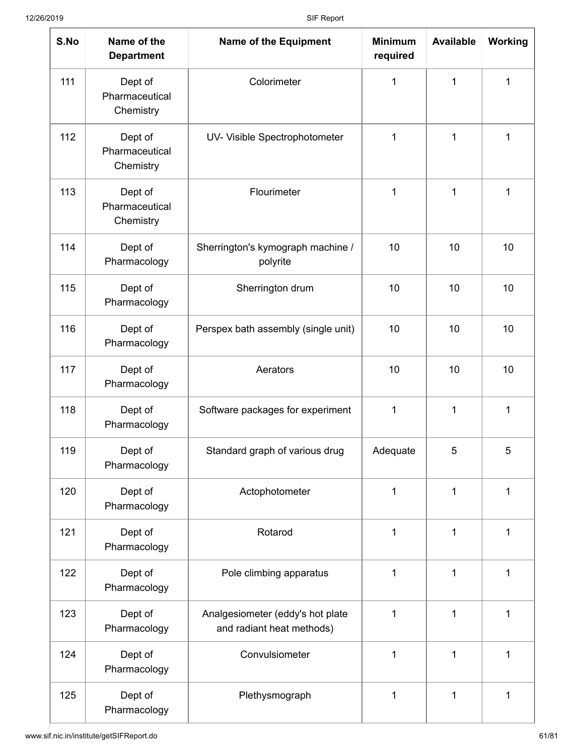| S.No | Name of the Department | Name of the Equipment | Minimum required | Available | Working |
|---|---|---|---|---|---|
| 111 | Dept of Pharmaceutical Chemistry | Colorimeter | 1 | 1 | 1 |
| 112 | Dept of Pharmaceutical Chemistry | UV- Visible Spectrophotometer | 1 | 1 | 1 |
| 113 | Dept of Pharmaceutical Chemistry | Flourimeter | 1 | 1 | 1 |
| 114 | Dept of Pharmacology | Sherrington's kymograph machine / polyrite | 10 | 10 | 10 |
| 115 | Dept of Pharmacology | Sherrington drum | 10 | 10 | 10 |
| 116 | Dept of Pharmacology | Perspex bath assembly (single unit) | 10 | 10 | 10 |
| 117 | Dept of Pharmacology | Aerators | 10 | 10 | 10 |
| 118 | Dept of Pharmacology | Software packages for experiment | 1 | 1 | 1 |
| 119 | Dept of Pharmacology | Standard graph of various drug | Adequate | 5 | 5 |
| 120 | Dept of Pharmacology | Actophotometer | 1 | 1 | 1 |
| 121 | Dept of Pharmacology | Rotarod | 1 | 1 | 1 |
| 122 | Dept of Pharmacology | Pole climbing apparatus | 1 | 1 | 1 |
| 123 | Dept of Pharmacology | Analgesiometer (eddy's hot plate and radiant heat methods) | 1 | 1 | 1 |
| 124 | Dept of Pharmacology | Convulsiometer | 1 | 1 | 1 |
| 125 | Dept of Pharmacology | Plethysmograph | 1 | 1 | 1 |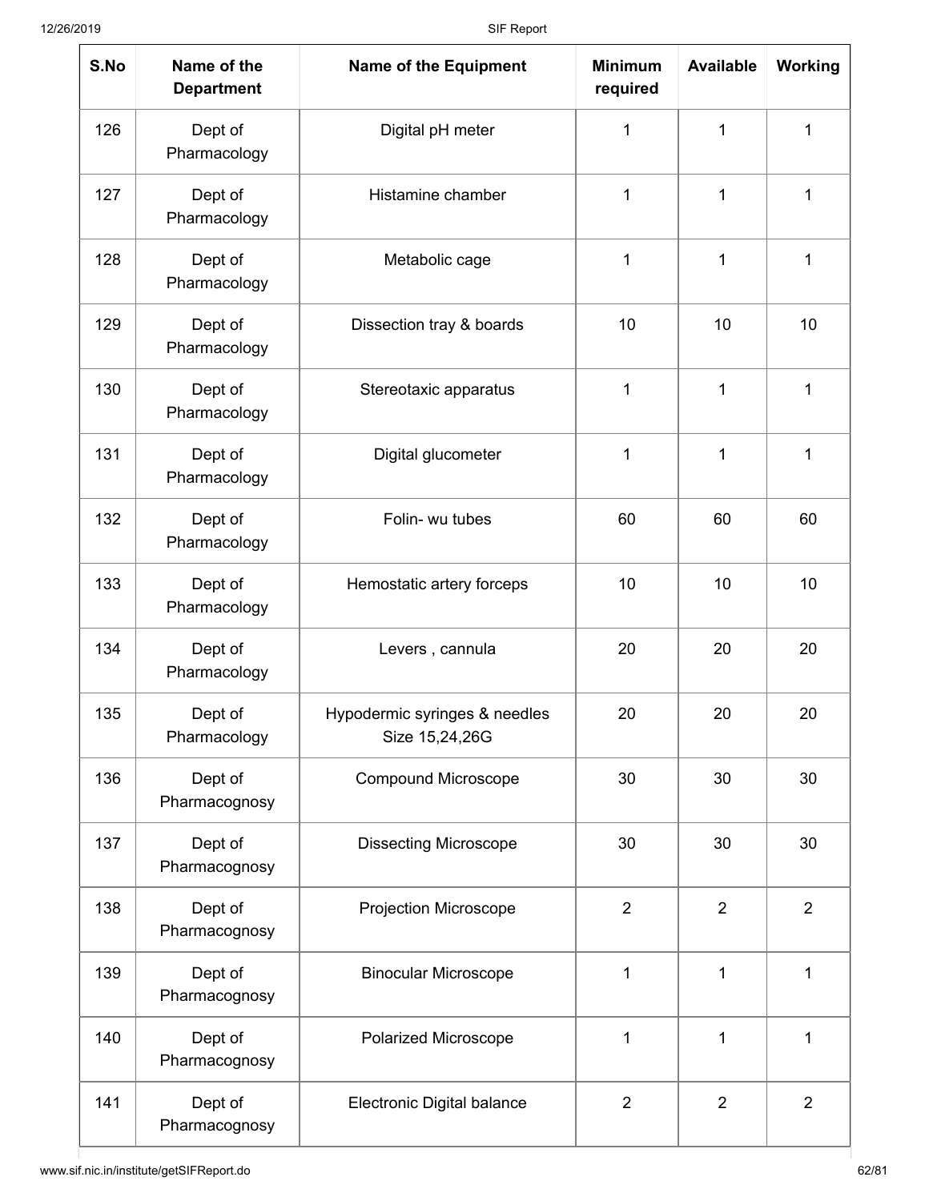| S.No | Name of the Department | Name of the Equipment | Minimum required | Available | Working |
|---|---|---|---|---|---|
| 126 | Dept of Pharmacology | Digital pH meter | 1 | 1 | 1 |
| 127 | Dept of Pharmacology | Histamine chamber | 1 | 1 | 1 |
| 128 | Dept of Pharmacology | Metabolic cage | 1 | 1 | 1 |
| 129 | Dept of Pharmacology | Dissection tray & boards | 10 | 10 | 10 |
| 130 | Dept of Pharmacology | Stereotaxic apparatus | 1 | 1 | 1 |
| 131 | Dept of Pharmacology | Digital glucometer | 1 | 1 | 1 |
| 132 | Dept of Pharmacology | Folin- wu tubes | 60 | 60 | 60 |
| 133 | Dept of Pharmacology | Hemostatic artery forceps | 10 | 10 | 10 |
| 134 | Dept of Pharmacology | Levers , cannula | 20 | 20 | 20 |
| 135 | Dept of Pharmacology | Hypodermic syringes & needles Size 15,24,26G | 20 | 20 | 20 |
| 136 | Dept of Pharmacognosy | Compound Microscope | 30 | 30 | 30 |
| 137 | Dept of Pharmacognosy | Dissecting Microscope | 30 | 30 | 30 |
| 138 | Dept of Pharmacognosy | Projection Microscope | 2 | 2 | 2 |
| 139 | Dept of Pharmacognosy | Binocular Microscope | 1 | 1 | 1 |
| 140 | Dept of Pharmacognosy | Polarized Microscope | 1 | 1 | 1 |
| 141 | Dept of Pharmacognosy | Electronic Digital balance | 2 | 2 | 2 |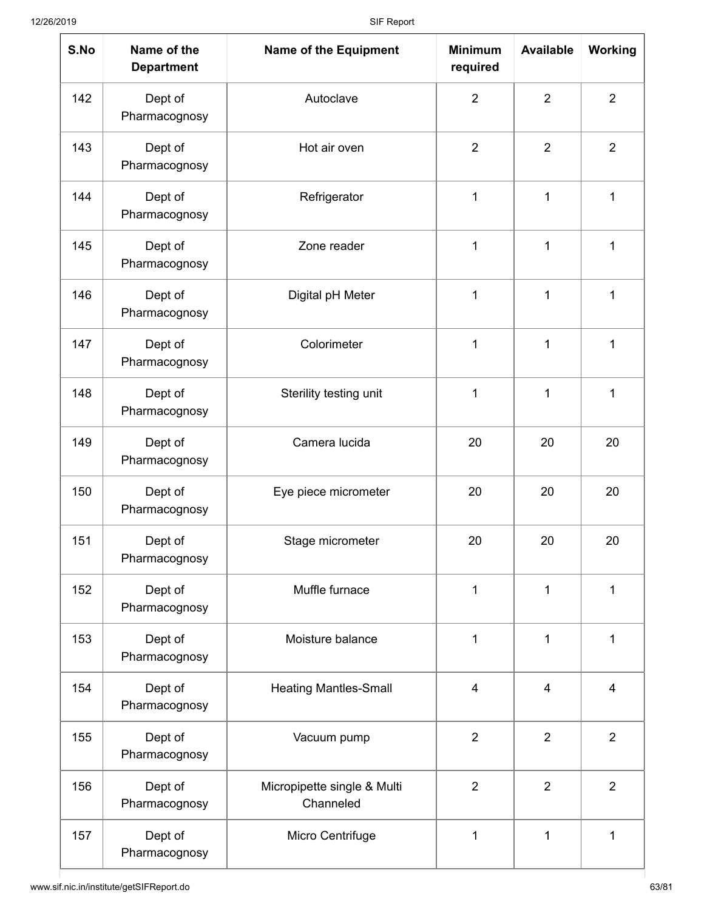| S.No | Name of the Department | Name of the Equipment | Minimum required | Available | Working |
|---|---|---|---|---|---|
| 142 | Dept of Pharmacognosy | Autoclave | 2 | 2 | 2 |
| 143 | Dept of Pharmacognosy | Hot air oven | 2 | 2 | 2 |
| 144 | Dept of Pharmacognosy | Refrigerator | 1 | 1 | 1 |
| 145 | Dept of Pharmacognosy | Zone reader | 1 | 1 | 1 |
| 146 | Dept of Pharmacognosy | Digital pH Meter | 1 | 1 | 1 |
| 147 | Dept of Pharmacognosy | Colorimeter | 1 | 1 | 1 |
| 148 | Dept of Pharmacognosy | Sterility testing unit | 1 | 1 | 1 |
| 149 | Dept of Pharmacognosy | Camera lucida | 20 | 20 | 20 |
| 150 | Dept of Pharmacognosy | Eye piece micrometer | 20 | 20 | 20 |
| 151 | Dept of Pharmacognosy | Stage micrometer | 20 | 20 | 20 |
| 152 | Dept of Pharmacognosy | Muffle furnace | 1 | 1 | 1 |
| 153 | Dept of Pharmacognosy | Moisture balance | 1 | 1 | 1 |
| 154 | Dept of Pharmacognosy | Heating Mantles-Small | 4 | 4 | 4 |
| 155 | Dept of Pharmacognosy | Vacuum pump | 2 | 2 | 2 |
| 156 | Dept of Pharmacognosy | Micropipette single & Multi Channeled | 2 | 2 | 2 |
| 157 | Dept of Pharmacognosy | Micro Centrifuge | 1 | 1 | 1 |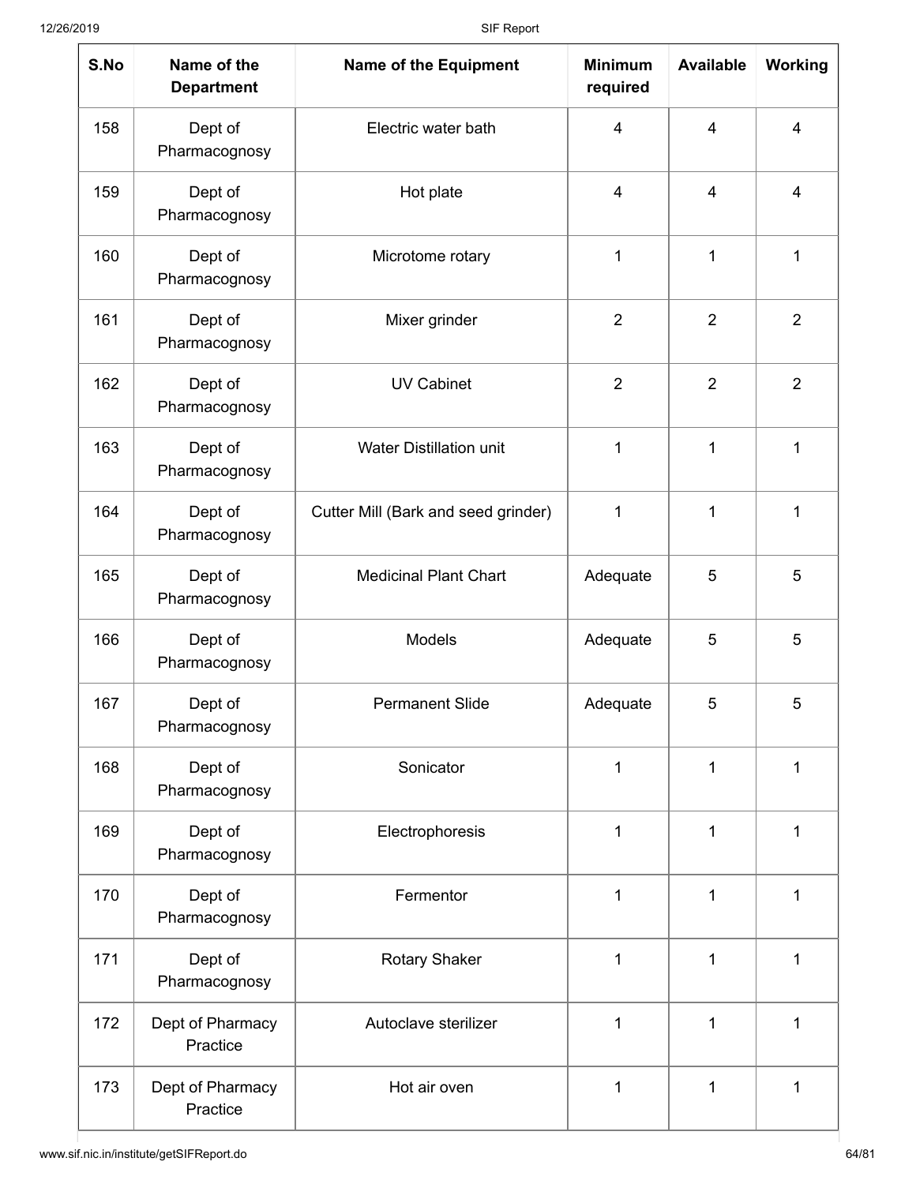| S.No | Name of the Department | Name of the Equipment | Minimum required | Available | Working |
|---|---|---|---|---|---|
| 158 | Dept of Pharmacognosy | Electric water bath | 4 | 4 | 4 |
| 159 | Dept of Pharmacognosy | Hot plate | 4 | 4 | 4 |
| 160 | Dept of Pharmacognosy | Microtome rotary | 1 | 1 | 1 |
| 161 | Dept of Pharmacognosy | Mixer grinder | 2 | 2 | 2 |
| 162 | Dept of Pharmacognosy | UV Cabinet | 2 | 2 | 2 |
| 163 | Dept of Pharmacognosy | Water Distillation unit | 1 | 1 | 1 |
| 164 | Dept of Pharmacognosy | Cutter Mill (Bark and seed grinder) | 1 | 1 | 1 |
| 165 | Dept of Pharmacognosy | Medicinal Plant Chart | Adequate | 5 | 5 |
| 166 | Dept of Pharmacognosy | Models | Adequate | 5 | 5 |
| 167 | Dept of Pharmacognosy | Permanent Slide | Adequate | 5 | 5 |
| 168 | Dept of Pharmacognosy | Sonicator | 1 | 1 | 1 |
| 169 | Dept of Pharmacognosy | Electrophoresis | 1 | 1 | 1 |
| 170 | Dept of Pharmacognosy | Fermentor | 1 | 1 | 1 |
| 171 | Dept of Pharmacognosy | Rotary Shaker | 1 | 1 | 1 |
| 172 | Dept of Pharmacy Practice | Autoclave sterilizer | 1 | 1 | 1 |
| 173 | Dept of Pharmacy Practice | Hot air oven | 1 | 1 | 1 |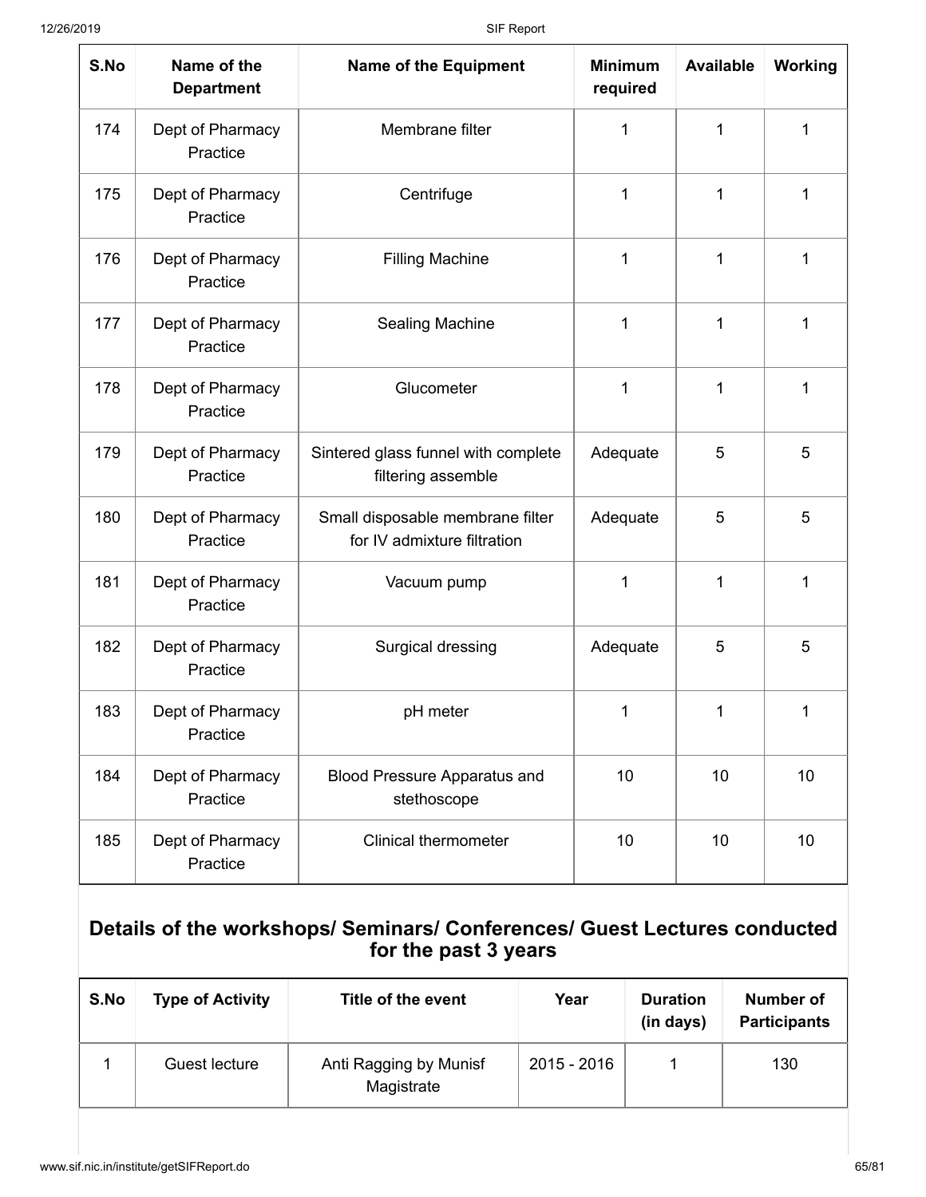| S.No | Name of the Department | Name of the Equipment | Minimum required | Available | Working |
|---|---|---|---|---|---|
| 174 | Dept of Pharmacy Practice | Membrane filter | 1 | 1 | 1 |
| 175 | Dept of Pharmacy Practice | Centrifuge | 1 | 1 | 1 |
| 176 | Dept of Pharmacy Practice | Filling Machine | 1 | 1 | 1 |
| 177 | Dept of Pharmacy Practice | Sealing Machine | 1 | 1 | 1 |
| 178 | Dept of Pharmacy Practice | Glucometer | 1 | 1 | 1 |
| 179 | Dept of Pharmacy Practice | Sintered glass funnel with complete filtering assemble | Adequate | 5 | 5 |
| 180 | Dept of Pharmacy Practice | Small disposable membrane filter for IV admixture filtration | Adequate | 5 | 5 |
| 181 | Dept of Pharmacy Practice | Vacuum pump | 1 | 1 | 1 |
| 182 | Dept of Pharmacy Practice | Surgical dressing | Adequate | 5 | 5 |
| 183 | Dept of Pharmacy Practice | pH meter | 1 | 1 | 1 |
| 184 | Dept of Pharmacy Practice | Blood Pressure Apparatus and stethoscope | 10 | 10 | 10 |
| 185 | Dept of Pharmacy Practice | Clinical thermometer | 10 | 10 | 10 |

## Details of the workshops/ Seminars/ Conferences/ Guest Lectures conducted for the past 3 years

| S.No | Type of Activity | Title of the event | Year | Duration (in days) | Number of Participants |
|---|---|---|---|---|---|
| 1 | Guest lecture | Anti Ragging by Munisf Magistrate | 2015 - 2016 | 1 | 130 |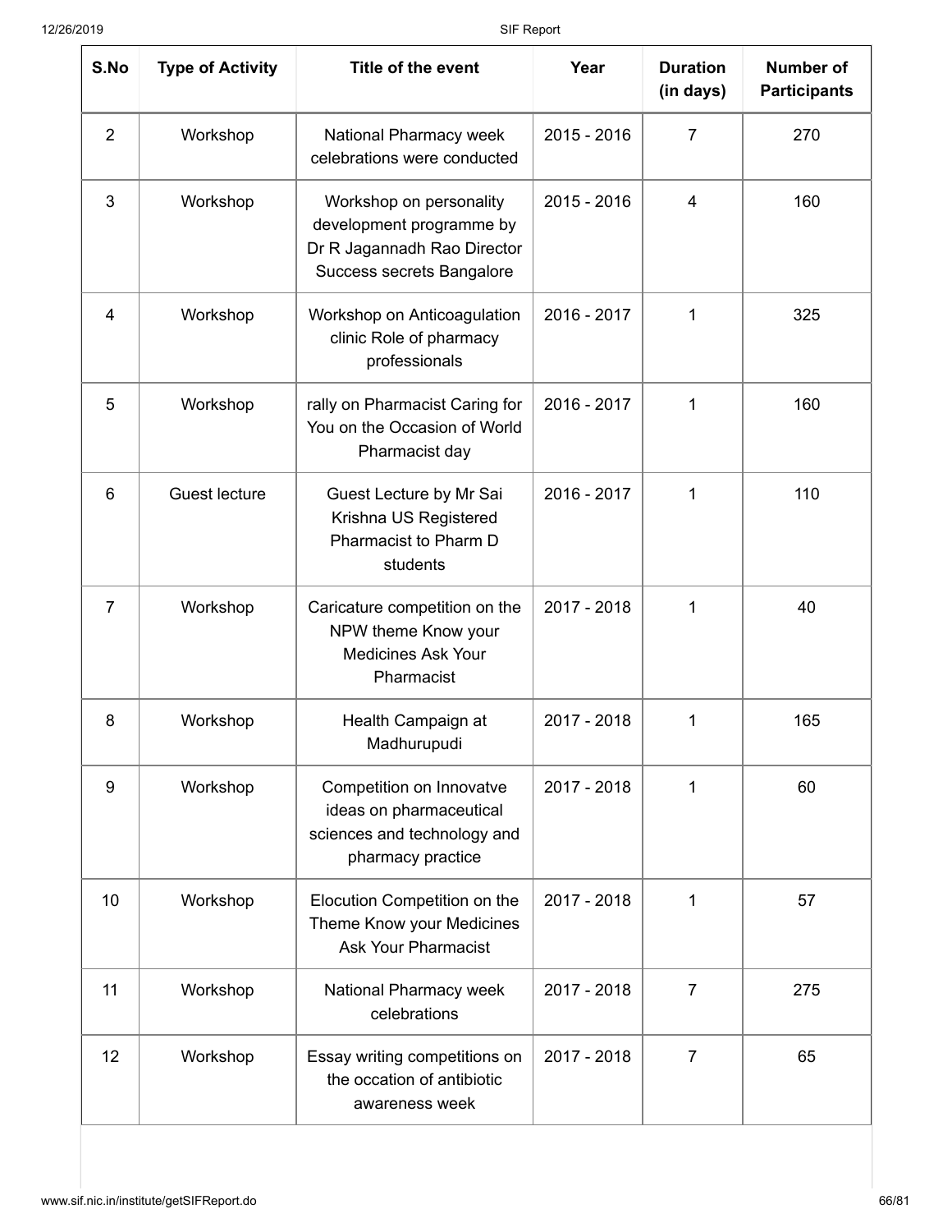| S.No | Type of Activity | Title of the event | Year | Duration (in days) | Number of Participants |
|---|---|---|---|---|---|
| 2 | Workshop | National Pharmacy week celebrations were conducted | 2015 - 2016 | 7 | 270 |
| 3 | Workshop | Workshop on personality development programme by Dr R Jagannadh Rao Director Success secrets Bangalore | 2015 - 2016 | 4 | 160 |
| 4 | Workshop | Workshop on Anticoagulation clinic Role of pharmacy professionals | 2016 - 2017 | 1 | 325 |
| 5 | Workshop | rally on Pharmacist Caring for You on the Occasion of World Pharmacist day | 2016 - 2017 | 1 | 160 |
| 6 | Guest lecture | Guest Lecture by Mr Sai Krishna US Registered Pharmacist to Pharm D students | 2016 - 2017 | 1 | 110 |
| 7 | Workshop | Caricature competition on the NPW theme Know your Medicines Ask Your Pharmacist | 2017 - 2018 | 1 | 40 |
| 8 | Workshop | Health Campaign at Madhurupudi | 2017 - 2018 | 1 | 165 |
| 9 | Workshop | Competition on Innovatve ideas on pharmaceutical sciences and technology and pharmacy practice | 2017 - 2018 | 1 | 60 |
| 10 | Workshop | Elocution Competition on the Theme Know your Medicines Ask Your Pharmacist | 2017 - 2018 | 1 | 57 |
| 11 | Workshop | National Pharmacy week celebrations | 2017 - 2018 | 7 | 275 |
| 12 | Workshop | Essay writing competitions on the occation of antibiotic awareness week | 2017 - 2018 | 7 | 65 |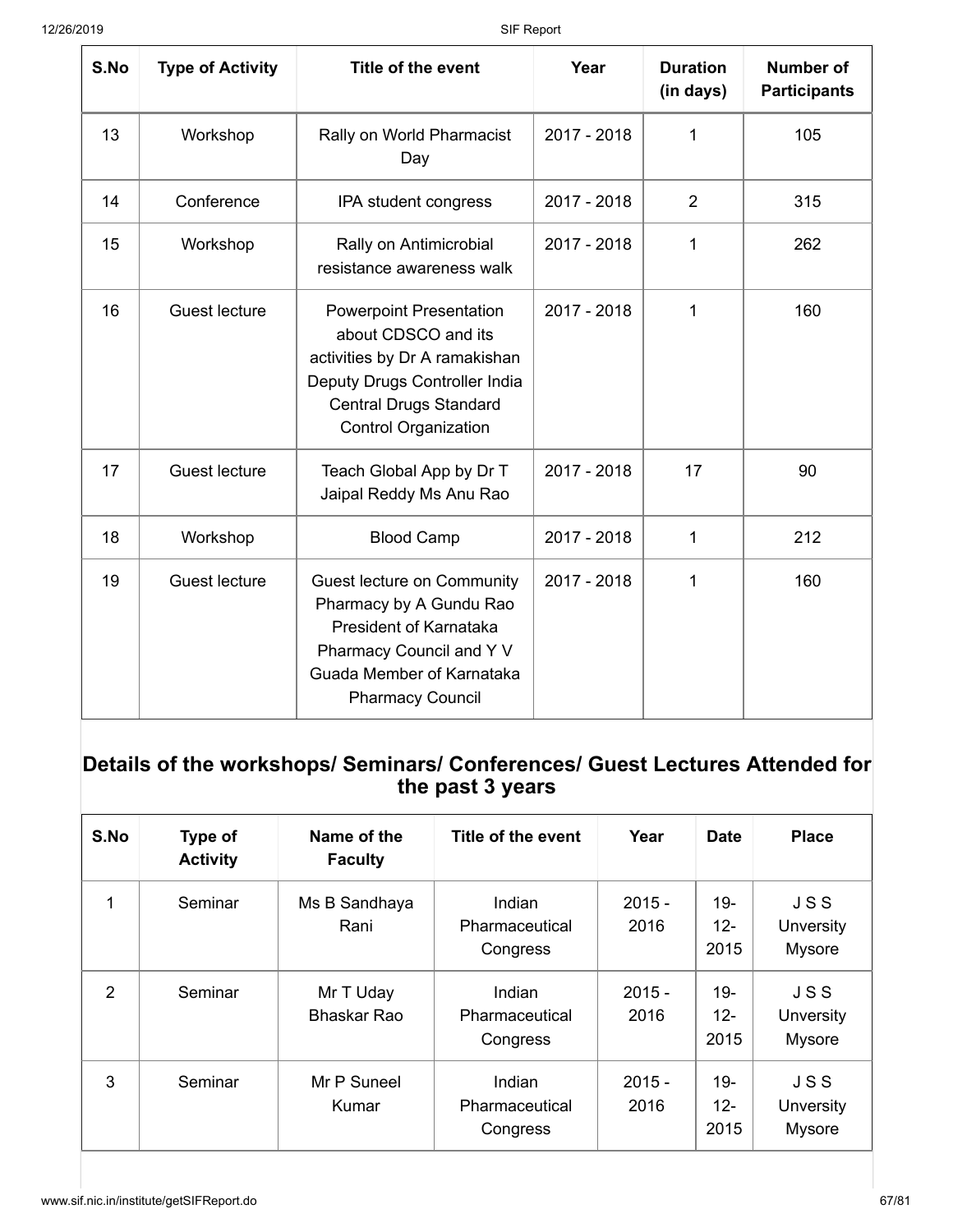| S.No | Type of Activity | Title of the event | Year | Duration (in days) | Number of Participants |
|---|---|---|---|---|---|
| 13 | Workshop | Rally on World Pharmacist Day | 2017 - 2018 | 1 | 105 |
| 14 | Conference | IPA student congress | 2017 - 2018 | 2 | 315 |
| 15 | Workshop | Rally on Antimicrobial resistance awareness walk | 2017 - 2018 | 1 | 262 |
| 16 | Guest lecture | Powerpoint Presentation about CDSCO and its activities by Dr A ramakishan Deputy Drugs Controller India Central Drugs Standard Control Organization | 2017 - 2018 | 1 | 160 |
| 17 | Guest lecture | Teach Global App by Dr T Jaipal Reddy Ms Anu Rao | 2017 - 2018 | 17 | 90 |
| 18 | Workshop | Blood Camp | 2017 - 2018 | 1 | 212 |
| 19 | Guest lecture | Guest lecture on Community Pharmacy by A Gundu Rao President of Karnataka Pharmacy Council and Y V Guada Member of Karnataka Pharmacy Council | 2017 - 2018 | 1 | 160 |

## Details of the workshops/ Seminars/ Conferences/ Guest Lectures Attended for the past 3 years

| S.No | Type of Activity | Name of the Faculty | Title of the event | Year | Date | Place |
|---|---|---|---|---|---|---|
| 1 | Seminar | Ms B Sandhaya Rani | Indian Pharmaceutical Congress | 2015 - 2016 | 19-12-2015 | J S S Unversity Mysore |
| 2 | Seminar | Mr T Uday Bhaskar Rao | Indian Pharmaceutical Congress | 2015 - 2016 | 19-12-2015 | J S S Unversity Mysore |
| 3 | Seminar | Mr P Suneel Kumar | Indian Pharmaceutical Congress | 2015 - 2016 | 19-12-2015 | J S S Unversity Mysore |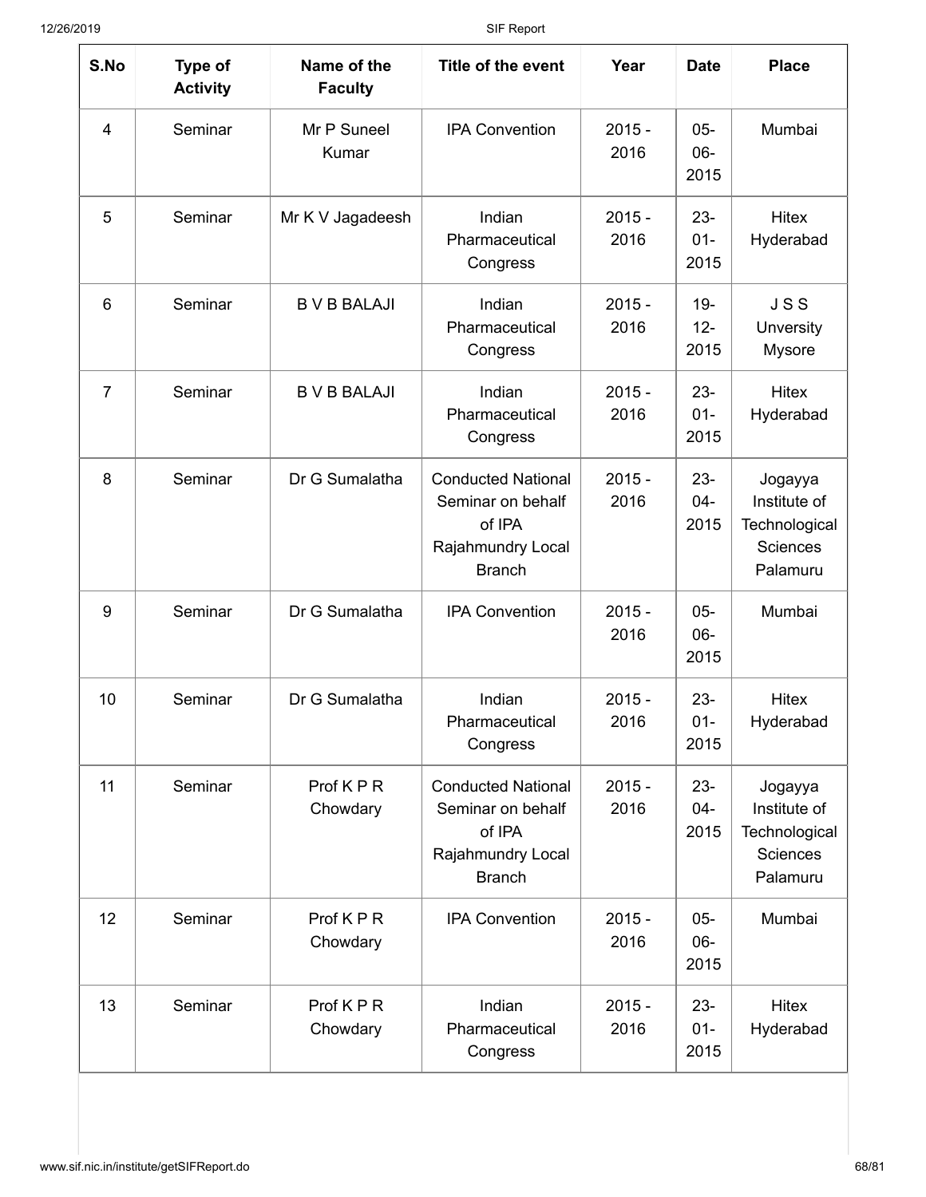| S.No | Type of Activity | Name of the Faculty | Title of the event | Year | Date | Place |
|---|---|---|---|---|---|---|
| 4 | Seminar | Mr P Suneel Kumar | IPA Convention | 2015 - 2016 | 05-06-2015 | Mumbai |
| 5 | Seminar | Mr K V Jagadeesh | Indian Pharmaceutical Congress | 2015 - 2016 | 23-01-2015 | Hitex Hyderabad |
| 6 | Seminar | B V B BALAJI | Indian Pharmaceutical Congress | 2015 - 2016 | 19-12-2015 | J S S Unversity Mysore |
| 7 | Seminar | B V B BALAJI | Indian Pharmaceutical Congress | 2015 - 2016 | 23-01-2015 | Hitex Hyderabad |
| 8 | Seminar | Dr G Sumalatha | Conducted National Seminar on behalf of IPA Rajahmundry Local Branch | 2015 - 2016 | 23-04-2015 | Jogayya Institute of Technological Sciences Palamuru |
| 9 | Seminar | Dr G Sumalatha | IPA Convention | 2015 - 2016 | 05-06-2015 | Mumbai |
| 10 | Seminar | Dr G Sumalatha | Indian Pharmaceutical Congress | 2015 - 2016 | 23-01-2015 | Hitex Hyderabad |
| 11 | Seminar | Prof K P R Chowdary | Conducted National Seminar on behalf of IPA Rajahmundry Local Branch | 2015 - 2016 | 23-04-2015 | Jogayya Institute of Technological Sciences Palamuru |
| 12 | Seminar | Prof K P R Chowdary | IPA Convention | 2015 - 2016 | 05-06-2015 | Mumbai |
| 13 | Seminar | Prof K P R Chowdary | Indian Pharmaceutical Congress | 2015 - 2016 | 23-01-2015 | Hitex Hyderabad |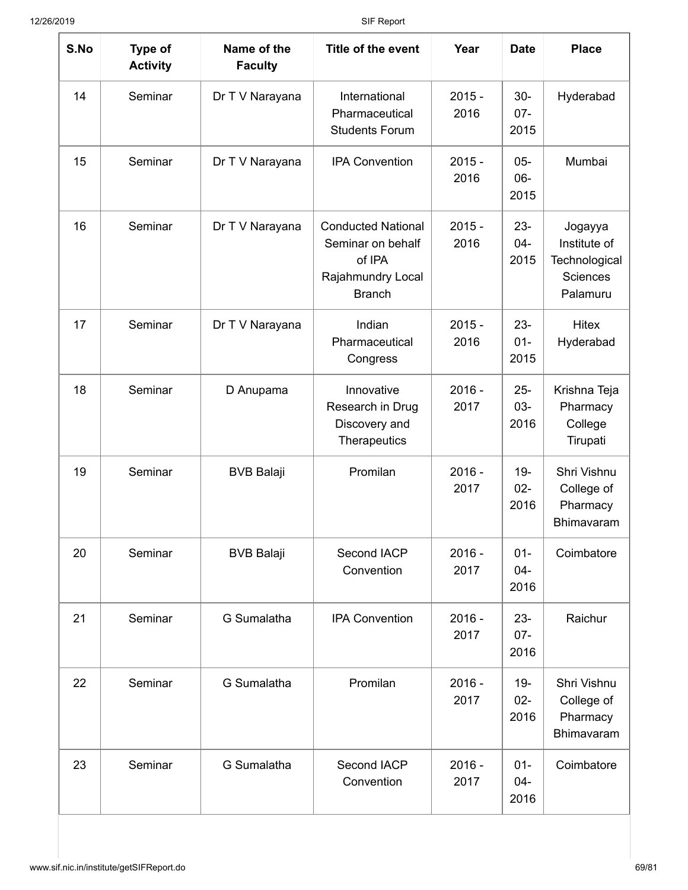| S.No | Type of Activity | Name of the Faculty | Title of the event | Year | Date | Place |
|---|---|---|---|---|---|---|
| 14 | Seminar | Dr T V Narayana | International Pharmaceutical Students Forum | 2015 - 2016 | 30-07-2015 | Hyderabad |
| 15 | Seminar | Dr T V Narayana | IPA Convention | 2015 - 2016 | 05-06-2015 | Mumbai |
| 16 | Seminar | Dr T V Narayana | Conducted National Seminar on behalf of IPA Rajahmundry Local Branch | 2015 - 2016 | 23-04-2015 | Jogayya Institute of Technological Sciences Palamuru |
| 17 | Seminar | Dr T V Narayana | Indian Pharmaceutical Congress | 2015 - 2016 | 23-01-2015 | Hitex Hyderabad |
| 18 | Seminar | D Anupama | Innovative Research in Drug Discovery and Therapeutics | 2016 - 2017 | 25-03-2016 | Krishna Teja Pharmacy College Tirupati |
| 19 | Seminar | BVB Balaji | Promilan | 2016 - 2017 | 19-02-2016 | Shri Vishnu College of Pharmacy Bhimavaram |
| 20 | Seminar | BVB Balaji | Second IACP Convention | 2016 - 2017 | 01-04-2016 | Coimbatore |
| 21 | Seminar | G Sumalatha | IPA Convention | 2016 - 2017 | 23-07-2016 | Raichur |
| 22 | Seminar | G Sumalatha | Promilan | 2016 - 2017 | 19-02-2016 | Shri Vishnu College of Pharmacy Bhimavaram |
| 23 | Seminar | G Sumalatha | Second IACP Convention | 2016 - 2017 | 01-04-2016 | Coimbatore |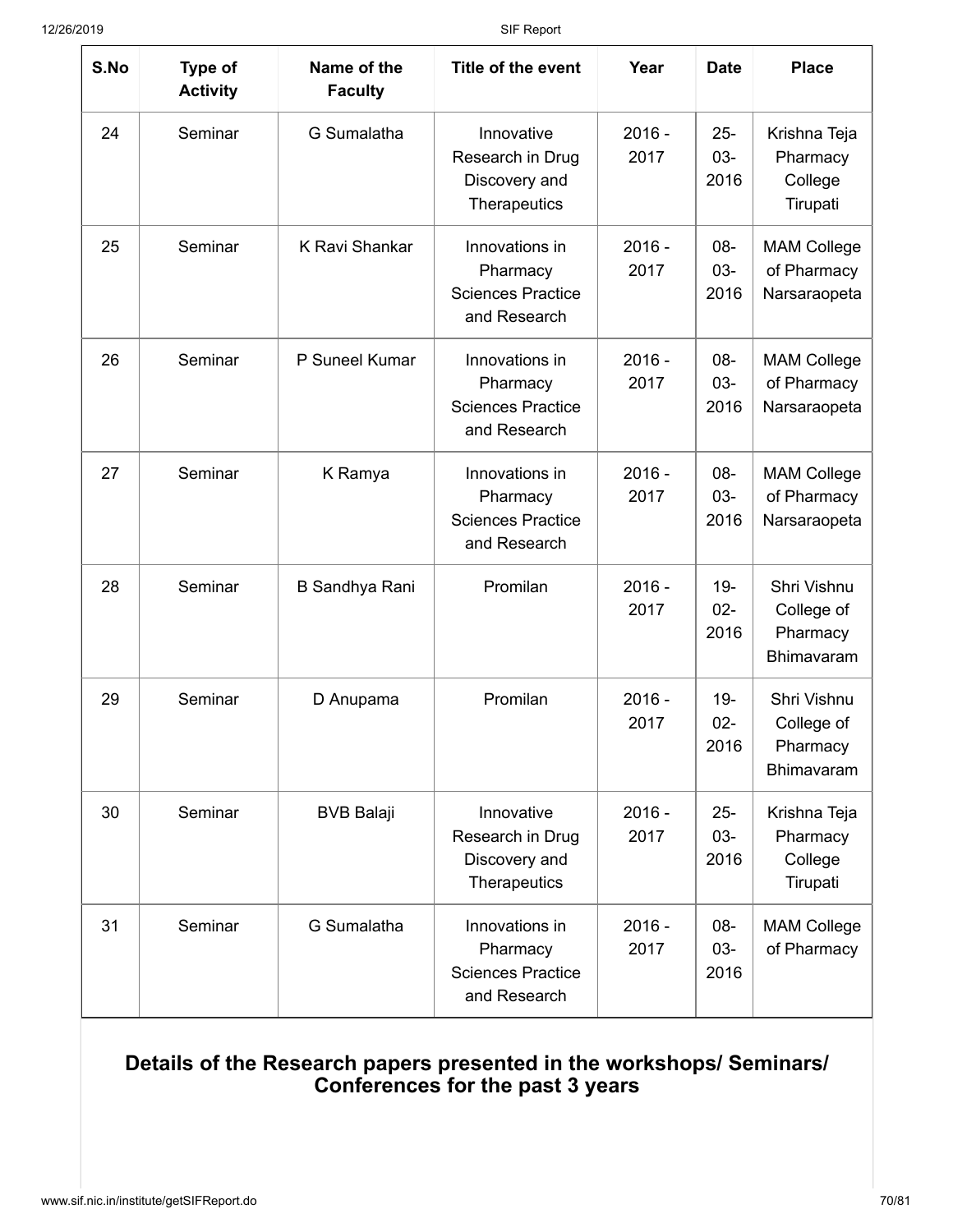| S.No | Type of Activity | Name of the Faculty | Title of the event | Year | Date | Place |
|---|---|---|---|---|---|---|
| 24 | Seminar | G Sumalatha | Innovative Research in Drug Discovery and Therapeutics | 2016 - 2017 | 25-03-2016 | Krishna Teja Pharmacy College Tirupati |
| 25 | Seminar | K Ravi Shankar | Innovations in Pharmacy Sciences Practice and Research | 2016 - 2017 | 08-03-2016 | MAM College of Pharmacy Narsaraopeta |
| 26 | Seminar | P Suneel Kumar | Innovations in Pharmacy Sciences Practice and Research | 2016 - 2017 | 08-03-2016 | MAM College of Pharmacy Narsaraopeta |
| 27 | Seminar | K Ramya | Innovations in Pharmacy Sciences Practice and Research | 2016 - 2017 | 08-03-2016 | MAM College of Pharmacy Narsaraopeta |
| 28 | Seminar | B Sandhya Rani | Promilan | 2016 - 2017 | 19-02-2016 | Shri Vishnu College of Pharmacy Bhimavaram |
| 29 | Seminar | D Anupama | Promilan | 2016 - 2017 | 19-02-2016 | Shri Vishnu College of Pharmacy Bhimavaram |
| 30 | Seminar | BVB Balaji | Innovative Research in Drug Discovery and Therapeutics | 2016 - 2017 | 25-03-2016 | Krishna Teja Pharmacy College Tirupati |
| 31 | Seminar | G Sumalatha | Innovations in Pharmacy Sciences Practice and Research | 2016 - 2017 | 08-03-2016 | MAM College of Pharmacy |

## Details of the Research papers presented in the workshops/ Seminars/ Conferences for the past 3 years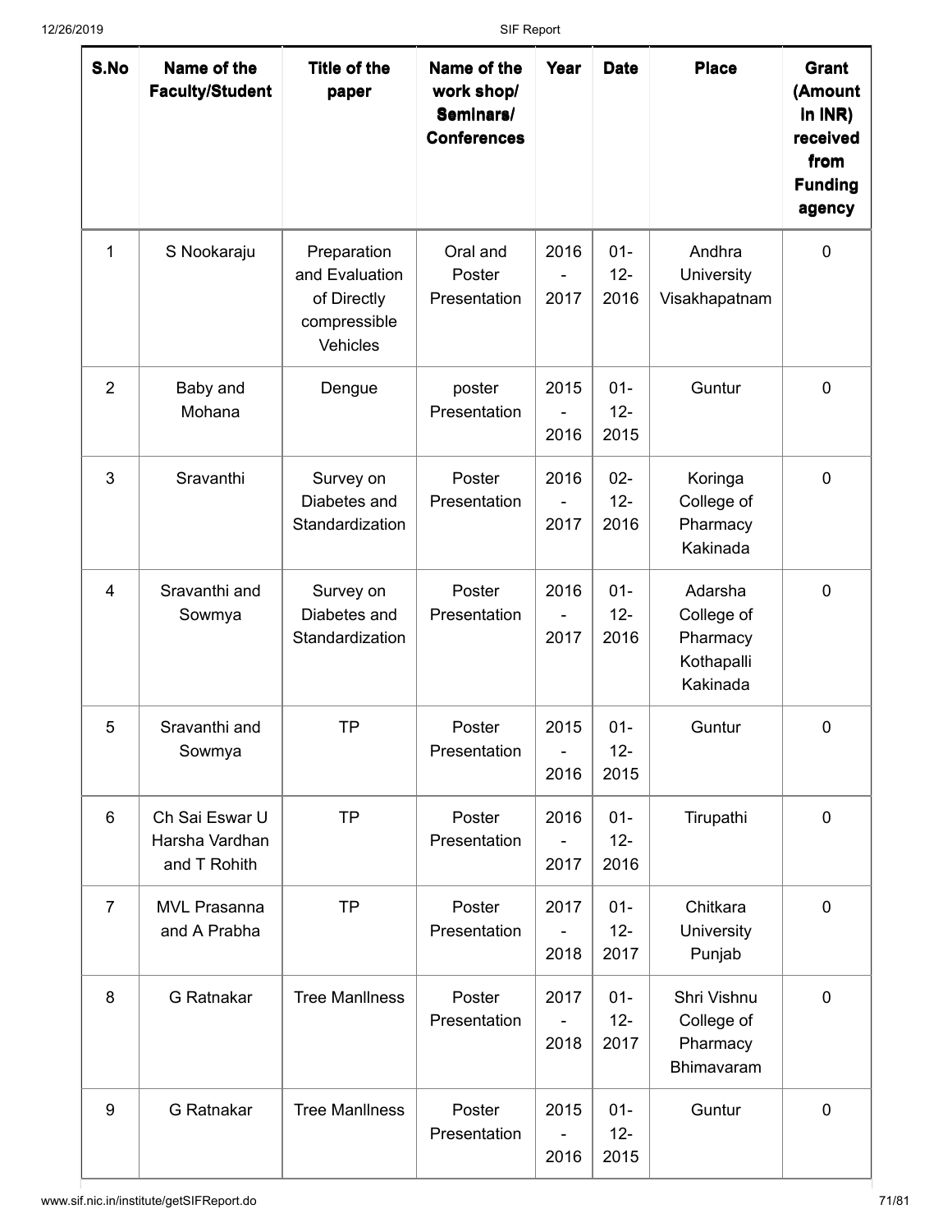| S.No | Name of the Faculty/Student | Title of the paper | Name of the work shop/ Seminars/ Conferences | Year | Date | Place | Grant (Amount in INR) received from Funding agency |
|---|---|---|---|---|---|---|---|
| 1 | S Nookaraju | Preparation and Evaluation of Directly compressible Vehicles | Oral and Poster Presentation | 2016 - 2017 | 01-12-2016 | Andhra University Visakhapatnam | 0 |
| 2 | Baby and Mohana | Dengue | poster Presentation | 2015 - 2016 | 01-12-2015 | Guntur | 0 |
| 3 | Sravanthi | Survey on Diabetes and Standardization | Poster Presentation | 2016 - 2017 | 02-12-2016 | Koringa College of Pharmacy Kakinada | 0 |
| 4 | Sravanthi and Sowmya | Survey on Diabetes and Standardization | Poster Presentation | 2016 - 2017 | 01-12-2016 | Adarsha College of Pharmacy Kothapalli Kakinada | 0 |
| 5 | Sravanthi and Sowmya | TP | Poster Presentation | 2015 - 2016 | 01-12-2015 | Guntur | 0 |
| 6 | Ch Sai Eswar U Harsha Vardhan and T Rohith | TP | Poster Presentation | 2016 - 2017 | 01-12-2016 | Tirupathi | 0 |
| 7 | MVL Prasanna and A Prabha | TP | Poster Presentation | 2017 - 2018 | 01-12-2017 | Chitkara University Punjab | 0 |
| 8 | G Ratnakar | Tree Manllness | Poster Presentation | 2017 - 2018 | 01-12-2017 | Shri Vishnu College of Pharmacy Bhimavaram | 0 |
| 9 | G Ratnakar | Tree Manllness | Poster Presentation | 2015 - 2016 | 01-12-2015 | Guntur | 0 |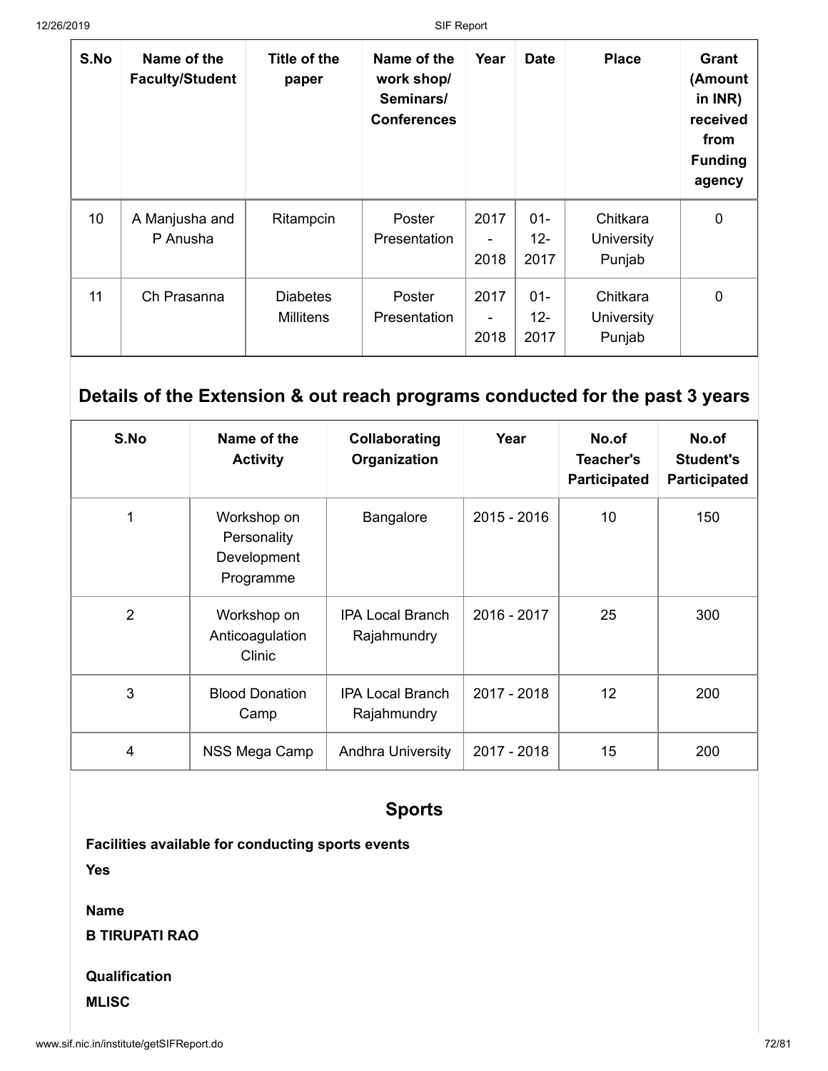| S.No | Name of the Faculty/Student | Title of the paper | Name of the work shop/ Seminars/ Conferences | Year | Date | Place | Grant (Amount in INR) received from Funding agency |
|---|---|---|---|---|---|---|---|
| 10 | A Manjusha and P Anusha | Ritampcin | Poster Presentation | 2017 - 2018 | 01-12-2017 | Chitkara University Punjab | 0 |
| 11 | Ch Prasanna | Diabetes Millitens | Poster Presentation | 2017 - 2018 | 01-12-2017 | Chitkara University Punjab | 0 |

## Details of the Extension & out reach programs conducted for the past 3 years

| S.No | Name of the Activity | Collaborating Organization | Year | No.of Teacher's Participated | No.of Student's Participated |
|---|---|---|---|---|---|
| 1 | Workshop on Personality Development Programme | Bangalore | 2015 - 2016 | 10 | 150 |
| 2 | Workshop on Anticoagulation Clinic | IPA Local Branch Rajahmundry | 2016 - 2017 | 25 | 300 |
| 3 | Blood Donation Camp | IPA Local Branch Rajahmundry | 2017 - 2018 | 12 | 200 |
| 4 | NSS Mega Camp | Andhra University | 2017 - 2018 | 15 | 200 |

## Sports

**Facilities available for conducting sports events**

**Yes**

**Name**

**B TIRUPATI RAO**

**Qualification**

**MLISC**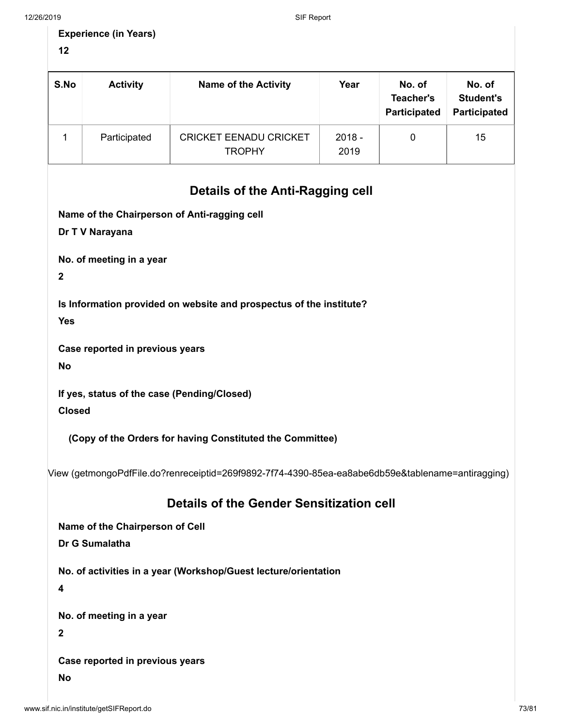**Experience (in Years)**

**12**

| S.No | Activity | Name of the Activity | Year | No. of Teacher's Participated | No. of Student's Participated |
| --- | --- | --- | --- | --- | --- |
| 1 | Participated | CRICKET EENADU CRICKET TROPHY | 2018 - 2019 | 0 | 15 |

## Details of the Anti-Ragging cell

**Name of the Chairperson of Anti-ragging cell**

**Dr T V Narayana**

**No. of meeting in a year**

**2**

**Is Information provided on website and prospectus of the institute?**

**Yes**

**Case reported in previous years**

**No**

**If yes, status of the case (Pending/Closed)**

**Closed**

**(Copy of the Orders for having Constituted the Committee)**

View (getmongoPdfFile.do?renreceiptid=269f9892-7f74-4390-85ea-ea8abe6db59e&tablename=antiragging)

## Details of the Gender Sensitization cell

**Name of the Chairperson of Cell**

**Dr G Sumalatha**

**No. of activities in a year (Workshop/Guest lecture/orientation**

**4**

**No. of meeting in a year**

**2**

**Case reported in previous years**

**No**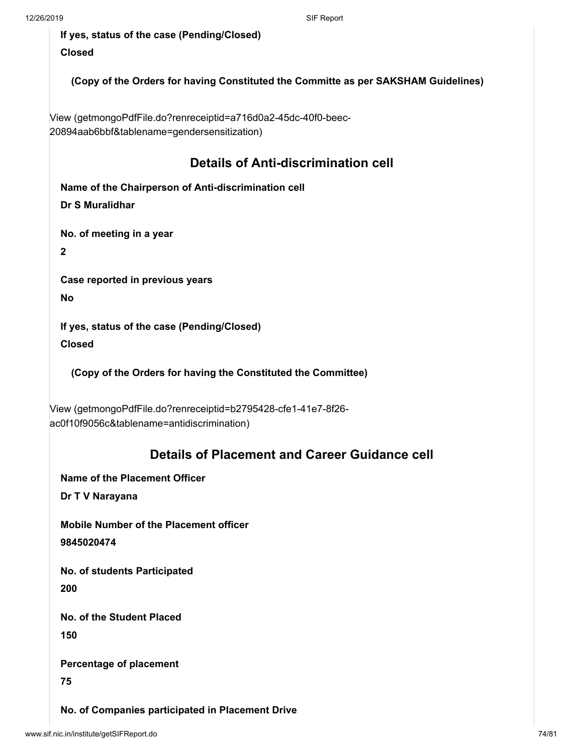**If yes, status of the case (Pending/Closed)**

**Closed**

**(Copy of the Orders for having Constituted the Committe as per SAKSHAM Guidelines)**

View (getmongoPdfFile.do?renreceiptid=a716d0a2-45dc-40f0-beec-20894aab6bbf&tablename=gendersensitization)

## Details of Anti-discrimination cell

**Name of the Chairperson of Anti-discrimination cell**

**Dr S Muralidhar**

**No. of meeting in a year**

**2**

**Case reported in previous years**

**No**

**If yes, status of the case (Pending/Closed)**

**Closed**

**(Copy of the Orders for having the Constituted the Committee)**

View (getmongoPdfFile.do?renreceiptid=b2795428-cfe1-41e7-8f26-ac0f10f9056c&tablename=antidiscrimination)

## Details of Placement and Career Guidance cell

**Name of the Placement Officer**

**Dr T V Narayana**

**Mobile Number of the Placement officer**

**9845020474**

**No. of students Participated**

**200**

**No. of the Student Placed**

**150**

**Percentage of placement**

**75**

**No. of Companies participated in Placement Drive**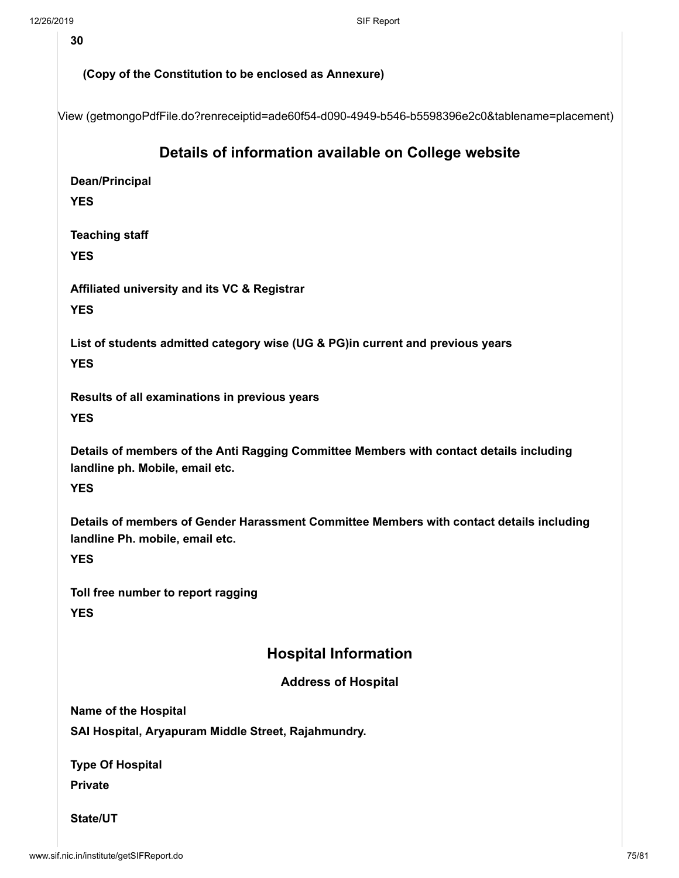**30**

**(Copy of the Constitution to be enclosed as Annexure)**

View (getmongoPdfFile.do?renreceiptid=ade60f54-d090-4949-b546-b5598396e2c0&tablename=placement)

## Details of information available on College website

**Dean/Principal**

**YES**

**Teaching staff**

**YES**

**Affiliated university and its VC & Registrar**

**YES**

**List of students admitted category wise (UG & PG)in current and previous years**

**YES**

**Results of all examinations in previous years**

**YES**

**Details of members of the Anti Ragging Committee Members with contact details including landline ph. Mobile, email etc.**

**YES**

**Details of members of Gender Harassment Committee Members with contact details including landline Ph. mobile, email etc.**

**YES**

**Toll free number to report ragging**

**YES**

## Hospital Information

### Address of Hospital

**Name of the Hospital**

**SAI Hospital, Aryapuram Middle Street, Rajahmundry.**

**Type Of Hospital**

**Private**

**State/UT**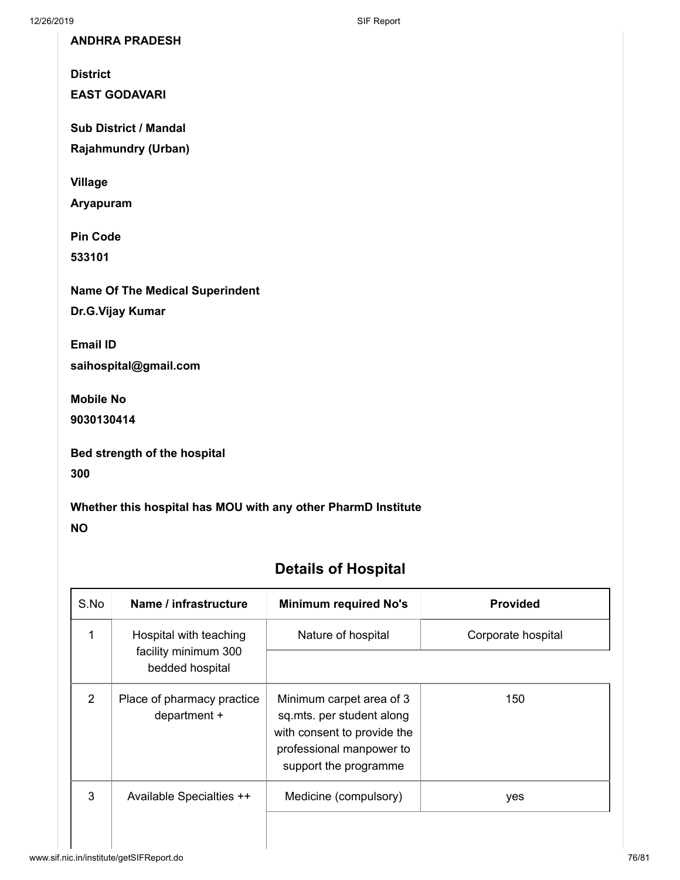**ANDHRA PRADESH**

**District**

**EAST GODAVARI**

**Sub District / Mandal**

**Rajahmundry (Urban)**

**Village**

**Aryapuram**

**Pin Code**

**533101**

**Name Of The Medical Superindent**

**Dr.G.Vijay Kumar**

**Email ID**

**saihospital@gmail.com**

**Mobile No**

**9030130414**

**Bed strength of the hospital**

**300**

**Whether this hospital has MOU with any other PharmD Institute**

**NO**

## Details of Hospital

| S.No | Name / infrastructure | Minimum required No's | Provided |
|---|---|---|---|
| 1 | Hospital with teaching facility minimum 300 bedded hospital | Nature of hospital | Corporate hospital |
| 2 | Place of pharmacy practice department + | Minimum carpet area of 3 sq.mts. per student along with consent to provide the professional manpower to support the programme | 150 |
| 3 | Available Specialties ++ | Medicine (compulsory) | yes |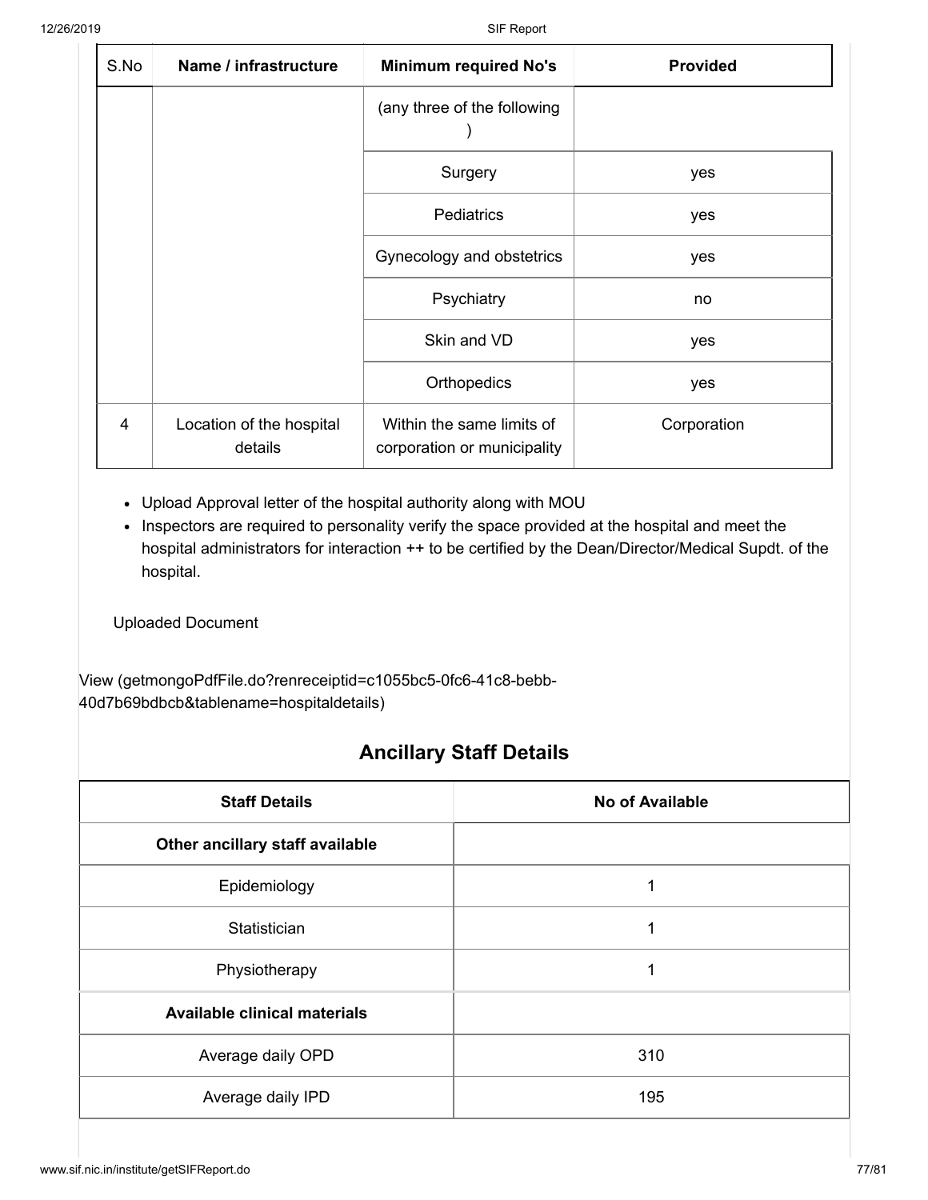| S.No | Name / infrastructure | Minimum required No's | Provided |
|---|---|---|---|
| | | (any three of the following ) | |
| | | Surgery | yes |
| | | Pediatrics | yes |
| | | Gynecology and obstetrics | yes |
| | | Psychiatry | no |
| | | Skin and VD | yes |
| | | Orthopedics | yes |
| 4 | Location of the hospital details | Within the same limits of corporation or municipality | Corporation |

- Upload Approval letter of the hospital authority along with MOU
- Inspectors are required to personality verify the space provided at the hospital and meet the hospital administrators for interaction ++ to be certified by the Dean/Director/Medical Supdt. of the hospital.

Uploaded Document

View (getmongoPdfFile.do?renreceiptid=c1055bc5-0fc6-41c8-bebb-40d7b69bdbcb&tablename=hospitaldetails)

## Ancillary Staff Details

| Staff Details | No of Available |
|---|---|
| **Other ancillary staff available** | |
| Epidemiology | 1 |
| Statistician | 1 |
| Physiotherapy | 1 |
| **Available clinical materials** | |
| Average daily OPD | 310 |
| Average daily IPD | 195 |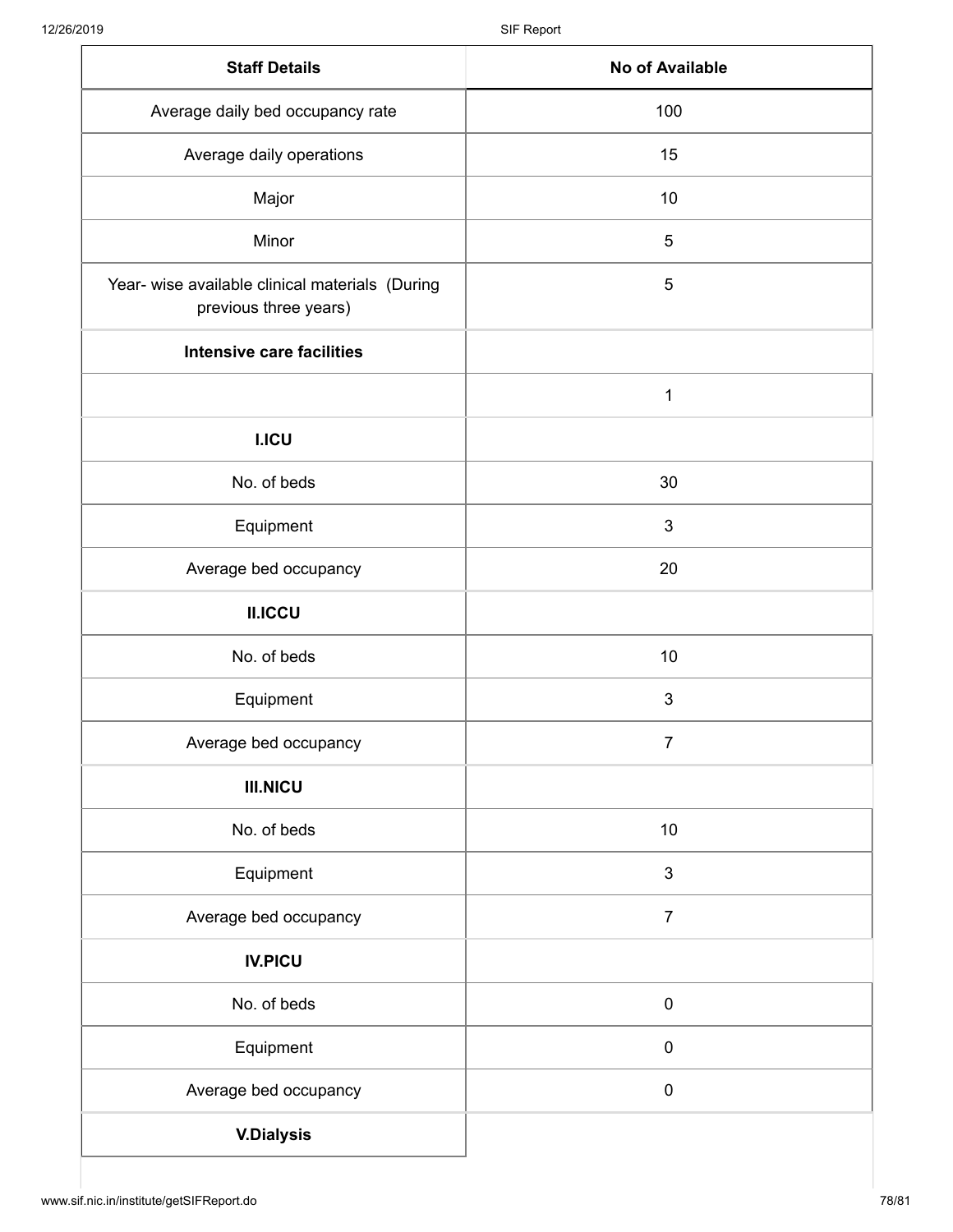| Staff Details | No of Available |
| --- | --- |
| Average daily bed occupancy rate | 100 |
| Average daily operations | 15 |
| Major | 10 |
| Minor | 5 |
| Year- wise available clinical materials (During previous three years) | 5 |
| **Intensive care facilities** | |
| | 1 |
| **I.ICU** | |
| No. of beds | 30 |
| Equipment | 3 |
| Average bed occupancy | 20 |
| **II.ICCU** | |
| No. of beds | 10 |
| Equipment | 3 |
| Average bed occupancy | 7 |
| **III.NICU** | |
| No. of beds | 10 |
| Equipment | 3 |
| Average bed occupancy | 7 |
| **IV.PICU** | |
| No. of beds | 0 |
| Equipment | 0 |
| Average bed occupancy | 0 |
| **V.Dialysis** | |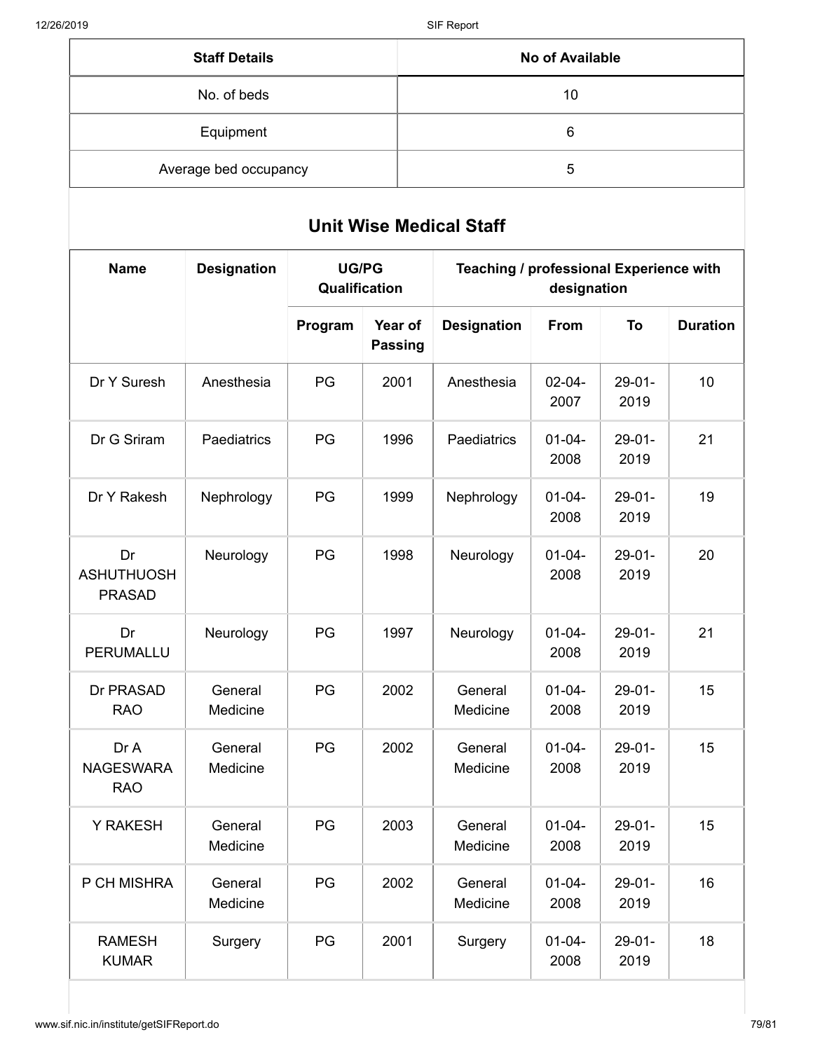| Staff Details | No of Available |
|---|---|
| No. of beds | 10 |
| Equipment | 6 |
| Average bed occupancy | 5 |

## Unit Wise Medical Staff

| Name | Designation | UG/PG Qualification | | Teaching / professional Experience with designation | | | |
|---|---|---|---|---|---|---|---|
| | | Program | Year of Passing | Designation | From | To | Duration |
| Dr Y Suresh | Anesthesia | PG | 2001 | Anesthesia | 02-04-2007 | 29-01-2019 | 10 |
| Dr G Sriram | Paediatrics | PG | 1996 | Paediatrics | 01-04-2008 | 29-01-2019 | 21 |
| Dr Y Rakesh | Nephrology | PG | 1999 | Nephrology | 01-04-2008 | 29-01-2019 | 19 |
| Dr ASHUTHUOSH PRASAD | Neurology | PG | 1998 | Neurology | 01-04-2008 | 29-01-2019 | 20 |
| Dr PERUMALLU | Neurology | PG | 1997 | Neurology | 01-04-2008 | 29-01-2019 | 21 |
| Dr PRASAD RAO | General Medicine | PG | 2002 | General Medicine | 01-04-2008 | 29-01-2019 | 15 |
| Dr A NAGESWARA RAO | General Medicine | PG | 2002 | General Medicine | 01-04-2008 | 29-01-2019 | 15 |
| Y RAKESH | General Medicine | PG | 2003 | General Medicine | 01-04-2008 | 29-01-2019 | 15 |
| P CH MISHRA | General Medicine | PG | 2002 | General Medicine | 01-04-2008 | 29-01-2019 | 16 |
| RAMESH KUMAR | Surgery | PG | 2001 | Surgery | 01-04-2008 | 29-01-2019 | 18 |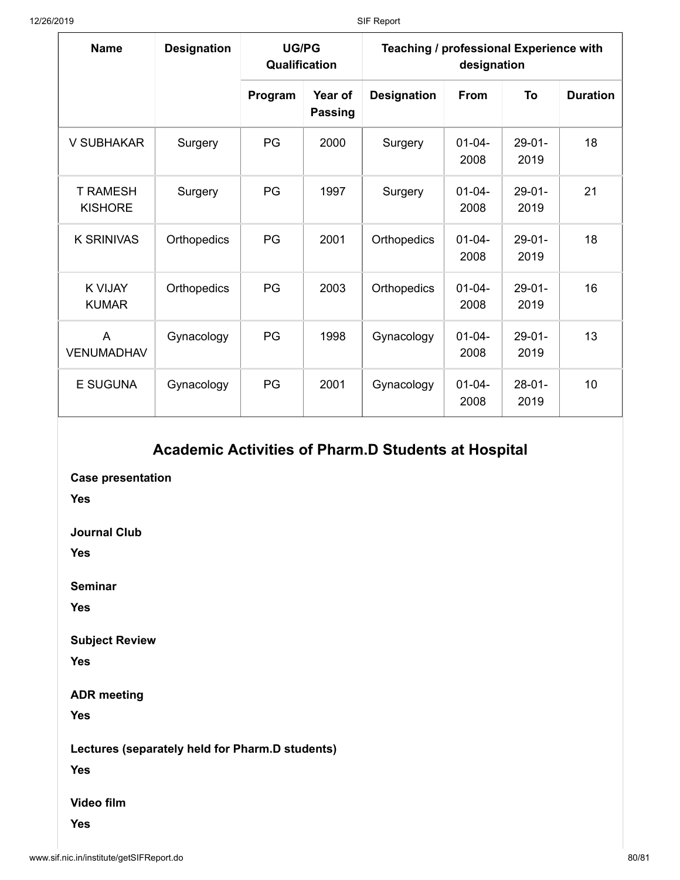| Name | Designation | UG/PG Qualification | | Teaching / professional Experience with designation | | | |
|---|---|---|---|---|---|---|---|
| | | Program | Year of Passing | Designation | From | To | Duration |
| V SUBHAKAR | Surgery | PG | 2000 | Surgery | 01-04-2008 | 29-01-2019 | 18 |
| T RAMESH KISHORE | Surgery | PG | 1997 | Surgery | 01-04-2008 | 29-01-2019 | 21 |
| K SRINIVAS | Orthopedics | PG | 2001 | Orthopedics | 01-04-2008 | 29-01-2019 | 18 |
| K VIJAY KUMAR | Orthopedics | PG | 2003 | Orthopedics | 01-04-2008 | 29-01-2019 | 16 |
| A VENUMADHAV | Gynacology | PG | 1998 | Gynacology | 01-04-2008 | 29-01-2019 | 13 |
| E SUGUNA | Gynacology | PG | 2001 | Gynacology | 01-04-2008 | 28-01-2019 | 10 |

## Academic Activities of Pharm.D Students at Hospital

**Case presentation**

**Yes**

**Journal Club**

**Yes**

**Seminar**

**Yes**

**Subject Review**

**Yes**

**ADR meeting**

**Yes**

**Lectures (separately held for Pharm.D students)**

**Yes**

**Video film**

**Yes**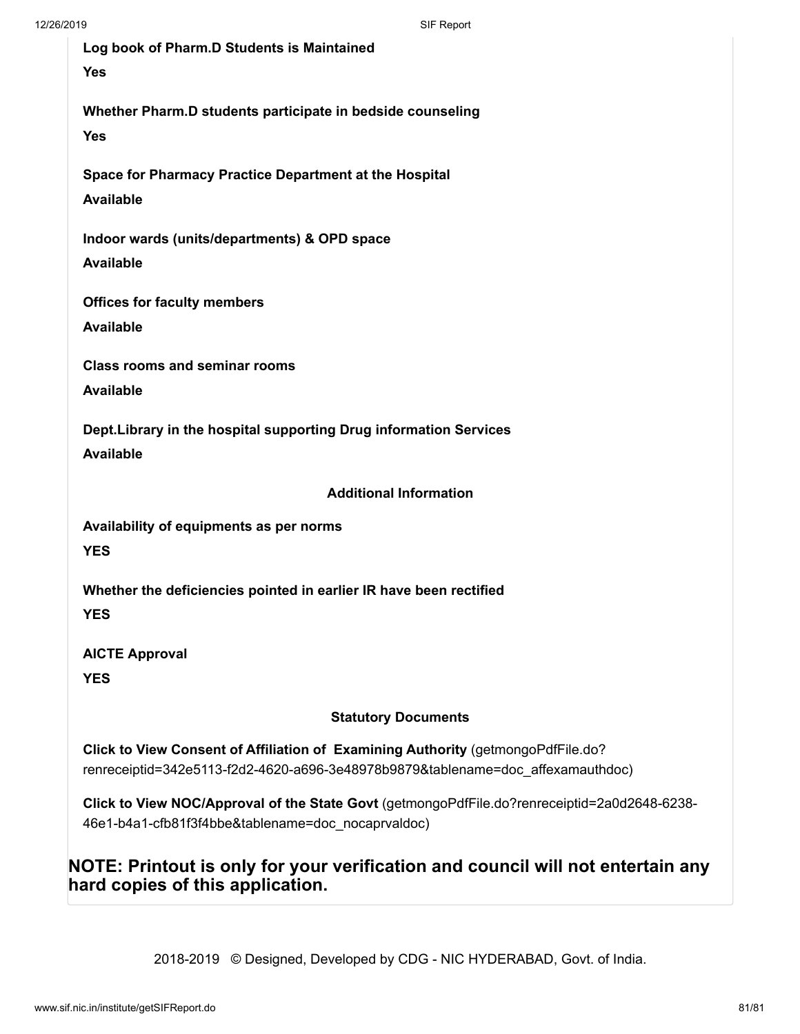**Log book of Pharm.D Students is Maintained**

**Yes**

**Whether Pharm.D students participate in bedside counseling**

**Yes**

**Space for Pharmacy Practice Department at the Hospital**

**Available**

**Indoor wards (units/departments) & OPD space**

**Available**

**Offices for faculty members**

**Available**

**Class rooms and seminar rooms**

**Available**

**Dept.Library in the hospital supporting Drug information Services**

**Available**

### Additional Information

**Availability of equipments as per norms**

**YES**

**Whether the deficiencies pointed in earlier IR have been rectified**

**YES**

**AICTE Approval**

**YES**

### Statutory Documents

**Click to View Consent of Affiliation of Examining Authority** (getmongoPdfFile.do?renreceiptid=342e5113-f2d2-4620-a696-3e48978b9879&tablename=doc_affexamauthdoc)

**Click to View NOC/Approval of the State Govt** (getmongoPdfFile.do?renreceiptid=2a0d2648-6238-46e1-b4a1-cfb81f3f4bbe&tablename=doc_nocaprvaldoc)

## NOTE: Printout is only for your verification and council will not entertain any hard copies of this application.

2018-2019 © Designed, Developed by CDG - NIC HYDERABAD, Govt. of India.